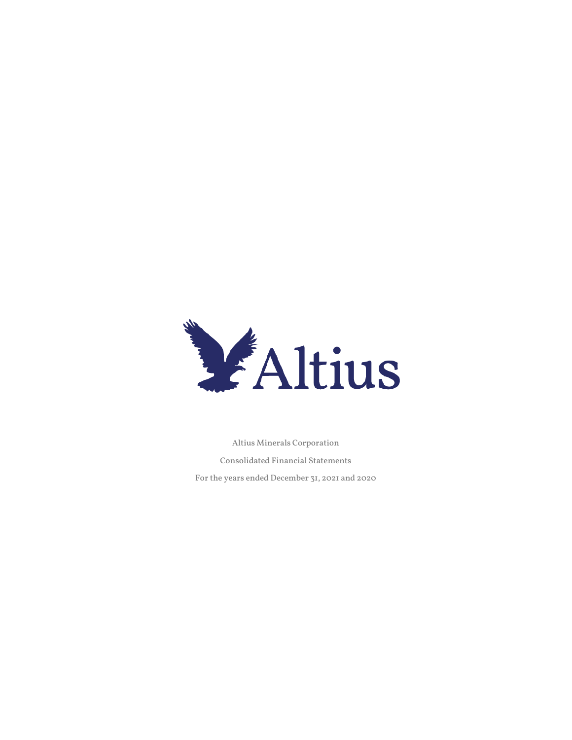Altius

Altius Minerals Corporation

Consolidated Financial Statements

For the years ended December 31, 2021 and 2020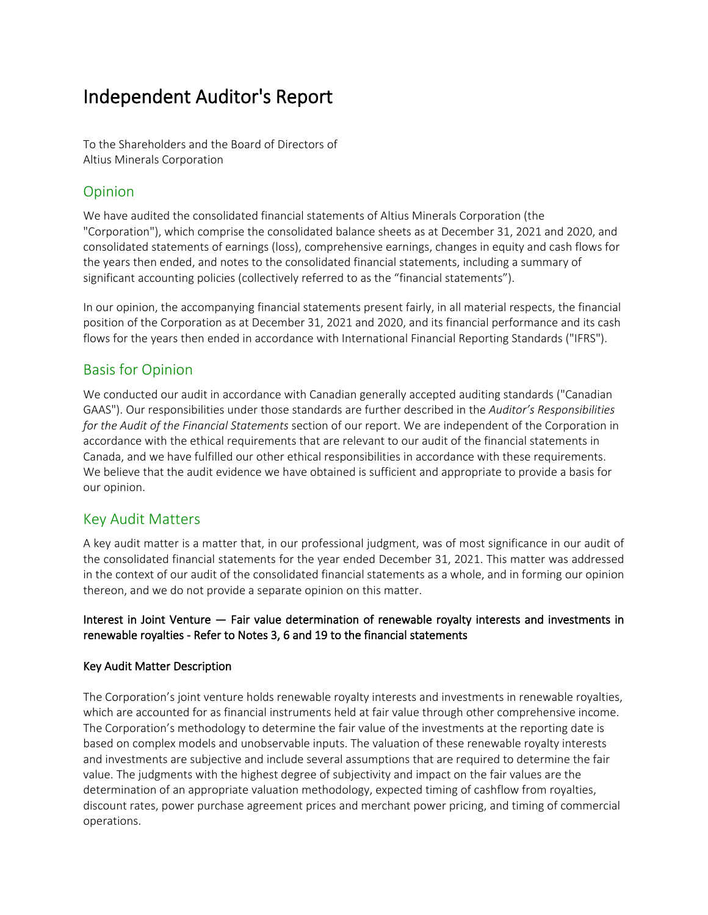# Independent Auditor's Report

To the Shareholders and the Board of Directors of
Altius Minerals Corporation

## Opinion

We have audited the consolidated financial statements of Altius Minerals Corporation (the "Corporation"), which comprise the consolidated balance sheets as at December 31, 2021 and 2020, and consolidated statements of earnings (loss), comprehensive earnings, changes in equity and cash flows for the years then ended, and notes to the consolidated financial statements, including a summary of significant accounting policies (collectively referred to as the "financial statements").

In our opinion, the accompanying financial statements present fairly, in all material respects, the financial position of the Corporation as at December 31, 2021 and 2020, and its financial performance and its cash flows for the years then ended in accordance with International Financial Reporting Standards ("IFRS").

## Basis for Opinion

We conducted our audit in accordance with Canadian generally accepted auditing standards ("Canadian GAAS"). Our responsibilities under those standards are further described in the *Auditor's Responsibilities for the Audit of the Financial Statements* section of our report. We are independent of the Corporation in accordance with the ethical requirements that are relevant to our audit of the financial statements in Canada, and we have fulfilled our other ethical responsibilities in accordance with these requirements. We believe that the audit evidence we have obtained is sufficient and appropriate to provide a basis for our opinion.

## Key Audit Matters

A key audit matter is a matter that, in our professional judgment, was of most significance in our audit of the consolidated financial statements for the year ended December 31, 2021. This matter was addressed in the context of our audit of the consolidated financial statements as a whole, and in forming our opinion thereon, and we do not provide a separate opinion on this matter.

### Interest in Joint Venture — Fair value determination of renewable royalty interests and investments in renewable royalties - Refer to Notes 3, 6 and 19 to the financial statements

#### Key Audit Matter Description

The Corporation's joint venture holds renewable royalty interests and investments in renewable royalties, which are accounted for as financial instruments held at fair value through other comprehensive income. The Corporation's methodology to determine the fair value of the investments at the reporting date is based on complex models and unobservable inputs. The valuation of these renewable royalty interests and investments are subjective and include several assumptions that are required to determine the fair value. The judgments with the highest degree of subjectivity and impact on the fair values are the determination of an appropriate valuation methodology, expected timing of cashflow from royalties, discount rates, power purchase agreement prices and merchant power pricing, and timing of commercial operations.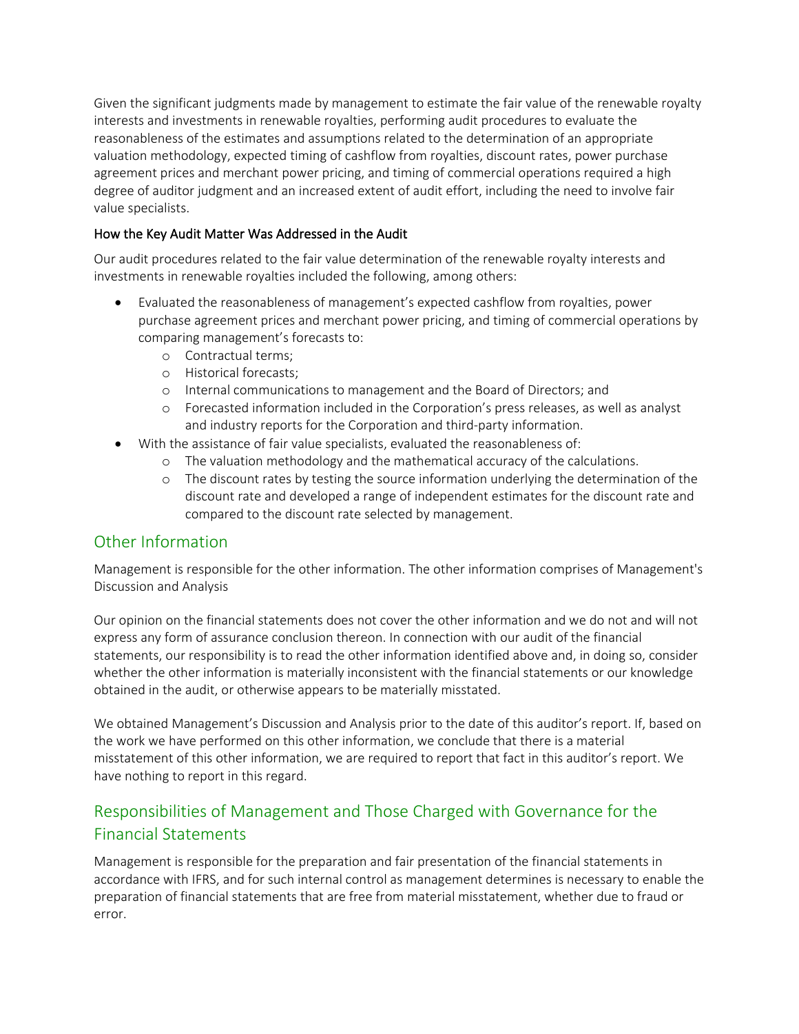Given the significant judgments made by management to estimate the fair value of the renewable royalty interests and investments in renewable royalties, performing audit procedures to evaluate the reasonableness of the estimates and assumptions related to the determination of an appropriate valuation methodology, expected timing of cashflow from royalties, discount rates, power purchase agreement prices and merchant power pricing, and timing of commercial operations required a high degree of auditor judgment and an increased extent of audit effort, including the need to involve fair value specialists.

### How the Key Audit Matter Was Addressed in the Audit

Our audit procedures related to the fair value determination of the renewable royalty interests and investments in renewable royalties included the following, among others:

- Evaluated the reasonableness of management's expected cashflow from royalties, power purchase agreement prices and merchant power pricing, and timing of commercial operations by comparing management's forecasts to:
    - Contractual terms;
    - Historical forecasts;
    - Internal communications to management and the Board of Directors; and
    - Forecasted information included in the Corporation's press releases, as well as analyst and industry reports for the Corporation and third-party information.
- With the assistance of fair value specialists, evaluated the reasonableness of:
    - The valuation methodology and the mathematical accuracy of the calculations.
    - The discount rates by testing the source information underlying the determination of the discount rate and developed a range of independent estimates for the discount rate and compared to the discount rate selected by management.

## Other Information

Management is responsible for the other information. The other information comprises of Management's Discussion and Analysis

Our opinion on the financial statements does not cover the other information and we do not and will not express any form of assurance conclusion thereon. In connection with our audit of the financial statements, our responsibility is to read the other information identified above and, in doing so, consider whether the other information is materially inconsistent with the financial statements or our knowledge obtained in the audit, or otherwise appears to be materially misstated.

We obtained Management's Discussion and Analysis prior to the date of this auditor's report. If, based on the work we have performed on this other information, we conclude that there is a material misstatement of this other information, we are required to report that fact in this auditor's report. We have nothing to report in this regard.

## Responsibilities of Management and Those Charged with Governance for the Financial Statements

Management is responsible for the preparation and fair presentation of the financial statements in accordance with IFRS, and for such internal control as management determines is necessary to enable the preparation of financial statements that are free from material misstatement, whether due to fraud or error.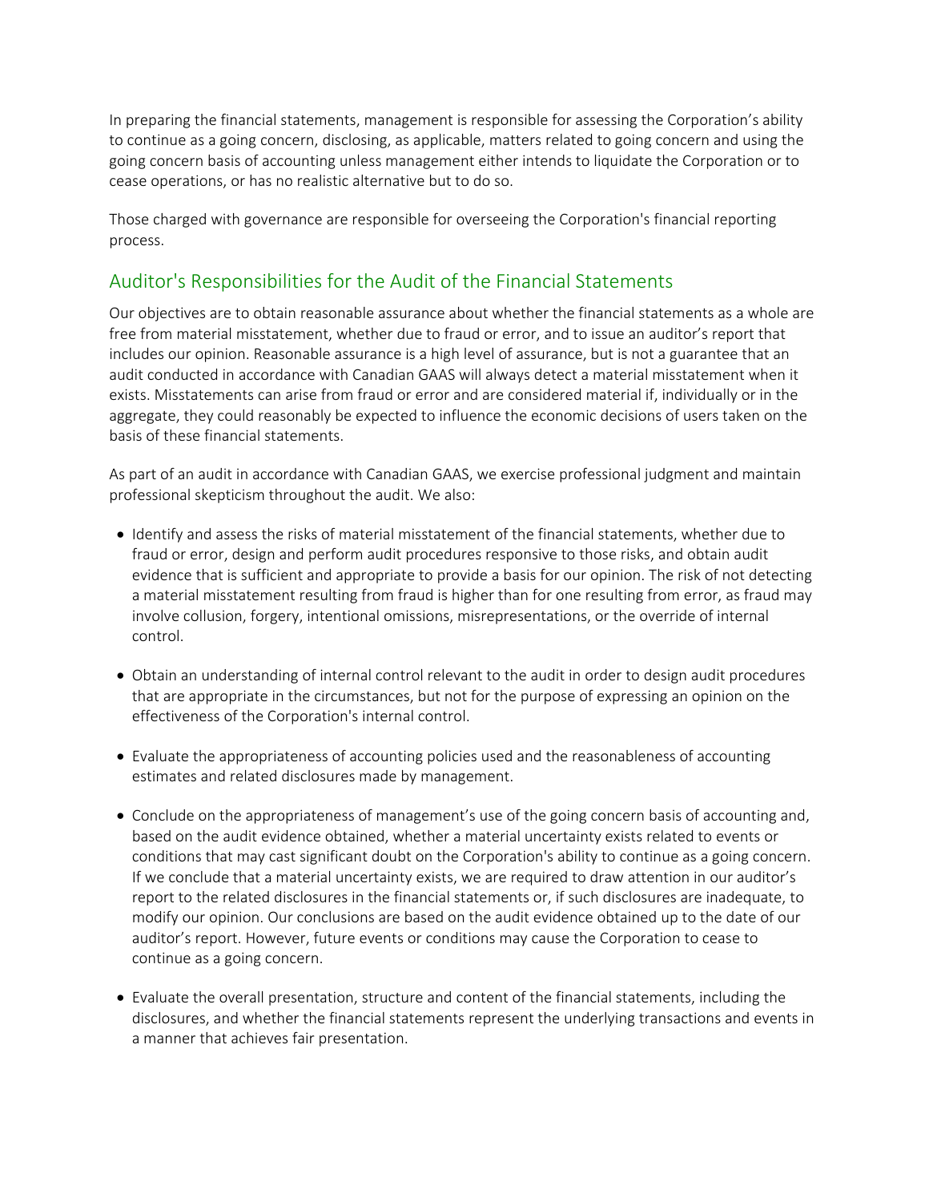In preparing the financial statements, management is responsible for assessing the Corporation's ability to continue as a going concern, disclosing, as applicable, matters related to going concern and using the going concern basis of accounting unless management either intends to liquidate the Corporation or to cease operations, or has no realistic alternative but to do so.

Those charged with governance are responsible for overseeing the Corporation's financial reporting process.

## Auditor's Responsibilities for the Audit of the Financial Statements

Our objectives are to obtain reasonable assurance about whether the financial statements as a whole are free from material misstatement, whether due to fraud or error, and to issue an auditor's report that includes our opinion. Reasonable assurance is a high level of assurance, but is not a guarantee that an audit conducted in accordance with Canadian GAAS will always detect a material misstatement when it exists. Misstatements can arise from fraud or error and are considered material if, individually or in the aggregate, they could reasonably be expected to influence the economic decisions of users taken on the basis of these financial statements.

As part of an audit in accordance with Canadian GAAS, we exercise professional judgment and maintain professional skepticism throughout the audit. We also:

- Identify and assess the risks of material misstatement of the financial statements, whether due to fraud or error, design and perform audit procedures responsive to those risks, and obtain audit evidence that is sufficient and appropriate to provide a basis for our opinion. The risk of not detecting a material misstatement resulting from fraud is higher than for one resulting from error, as fraud may involve collusion, forgery, intentional omissions, misrepresentations, or the override of internal control.

- Obtain an understanding of internal control relevant to the audit in order to design audit procedures that are appropriate in the circumstances, but not for the purpose of expressing an opinion on the effectiveness of the Corporation's internal control.

- Evaluate the appropriateness of accounting policies used and the reasonableness of accounting estimates and related disclosures made by management.

- Conclude on the appropriateness of management's use of the going concern basis of accounting and, based on the audit evidence obtained, whether a material uncertainty exists related to events or conditions that may cast significant doubt on the Corporation's ability to continue as a going concern. If we conclude that a material uncertainty exists, we are required to draw attention in our auditor's report to the related disclosures in the financial statements or, if such disclosures are inadequate, to modify our opinion. Our conclusions are based on the audit evidence obtained up to the date of our auditor's report. However, future events or conditions may cause the Corporation to cease to continue as a going concern.

- Evaluate the overall presentation, structure and content of the financial statements, including the disclosures, and whether the financial statements represent the underlying transactions and events in a manner that achieves fair presentation.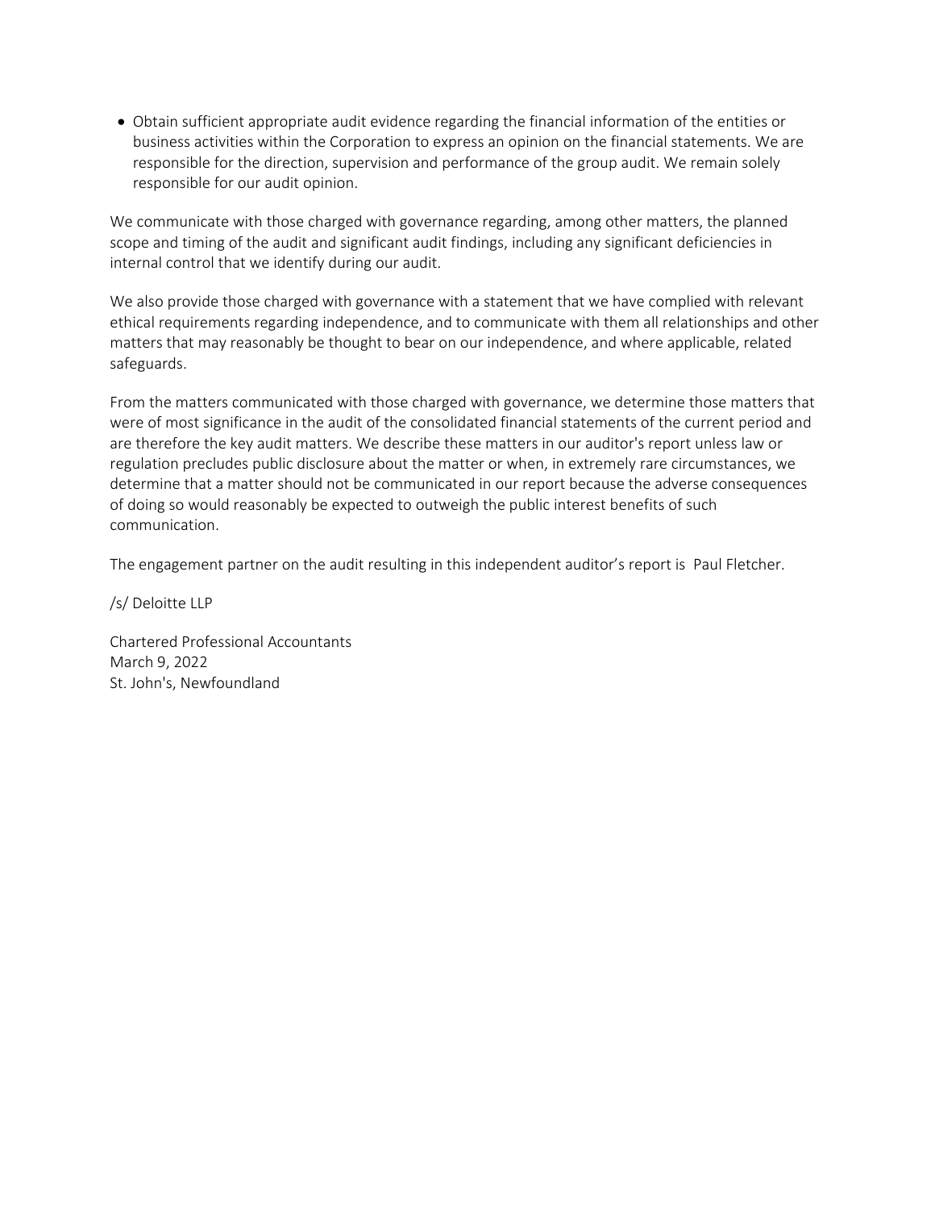- Obtain sufficient appropriate audit evidence regarding the financial information of the entities or business activities within the Corporation to express an opinion on the financial statements. We are responsible for the direction, supervision and performance of the group audit. We remain solely responsible for our audit opinion.

We communicate with those charged with governance regarding, among other matters, the planned scope and timing of the audit and significant audit findings, including any significant deficiencies in internal control that we identify during our audit.

We also provide those charged with governance with a statement that we have complied with relevant ethical requirements regarding independence, and to communicate with them all relationships and other matters that may reasonably be thought to bear on our independence, and where applicable, related safeguards.

From the matters communicated with those charged with governance, we determine those matters that were of most significance in the audit of the consolidated financial statements of the current period and are therefore the key audit matters. We describe these matters in our auditor's report unless law or regulation precludes public disclosure about the matter or when, in extremely rare circumstances, we determine that a matter should not be communicated in our report because the adverse consequences of doing so would reasonably be expected to outweigh the public interest benefits of such communication.

The engagement partner on the audit resulting in this independent auditor's report is Paul Fletcher.

/s/ Deloitte LLP

Chartered Professional Accountants
March 9, 2022
St. John's, Newfoundland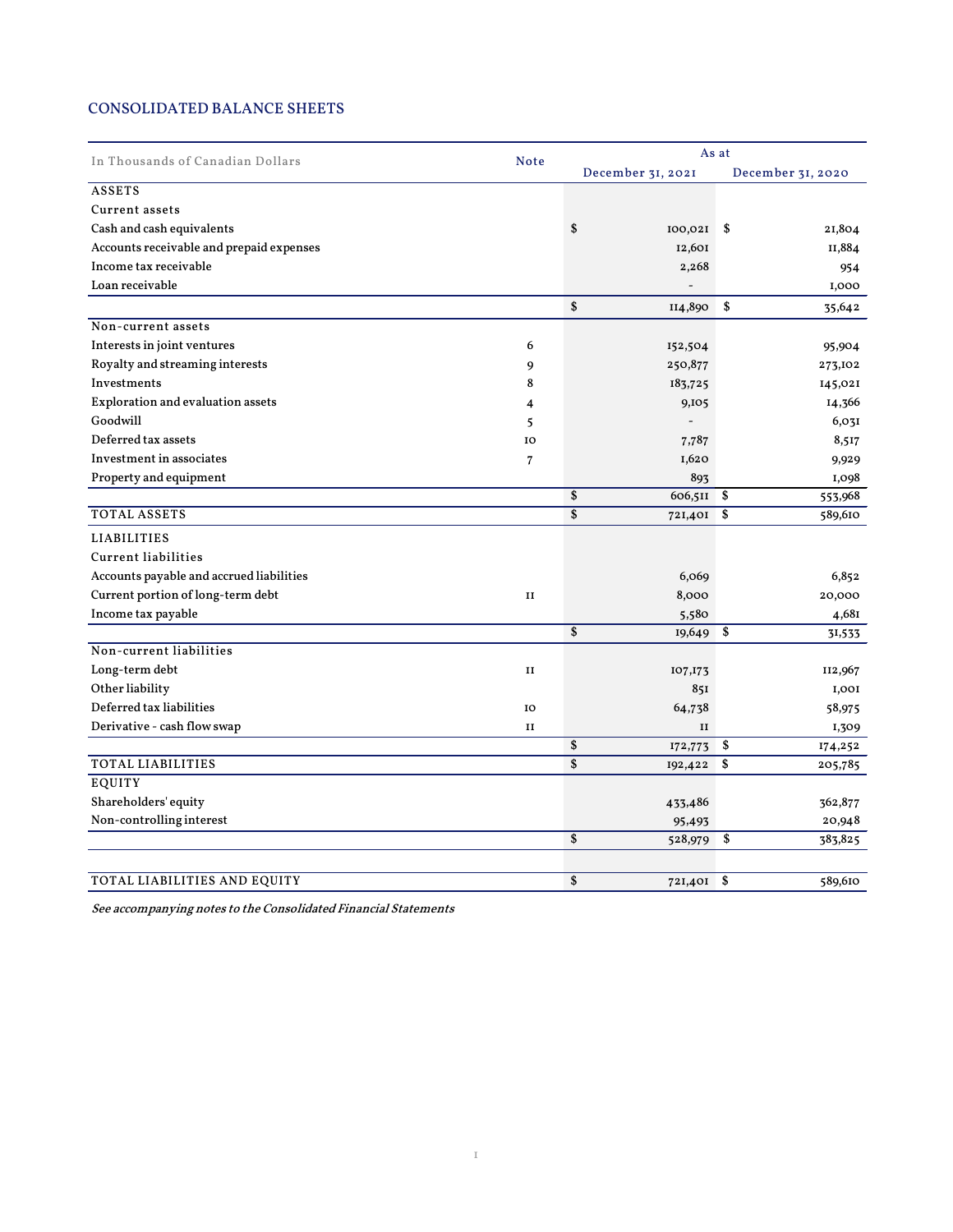## CONSOLIDATED BALANCE SHEETS

| In Thousands of Canadian Dollars | Note | As at December 31, 2021 | As at December 31, 2020 |
|---|---|---|---|
| ASSETS | | | |
| Current assets | | | |
| Cash and cash equivalents | | $ 100,021 | $ 21,804 |
| Accounts receivable and prepaid expenses | | 12,601 | 11,884 |
| Income tax receivable | | 2,268 | 954 |
| Loan receivable | | - | 1,000 |
| | | $ 114,890 | $ 35,642 |
| Non-current assets | | | |
| Interests in joint ventures | 6 | 152,504 | 95,904 |
| Royalty and streaming interests | 9 | 250,877 | 273,102 |
| Investments | 8 | 183,725 | 145,021 |
| Exploration and evaluation assets | 4 | 9,105 | 14,366 |
| Goodwill | 5 | - | 6,031 |
| Deferred tax assets | 10 | 7,787 | 8,517 |
| Investment in associates | 7 | 1,620 | 9,929 |
| Property and equipment | | 893 | 1,098 |
| | | $ 606,511 | $ 553,968 |
| TOTAL ASSETS | | $ 721,401 | $ 589,610 |
| LIABILITIES | | | |
| Current liabilities | | | |
| Accounts payable and accrued liabilities | | 6,069 | 6,852 |
| Current portion of long-term debt | 11 | 8,000 | 20,000 |
| Income tax payable | | 5,580 | 4,681 |
| | | $ 19,649 | $ 31,533 |
| Non-current liabilities | | | |
| Long-term debt | 11 | 107,173 | 112,967 |
| Other liability | | 851 | 1,001 |
| Deferred tax liabilities | 10 | 64,738 | 58,975 |
| Derivative - cash flow swap | 11 | 11 | 1,309 |
| | | $ 172,773 | $ 174,252 |
| TOTAL LIABILITIES | | $ 192,422 | $ 205,785 |
| EQUITY | | | |
| Shareholders' equity | | 433,486 | 362,877 |
| Non-controlling interest | | 95,493 | 20,948 |
| | | $ 528,979 | $ 383,825 |
| TOTAL LIABILITIES AND EQUITY | | $ 721,401 | $ 589,610 |

*See accompanying notes to the Consolidated Financial Statements*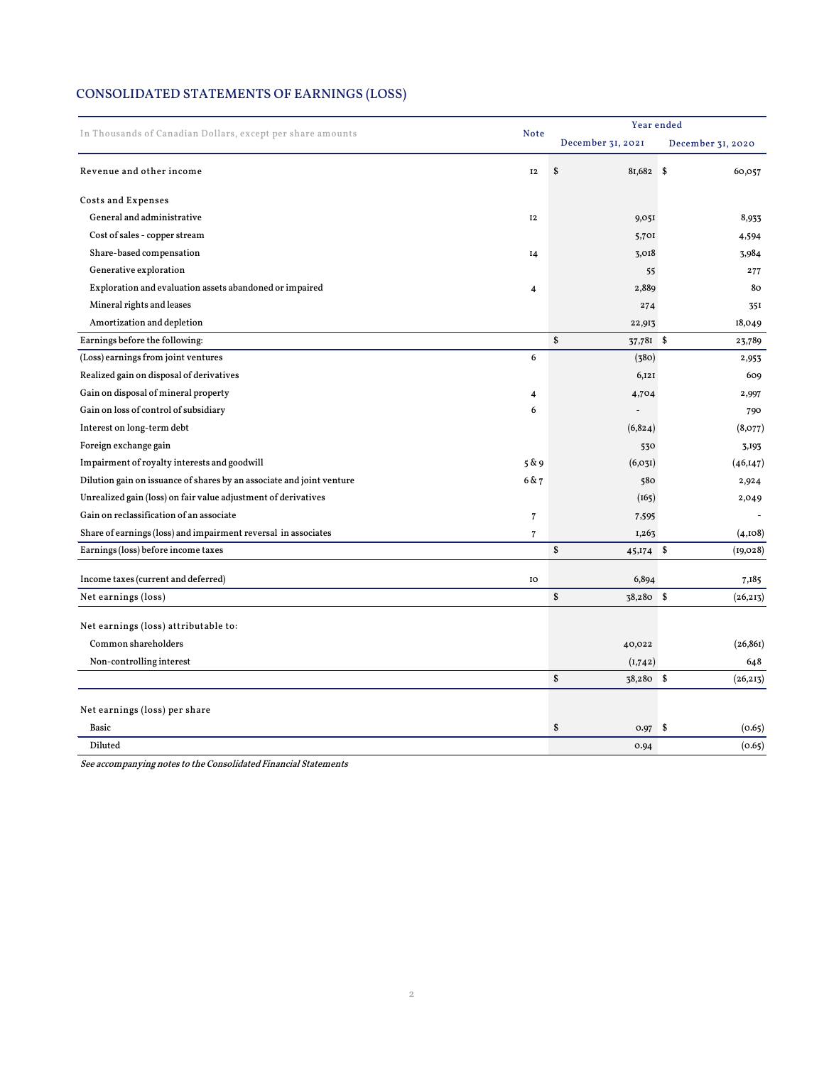## CONSOLIDATED STATEMENTS OF EARNINGS (LOSS)

| In Thousands of Canadian Dollars, except per share amounts | Note | Year ended December 31, 2021 | December 31, 2020 |
|---|---|---|---|
| Revenue and other income | 12 | $ 81,682 | $ 60,057 |
| **Costs and Expenses** | | | |
| General and administrative | 12 | 9,051 | 8,933 |
| Cost of sales - copper stream | | 5,701 | 4,594 |
| Share-based compensation | 14 | 3,018 | 3,984 |
| Generative exploration | | 55 | 277 |
| Exploration and evaluation assets abandoned or impaired | 4 | 2,889 | 80 |
| Mineral rights and leases | | 274 | 351 |
| Amortization and depletion | | 22,913 | 18,049 |
| Earnings before the following: | | $ 37,781 | $ 23,789 |
| (Loss) earnings from joint ventures | 6 | (380) | 2,953 |
| Realized gain on disposal of derivatives | | 6,121 | 609 |
| Gain on disposal of mineral property | 4 | 4,704 | 2,997 |
| Gain on loss of control of subsidiary | 6 | - | 790 |
| Interest on long-term debt | | (6,824) | (8,077) |
| Foreign exchange gain | | 530 | 3,193 |
| Impairment of royalty interests and goodwill | 5 & 9 | (6,031) | (46,147) |
| Dilution gain on issuance of shares by an associate and joint venture | 6 & 7 | 580 | 2,924 |
| Unrealized gain (loss) on fair value adjustment of derivatives | | (165) | 2,049 |
| Gain on reclassification of an associate | 7 | 7,595 | - |
| Share of earnings (loss) and impairment reversal in associates | 7 | 1,263 | (4,108) |
| Earnings (loss) before income taxes | | $ 45,174 | $ (19,028) |
| Income taxes (current and deferred) | 10 | 6,894 | 7,185 |
| Net earnings (loss) | | $ 38,280 | $ (26,213) |
| **Net earnings (loss) attributable to:** | | | |
| Common shareholders | | 40,022 | (26,861) |
| Non-controlling interest | | (1,742) | 648 |
| | | $ 38,280 | $ (26,213) |
| **Net earnings (loss) per share** | | | |
| Basic | | $ 0.97 | $ (0.65) |
| Diluted | | 0.94 | (0.65) |

*See accompanying notes to the Consolidated Financial Statements*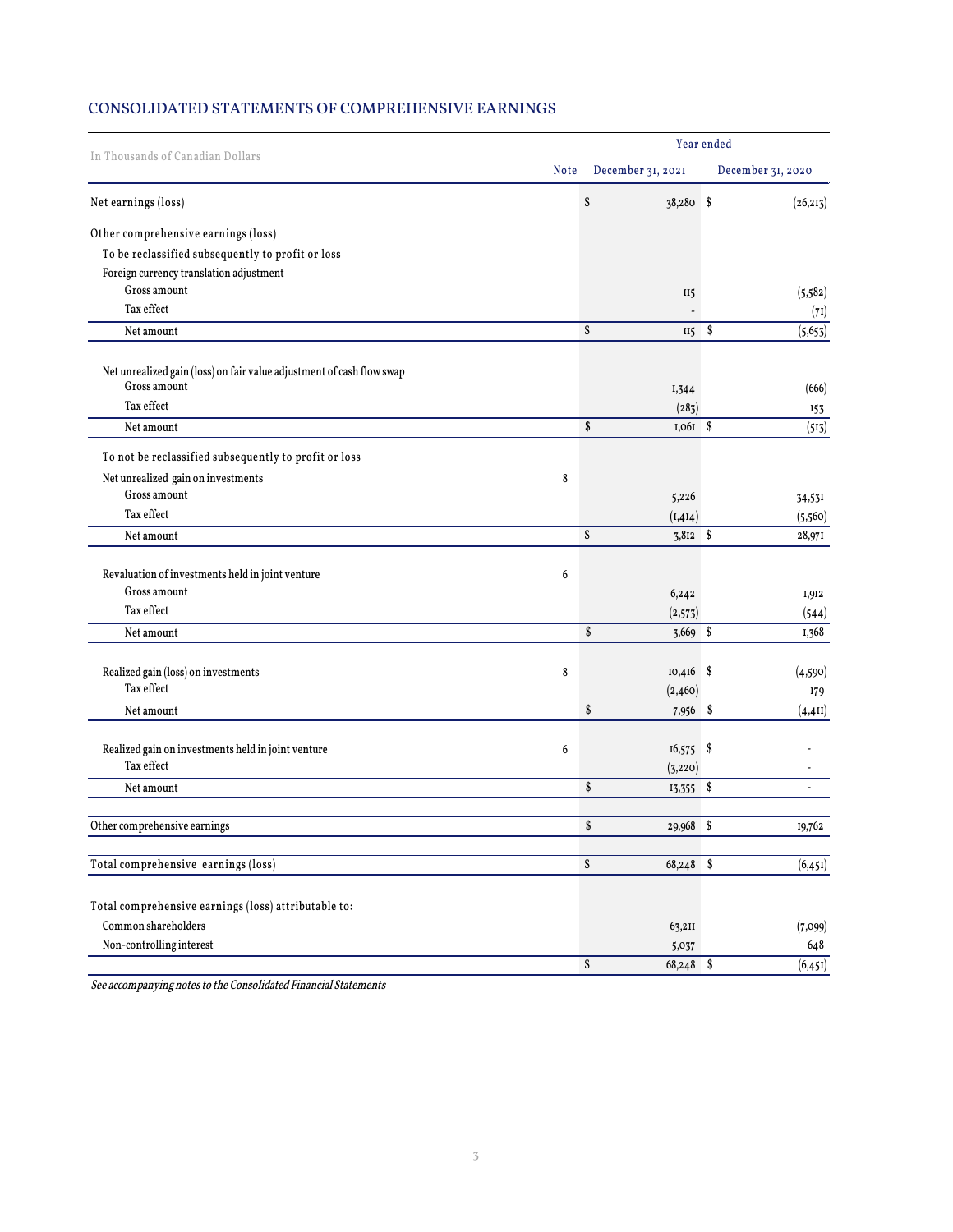## CONSOLIDATED STATEMENTS OF COMPREHENSIVE EARNINGS

| In Thousands of Canadian Dollars | Note | Year ended December 31, 2021 | Year ended December 31, 2020 |
|---|---|---|---|
| Net earnings (loss) | | $ 38,280 | $ (26,213) |
| Other comprehensive earnings (loss) | | | |
| To be reclassified subsequently to profit or loss | | | |
| Foreign currency translation adjustment | | | |
| Gross amount | | 115 | (5,582) |
| Tax effect | | - | (71) |
| Net amount | | $ 115 | $ (5,653) |
| Net unrealized gain (loss) on fair value adjustment of cash flow swap | | | |
| Gross amount | | 1,344 | (666) |
| Tax effect | | (283) | 153 |
| Net amount | | $ 1,061 | $ (513) |
| To not be reclassified subsequently to profit or loss | | | |
| Net unrealized gain on investments | 8 | | |
| Gross amount | | 5,226 | 34,531 |
| Tax effect | | (1,414) | (5,560) |
| Net amount | | $ 3,812 | $ 28,971 |
| Revaluation of investments held in joint venture | 6 | | |
| Gross amount | | 6,242 | 1,912 |
| Tax effect | | (2,573) | (544) |
| Net amount | | $ 3,669 | $ 1,368 |
| Realized gain (loss) on investments | 8 | 10,416 | $ (4,590) |
| Tax effect | | (2,460) | 179 |
| Net amount | | $ 7,956 | $ (4,411) |
| Realized gain on investments held in joint venture | 6 | 16,575 | $ - |
| Tax effect | | (3,220) | - |
| Net amount | | $ 13,355 | $ - |
| Other comprehensive earnings | | $ 29,968 | $ 19,762 |
| Total comprehensive earnings (loss) | | $ 68,248 | $ (6,451) |
| Total comprehensive earnings (loss) attributable to: | | | |
| Common shareholders | | 63,211 | (7,099) |
| Non-controlling interest | | 5,037 | 648 |
| | | $ 68,248 | $ (6,451) |

*See accompanying notes to the Consolidated Financial Statements*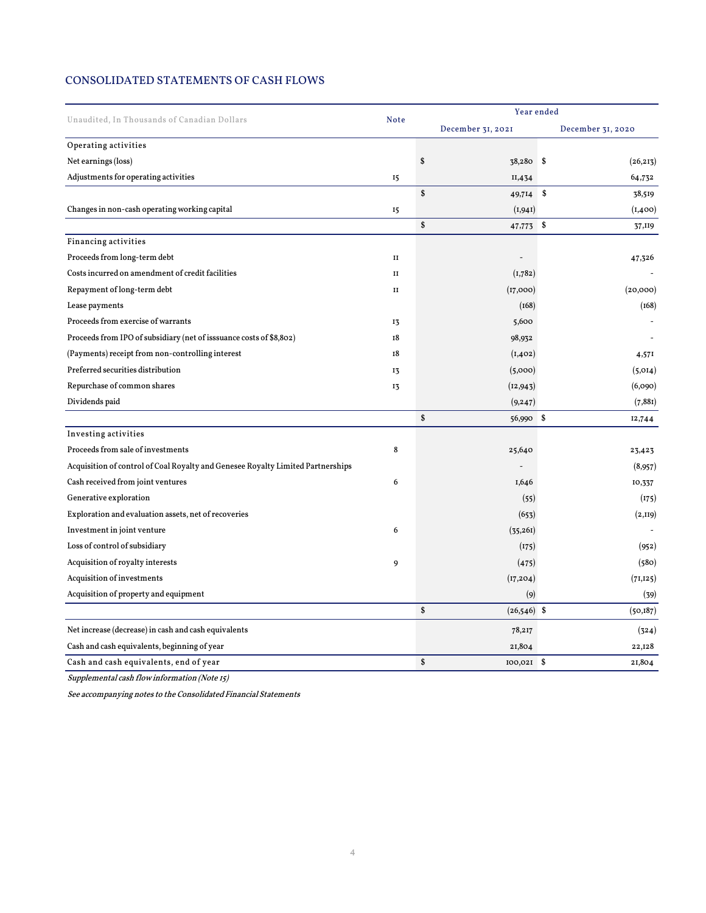## CONSOLIDATED STATEMENTS OF CASH FLOWS

| Unaudited, In Thousands of Canadian Dollars | Note | Year ended December 31, 2021 | Year ended December 31, 2020 |
|---|---|---|---|
| **Operating activities** | | | |
| Net earnings (loss) | | $ 38,280 | $ (26,213) |
| Adjustments for operating activities | 15 | 11,434 | 64,732 |
| | | $ 49,714 | $ 38,519 |
| Changes in non-cash operating working capital | 15 | (1,941) | (1,400) |
| | | $ 47,773 | $ 37,119 |
| **Financing activities** | | | |
| Proceeds from long-term debt | 11 | - | 47,326 |
| Costs incurred on amendment of credit facilities | 11 | (1,782) | - |
| Repayment of long-term debt | 11 | (17,000) | (20,000) |
| Lease payments | | (168) | (168) |
| Proceeds from exercise of warrants | 13 | 5,600 | - |
| Proceeds from IPO of subsidiary (net of isssuance costs of $8,802) | 18 | 98,932 | - |
| (Payments) receipt from non-controlling interest | 18 | (1,402) | 4,571 |
| Preferred securities distribution | 13 | (5,000) | (5,014) |
| Repurchase of common shares | 13 | (12,943) | (6,090) |
| Dividends paid | | (9,247) | (7,881) |
| | | $ 56,990 | $ 12,744 |
| **Investing activities** | | | |
| Proceeds from sale of investments | 8 | 25,640 | 23,423 |
| Acquisition of control of Coal Royalty and Genesee Royalty Limited Partnerships | | - | (8,957) |
| Cash received from joint ventures | 6 | 1,646 | 10,337 |
| Generative exploration | | (55) | (175) |
| Exploration and evaluation assets, net of recoveries | | (653) | (2,119) |
| Investment in joint venture | 6 | (35,261) | - |
| Loss of control of subsidiary | | (175) | (952) |
| Acquisition of royalty interests | 9 | (475) | (580) |
| Acquisition of investments | | (17,204) | (71,125) |
| Acquisition of property and equipment | | (9) | (39) |
| | | $ (26,546) | $ (50,187) |
| Net increase (decrease) in cash and cash equivalents | | 78,217 | (324) |
| Cash and cash equivalents, beginning of year | | 21,804 | 22,128 |
| **Cash and cash equivalents, end of year** | | $ 100,021 | $ 21,804 |

*Supplemental cash flow information (Note 15)*

*See accompanying notes to the Consolidated Financial Statements*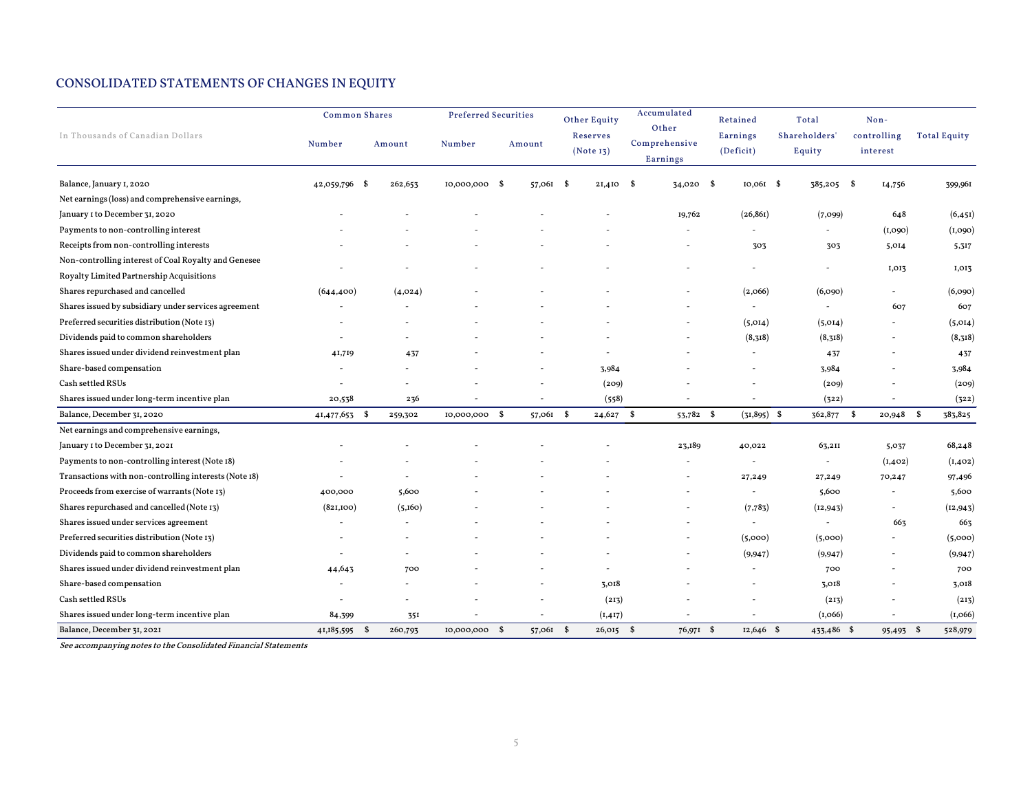# CONSOLIDATED STATEMENTS OF CHANGES IN EQUITY

| In Thousands of Canadian Dollars | Common Shares | | Preferred Securities | | Other Equity Reserves (Note 13) | Accumulated Other Comprehensive Earnings | Retained Earnings (Deficit) | Total Shareholders' Equity | Non-controlling interest | Total Equity |
|---|---|---|---|---|---|---|---|---|---|---|
| | Number | Amount | Number | Amount | | | | | | |
| Balance, January 1, 2020 | 42,059,796 | $ 262,653 | 10,000,000 | $ 57,061 | $ 21,410 | $ 34,020 | $ 10,061 | $ 385,205 | $ 14,756 | 399,961 |
| Net earnings (loss) and comprehensive earnings, January 1 to December 31, 2020 | - | - | - | - | - | 19,762 | (26,861) | (7,099) | 648 | (6,451) |
| Payments to non-controlling interest | - | - | - | - | - | - | - | - | (1,090) | (1,090) |
| Receipts from non-controlling interests | - | - | - | - | - | - | 303 | 303 | 5,014 | 5,317 |
| Non-controlling interest of Coal Royalty and Genesee Royalty Limited Partnership Acquisitions | - | - | - | - | - | - | - | - | 1,013 | 1,013 |
| Shares repurchased and cancelled | (644,400) | (4,024) | - | - | - | - | (2,066) | (6,090) | - | (6,090) |
| Shares issued by subsidiary under services agreement | - | - | - | - | - | - | - | - | 607 | 607 |
| Preferred securities distribution (Note 13) | - | - | - | - | - | - | (5,014) | (5,014) | - | (5,014) |
| Dividends paid to common shareholders | - | - | - | - | - | - | (8,318) | (8,318) | - | (8,318) |
| Shares issued under dividend reinvestment plan | 41,719 | 437 | - | - | - | - | - | 437 | - | 437 |
| Share-based compensation | - | - | - | - | 3,984 | - | - | 3,984 | - | 3,984 |
| Cash settled RSUs | - | - | - | - | (209) | - | - | (209) | - | (209) |
| Shares issued under long-term incentive plan | 20,538 | 236 | - | - | (558) | - | - | (322) | - | (322) |
| Balance, December 31, 2020 | 41,477,653 | $ 259,302 | 10,000,000 | $ 57,061 | $ 24,627 | $ 53,782 | $ (31,895) | $ 362,877 | $ 20,948 | $ 383,825 |
| Net earnings and comprehensive earnings, January 1 to December 31, 2021 | - | - | - | - | - | 23,189 | 40,022 | 63,211 | 5,037 | 68,248 |
| Payments to non-controlling interest (Note 18) | - | - | - | - | - | - | - | - | (1,402) | (1,402) |
| Transactions with non-controlling interests (Note 18) | - | - | - | - | - | - | 27,249 | 27,249 | 70,247 | 97,496 |
| Proceeds from exercise of warrants (Note 13) | 400,000 | 5,600 | - | - | - | - | - | 5,600 | - | 5,600 |
| Shares repurchased and cancelled (Note 13) | (821,100) | (5,160) | - | - | - | - | (7,783) | (12,943) | - | (12,943) |
| Shares issued under services agreement | - | - | - | - | - | - | - | - | 663 | 663 |
| Preferred securities distribution (Note 13) | - | - | - | - | - | - | (5,000) | (5,000) | - | (5,000) |
| Dividends paid to common shareholders | - | - | - | - | - | - | (9,947) | (9,947) | - | (9,947) |
| Shares issued under dividend reinvestment plan | 44,643 | 700 | - | - | - | - | - | 700 | - | 700 |
| Share-based compensation | - | - | - | - | 3,018 | - | - | 3,018 | - | 3,018 |
| Cash settled RSUs | - | - | - | - | (213) | - | - | (213) | - | (213) |
| Shares issued under long-term incentive plan | 84,399 | 351 | - | - | (1,417) | - | - | (1,066) | - | (1,066) |
| Balance, December 31, 2021 | 41,185,595 | $ 260,793 | 10,000,000 | $ 57,061 | $ 26,015 | $ 76,971 | $ 12,646 | $ 433,486 | $ 95,493 | $ 528,979 |

*See accompanying notes to the Consolidated Financial Statements*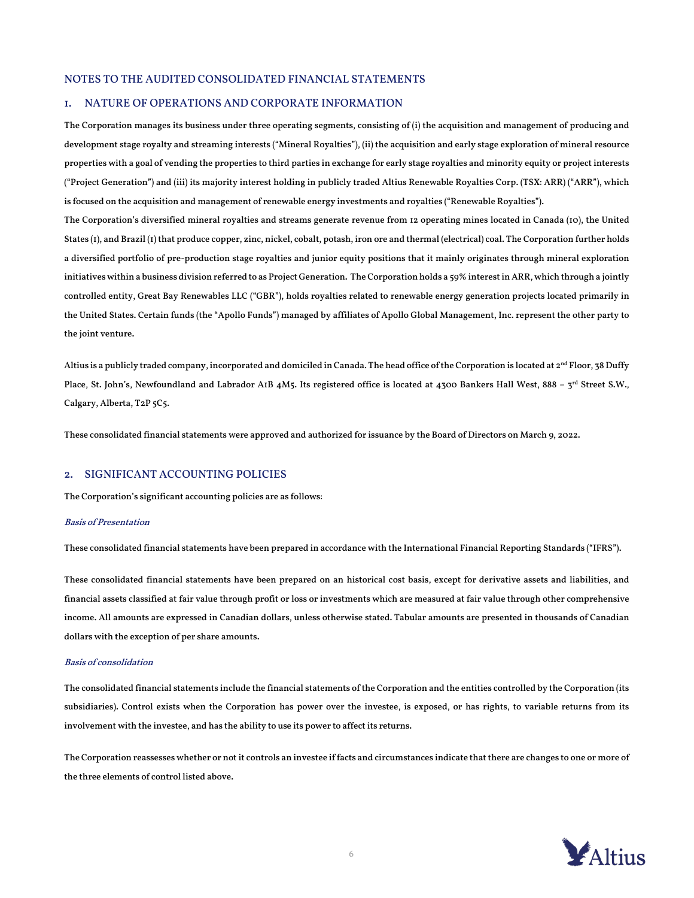## NOTES TO THE AUDITED CONSOLIDATED FINANCIAL STATEMENTS

## 1. NATURE OF OPERATIONS AND CORPORATE INFORMATION

The Corporation manages its business under three operating segments, consisting of (i) the acquisition and management of producing and development stage royalty and streaming interests ("Mineral Royalties"), (ii) the acquisition and early stage exploration of mineral resource properties with a goal of vending the properties to third parties in exchange for early stage royalties and minority equity or project interests ("Project Generation") and (iii) its majority interest holding in publicly traded Altius Renewable Royalties Corp. (TSX: ARR) ("ARR"), which is focused on the acquisition and management of renewable energy investments and royalties ("Renewable Royalties").

The Corporation's diversified mineral royalties and streams generate revenue from 12 operating mines located in Canada (10), the United States (1), and Brazil (1) that produce copper, zinc, nickel, cobalt, potash, iron ore and thermal (electrical) coal. The Corporation further holds a diversified portfolio of pre-production stage royalties and junior equity positions that it mainly originates through mineral exploration initiatives within a business division referred to as Project Generation. The Corporation holds a 59% interest in ARR, which through a jointly controlled entity, Great Bay Renewables LLC ("GBR"), holds royalties related to renewable energy generation projects located primarily in the United States. Certain funds (the "Apollo Funds") managed by affiliates of Apollo Global Management, Inc. represent the other party to the joint venture.

Altius is a publicly traded company, incorporated and domiciled in Canada. The head office of the Corporation is located at 2nd Floor, 38 Duffy Place, St. John's, Newfoundland and Labrador A1B 4M5. Its registered office is located at 4300 Bankers Hall West, 888 – 3rd Street S.W., Calgary, Alberta, T2P 5C5.

These consolidated financial statements were approved and authorized for issuance by the Board of Directors on March 9, 2022.

## 2. SIGNIFICANT ACCOUNTING POLICIES

The Corporation's significant accounting policies are as follows:

### *Basis of Presentation*

These consolidated financial statements have been prepared in accordance with the International Financial Reporting Standards ("IFRS").

These consolidated financial statements have been prepared on an historical cost basis, except for derivative assets and liabilities, and financial assets classified at fair value through profit or loss or investments which are measured at fair value through other comprehensive income. All amounts are expressed in Canadian dollars, unless otherwise stated. Tabular amounts are presented in thousands of Canadian dollars with the exception of per share amounts.

### *Basis of consolidation*

The consolidated financial statements include the financial statements of the Corporation and the entities controlled by the Corporation (its subsidiaries). Control exists when the Corporation has power over the investee, is exposed, or has rights, to variable returns from its involvement with the investee, and has the ability to use its power to affect its returns.

The Corporation reassesses whether or not it controls an investee if facts and circumstances indicate that there are changes to one or more of the three elements of control listed above.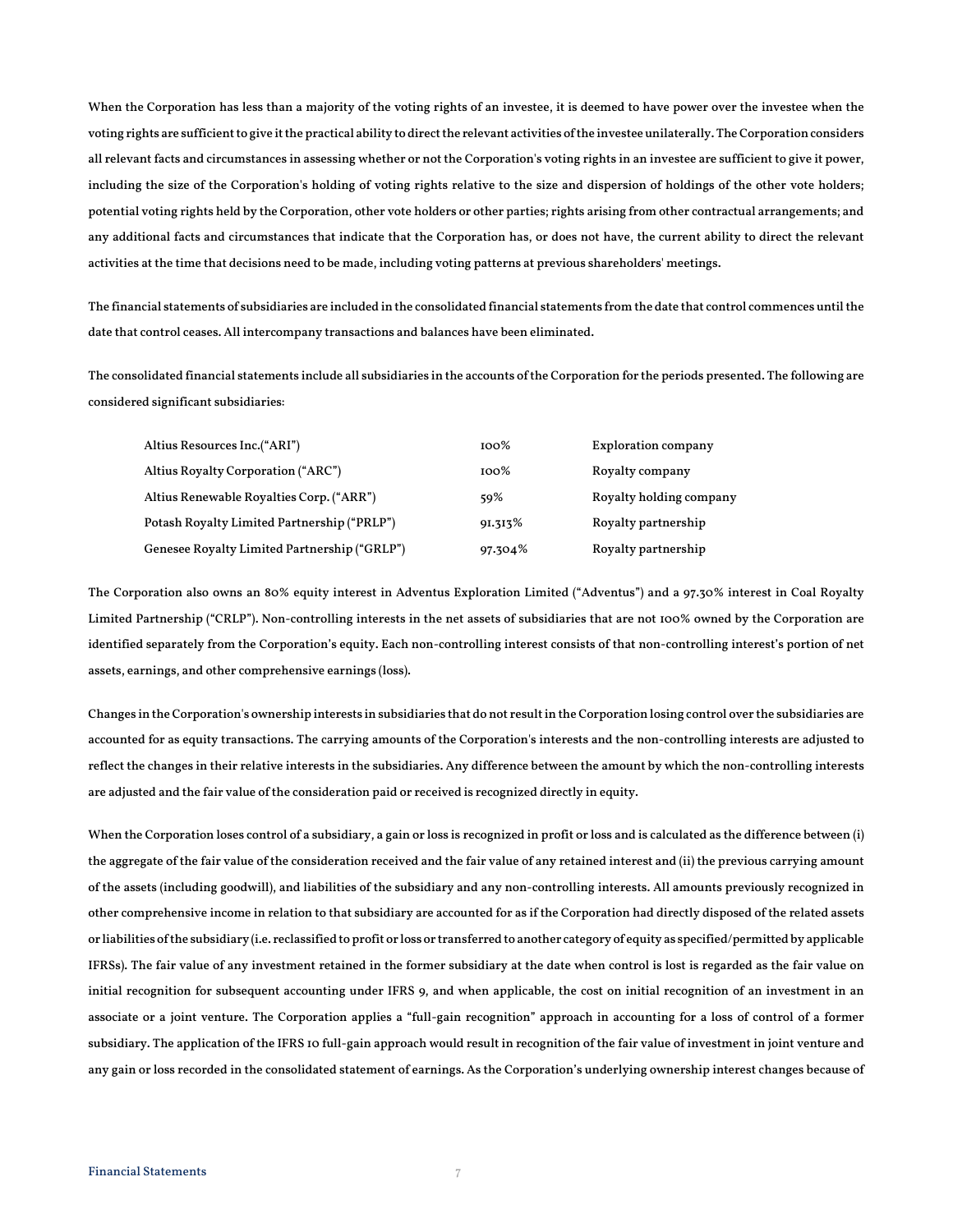When the Corporation has less than a majority of the voting rights of an investee, it is deemed to have power over the investee when the voting rights are sufficient to give it the practical ability to direct the relevant activities of the investee unilaterally. The Corporation considers all relevant facts and circumstances in assessing whether or not the Corporation's voting rights in an investee are sufficient to give it power, including the size of the Corporation's holding of voting rights relative to the size and dispersion of holdings of the other vote holders; potential voting rights held by the Corporation, other vote holders or other parties; rights arising from other contractual arrangements; and any additional facts and circumstances that indicate that the Corporation has, or does not have, the current ability to direct the relevant activities at the time that decisions need to be made, including voting patterns at previous shareholders' meetings.

The financial statements of subsidiaries are included in the consolidated financial statements from the date that control commences until the date that control ceases. All intercompany transactions and balances have been eliminated.

The consolidated financial statements include all subsidiaries in the accounts of the Corporation for the periods presented. The following are considered significant subsidiaries:

| | | |
|---|---|---|
| Altius Resources Inc.("ARI") | 100% | Exploration company |
| Altius Royalty Corporation ("ARC") | 100% | Royalty company |
| Altius Renewable Royalties Corp. ("ARR") | 59% | Royalty holding company |
| Potash Royalty Limited Partnership ("PRLP") | 91.313% | Royalty partnership |
| Genesee Royalty Limited Partnership ("GRLP") | 97.304% | Royalty partnership |

The Corporation also owns an 80% equity interest in Adventus Exploration Limited ("Adventus") and a 97.30% interest in Coal Royalty Limited Partnership ("CRLP"). Non-controlling interests in the net assets of subsidiaries that are not 100% owned by the Corporation are identified separately from the Corporation's equity. Each non-controlling interest consists of that non-controlling interest's portion of net assets, earnings, and other comprehensive earnings (loss).

Changes in the Corporation's ownership interests in subsidiaries that do not result in the Corporation losing control over the subsidiaries are accounted for as equity transactions. The carrying amounts of the Corporation's interests and the non-controlling interests are adjusted to reflect the changes in their relative interests in the subsidiaries. Any difference between the amount by which the non-controlling interests are adjusted and the fair value of the consideration paid or received is recognized directly in equity.

When the Corporation loses control of a subsidiary, a gain or loss is recognized in profit or loss and is calculated as the difference between (i) the aggregate of the fair value of the consideration received and the fair value of any retained interest and (ii) the previous carrying amount of the assets (including goodwill), and liabilities of the subsidiary and any non-controlling interests. All amounts previously recognized in other comprehensive income in relation to that subsidiary are accounted for as if the Corporation had directly disposed of the related assets or liabilities of the subsidiary (i.e. reclassified to profit or loss or transferred to another category of equity as specified/permitted by applicable IFRSs). The fair value of any investment retained in the former subsidiary at the date when control is lost is regarded as the fair value on initial recognition for subsequent accounting under IFRS 9, and when applicable, the cost on initial recognition of an investment in an associate or a joint venture. The Corporation applies a "full-gain recognition" approach in accounting for a loss of control of a former subsidiary. The application of the IFRS 10 full-gain approach would result in recognition of the fair value of investment in joint venture and any gain or loss recorded in the consolidated statement of earnings. As the Corporation's underlying ownership interest changes because of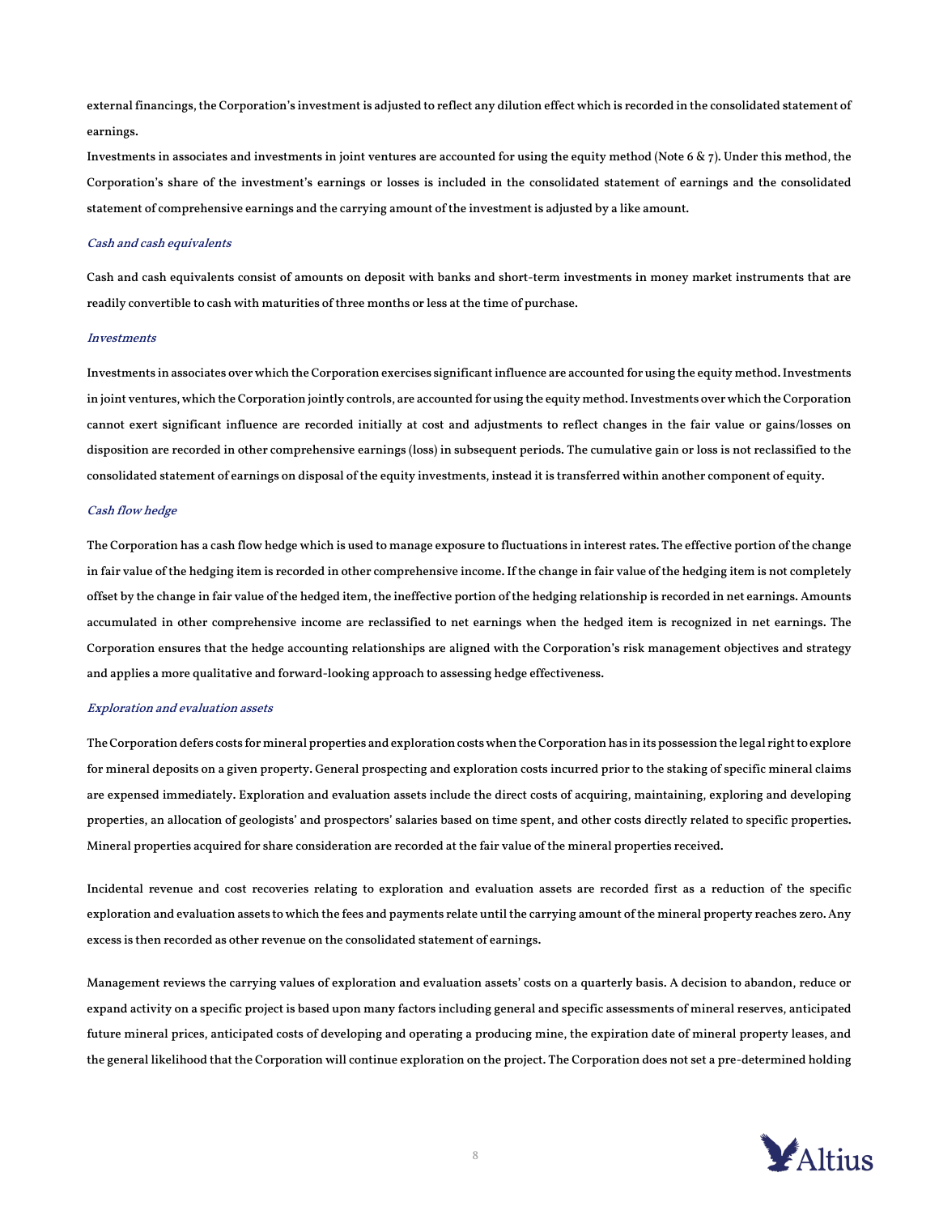external financings, the Corporation's investment is adjusted to reflect any dilution effect which is recorded in the consolidated statement of earnings.

Investments in associates and investments in joint ventures are accounted for using the equity method (Note 6 & 7). Under this method, the Corporation's share of the investment's earnings or losses is included in the consolidated statement of earnings and the consolidated statement of comprehensive earnings and the carrying amount of the investment is adjusted by a like amount.

*Cash and cash equivalents*

Cash and cash equivalents consist of amounts on deposit with banks and short-term investments in money market instruments that are readily convertible to cash with maturities of three months or less at the time of purchase.

*Investments*

Investments in associates over which the Corporation exercises significant influence are accounted for using the equity method. Investments in joint ventures, which the Corporation jointly controls, are accounted for using the equity method. Investments over which the Corporation cannot exert significant influence are recorded initially at cost and adjustments to reflect changes in the fair value or gains/losses on disposition are recorded in other comprehensive earnings (loss) in subsequent periods. The cumulative gain or loss is not reclassified to the consolidated statement of earnings on disposal of the equity investments, instead it is transferred within another component of equity.

*Cash flow hedge*

The Corporation has a cash flow hedge which is used to manage exposure to fluctuations in interest rates. The effective portion of the change in fair value of the hedging item is recorded in other comprehensive income. If the change in fair value of the hedging item is not completely offset by the change in fair value of the hedged item, the ineffective portion of the hedging relationship is recorded in net earnings. Amounts accumulated in other comprehensive income are reclassified to net earnings when the hedged item is recognized in net earnings. The Corporation ensures that the hedge accounting relationships are aligned with the Corporation's risk management objectives and strategy and applies a more qualitative and forward-looking approach to assessing hedge effectiveness.

*Exploration and evaluation assets*

The Corporation defers costs for mineral properties and exploration costs when the Corporation has in its possession the legal right to explore for mineral deposits on a given property. General prospecting and exploration costs incurred prior to the staking of specific mineral claims are expensed immediately. Exploration and evaluation assets include the direct costs of acquiring, maintaining, exploring and developing properties, an allocation of geologists' and prospectors' salaries based on time spent, and other costs directly related to specific properties. Mineral properties acquired for share consideration are recorded at the fair value of the mineral properties received.

Incidental revenue and cost recoveries relating to exploration and evaluation assets are recorded first as a reduction of the specific exploration and evaluation assets to which the fees and payments relate until the carrying amount of the mineral property reaches zero. Any excess is then recorded as other revenue on the consolidated statement of earnings.

Management reviews the carrying values of exploration and evaluation assets' costs on a quarterly basis. A decision to abandon, reduce or expand activity on a specific project is based upon many factors including general and specific assessments of mineral reserves, anticipated future mineral prices, anticipated costs of developing and operating a producing mine, the expiration date of mineral property leases, and the general likelihood that the Corporation will continue exploration on the project. The Corporation does not set a pre-determined holding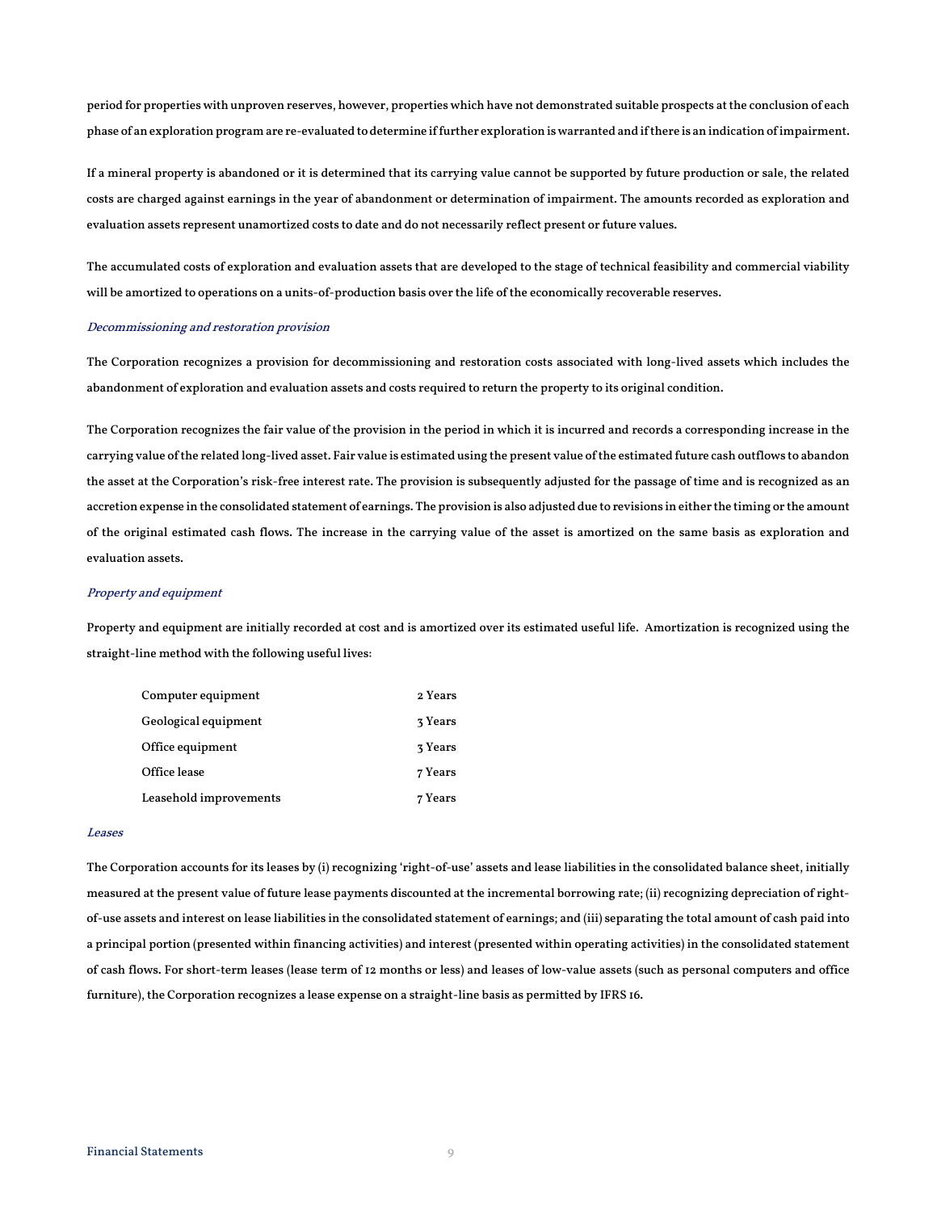period for properties with unproven reserves, however, properties which have not demonstrated suitable prospects at the conclusion of each phase of an exploration program are re-evaluated to determine if further exploration is warranted and if there is an indication of impairment.

If a mineral property is abandoned or it is determined that its carrying value cannot be supported by future production or sale, the related costs are charged against earnings in the year of abandonment or determination of impairment. The amounts recorded as exploration and evaluation assets represent unamortized costs to date and do not necessarily reflect present or future values.

The accumulated costs of exploration and evaluation assets that are developed to the stage of technical feasibility and commercial viability will be amortized to operations on a units-of-production basis over the life of the economically recoverable reserves.

*Decommissioning and restoration provision*

The Corporation recognizes a provision for decommissioning and restoration costs associated with long-lived assets which includes the abandonment of exploration and evaluation assets and costs required to return the property to its original condition.

The Corporation recognizes the fair value of the provision in the period in which it is incurred and records a corresponding increase in the carrying value of the related long-lived asset. Fair value is estimated using the present value of the estimated future cash outflows to abandon the asset at the Corporation's risk-free interest rate. The provision is subsequently adjusted for the passage of time and is recognized as an accretion expense in the consolidated statement of earnings. The provision is also adjusted due to revisions in either the timing or the amount of the original estimated cash flows. The increase in the carrying value of the asset is amortized on the same basis as exploration and evaluation assets.

*Property and equipment*

Property and equipment are initially recorded at cost and is amortized over its estimated useful life. Amortization is recognized using the straight-line method with the following useful lives:

| | |
|---|---|
| Computer equipment | 2 Years |
| Geological equipment | 3 Years |
| Office equipment | 3 Years |
| Office lease | 7 Years |
| Leasehold improvements | 7 Years |

*Leases*

The Corporation accounts for its leases by (i) recognizing 'right-of-use' assets and lease liabilities in the consolidated balance sheet, initially measured at the present value of future lease payments discounted at the incremental borrowing rate; (ii) recognizing depreciation of right-of-use assets and interest on lease liabilities in the consolidated statement of earnings; and (iii) separating the total amount of cash paid into a principal portion (presented within financing activities) and interest (presented within operating activities) in the consolidated statement of cash flows. For short-term leases (lease term of 12 months or less) and leases of low-value assets (such as personal computers and office furniture), the Corporation recognizes a lease expense on a straight-line basis as permitted by IFRS 16.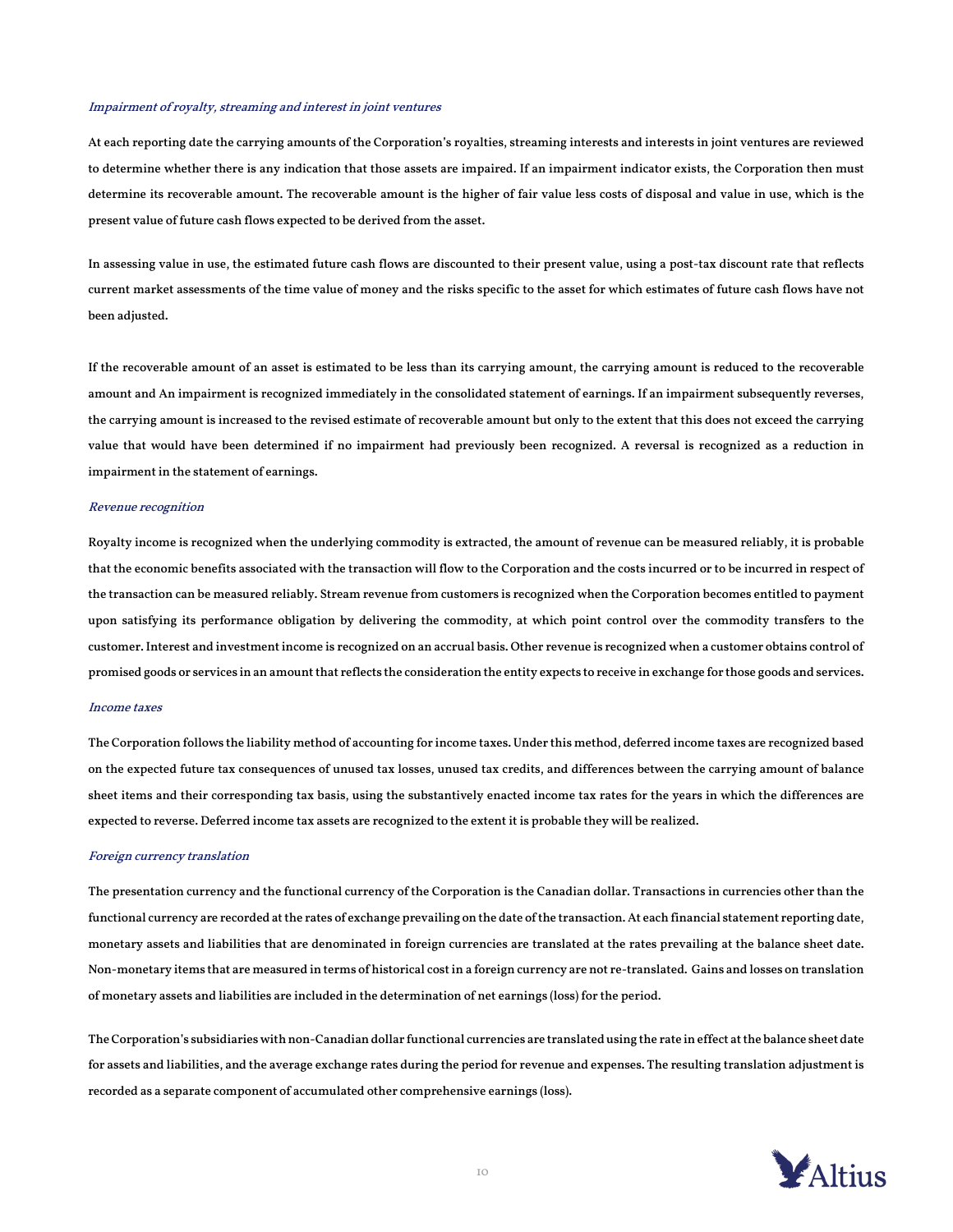*Impairment of royalty, streaming and interest in joint ventures*

At each reporting date the carrying amounts of the Corporation's royalties, streaming interests and interests in joint ventures are reviewed to determine whether there is any indication that those assets are impaired. If an impairment indicator exists, the Corporation then must determine its recoverable amount. The recoverable amount is the higher of fair value less costs of disposal and value in use, which is the present value of future cash flows expected to be derived from the asset.

In assessing value in use, the estimated future cash flows are discounted to their present value, using a post-tax discount rate that reflects current market assessments of the time value of money and the risks specific to the asset for which estimates of future cash flows have not been adjusted.

If the recoverable amount of an asset is estimated to be less than its carrying amount, the carrying amount is reduced to the recoverable amount and An impairment is recognized immediately in the consolidated statement of earnings. If an impairment subsequently reverses, the carrying amount is increased to the revised estimate of recoverable amount but only to the extent that this does not exceed the carrying value that would have been determined if no impairment had previously been recognized. A reversal is recognized as a reduction in impairment in the statement of earnings.

*Revenue recognition*

Royalty income is recognized when the underlying commodity is extracted, the amount of revenue can be measured reliably, it is probable that the economic benefits associated with the transaction will flow to the Corporation and the costs incurred or to be incurred in respect of the transaction can be measured reliably. Stream revenue from customers is recognized when the Corporation becomes entitled to payment upon satisfying its performance obligation by delivering the commodity, at which point control over the commodity transfers to the customer. Interest and investment income is recognized on an accrual basis. Other revenue is recognized when a customer obtains control of promised goods or services in an amount that reflects the consideration the entity expects to receive in exchange for those goods and services.

*Income taxes*

The Corporation follows the liability method of accounting for income taxes. Under this method, deferred income taxes are recognized based on the expected future tax consequences of unused tax losses, unused tax credits, and differences between the carrying amount of balance sheet items and their corresponding tax basis, using the substantively enacted income tax rates for the years in which the differences are expected to reverse. Deferred income tax assets are recognized to the extent it is probable they will be realized.

*Foreign currency translation*

The presentation currency and the functional currency of the Corporation is the Canadian dollar. Transactions in currencies other than the functional currency are recorded at the rates of exchange prevailing on the date of the transaction. At each financial statement reporting date, monetary assets and liabilities that are denominated in foreign currencies are translated at the rates prevailing at the balance sheet date. Non-monetary items that are measured in terms of historical cost in a foreign currency are not re-translated. Gains and losses on translation of monetary assets and liabilities are included in the determination of net earnings (loss) for the period.

The Corporation's subsidiaries with non-Canadian dollar functional currencies are translated using the rate in effect at the balance sheet date for assets and liabilities, and the average exchange rates during the period for revenue and expenses. The resulting translation adjustment is recorded as a separate component of accumulated other comprehensive earnings (loss).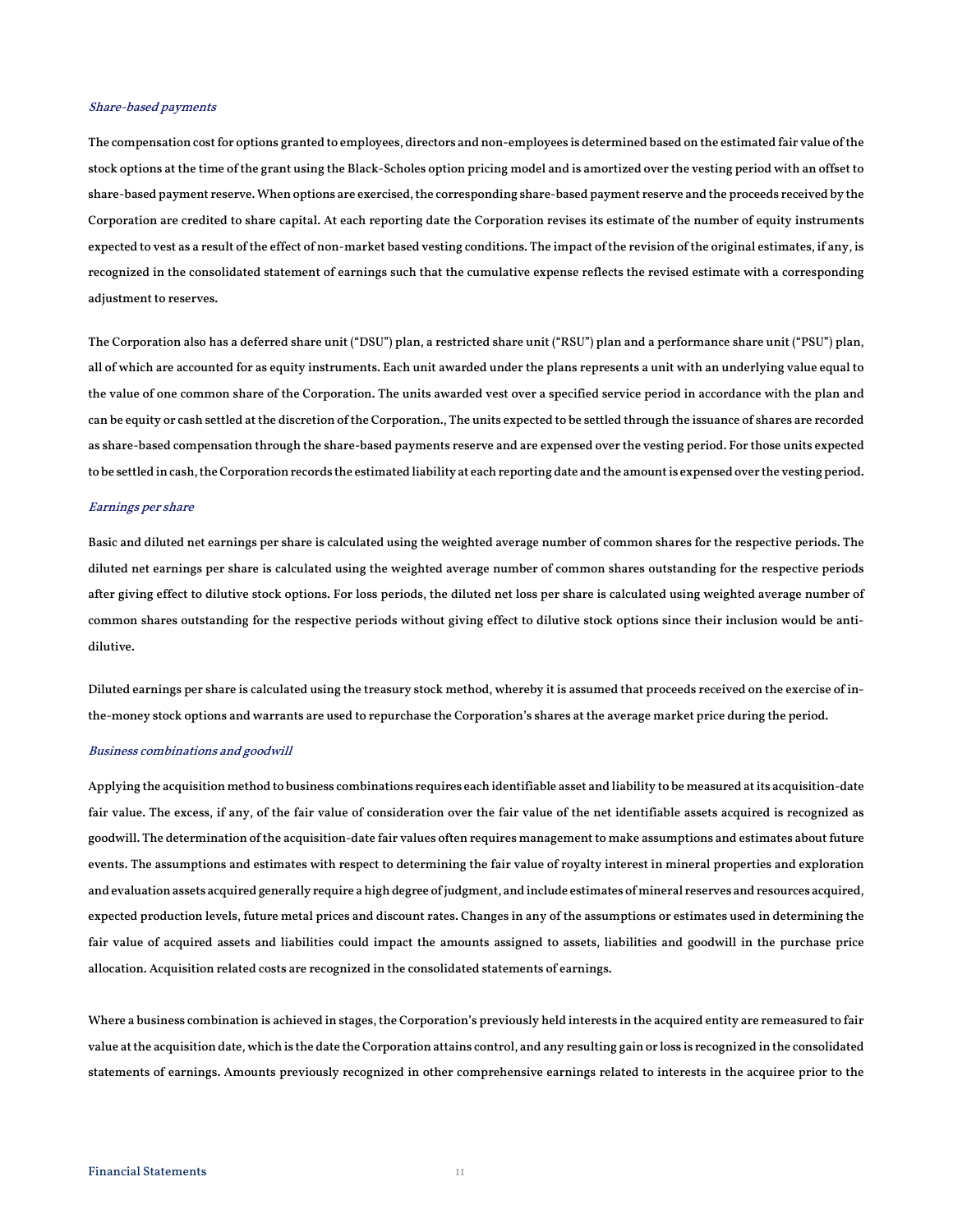### *Share-based payments*

The compensation cost for options granted to employees, directors and non-employees is determined based on the estimated fair value of the stock options at the time of the grant using the Black-Scholes option pricing model and is amortized over the vesting period with an offset to share-based payment reserve. When options are exercised, the corresponding share-based payment reserve and the proceeds received by the Corporation are credited to share capital. At each reporting date the Corporation revises its estimate of the number of equity instruments expected to vest as a result of the effect of non-market based vesting conditions. The impact of the revision of the original estimates, if any, is recognized in the consolidated statement of earnings such that the cumulative expense reflects the revised estimate with a corresponding adjustment to reserves.

The Corporation also has a deferred share unit ("DSU") plan, a restricted share unit ("RSU") plan and a performance share unit ("PSU") plan, all of which are accounted for as equity instruments. Each unit awarded under the plans represents a unit with an underlying value equal to the value of one common share of the Corporation. The units awarded vest over a specified service period in accordance with the plan and can be equity or cash settled at the discretion of the Corporation., The units expected to be settled through the issuance of shares are recorded as share-based compensation through the share-based payments reserve and are expensed over the vesting period. For those units expected to be settled in cash, the Corporation records the estimated liability at each reporting date and the amount is expensed over the vesting period.

### *Earnings per share*

Basic and diluted net earnings per share is calculated using the weighted average number of common shares for the respective periods. The diluted net earnings per share is calculated using the weighted average number of common shares outstanding for the respective periods after giving effect to dilutive stock options. For loss periods, the diluted net loss per share is calculated using weighted average number of common shares outstanding for the respective periods without giving effect to dilutive stock options since their inclusion would be anti-dilutive.

Diluted earnings per share is calculated using the treasury stock method, whereby it is assumed that proceeds received on the exercise of in-the-money stock options and warrants are used to repurchase the Corporation's shares at the average market price during the period.

### *Business combinations and goodwill*

Applying the acquisition method to business combinations requires each identifiable asset and liability to be measured at its acquisition-date fair value. The excess, if any, of the fair value of consideration over the fair value of the net identifiable assets acquired is recognized as goodwill. The determination of the acquisition-date fair values often requires management to make assumptions and estimates about future events. The assumptions and estimates with respect to determining the fair value of royalty interest in mineral properties and exploration and evaluation assets acquired generally require a high degree of judgment, and include estimates of mineral reserves and resources acquired, expected production levels, future metal prices and discount rates. Changes in any of the assumptions or estimates used in determining the fair value of acquired assets and liabilities could impact the amounts assigned to assets, liabilities and goodwill in the purchase price allocation. Acquisition related costs are recognized in the consolidated statements of earnings.

Where a business combination is achieved in stages, the Corporation's previously held interests in the acquired entity are remeasured to fair value at the acquisition date, which is the date the Corporation attains control, and any resulting gain or loss is recognized in the consolidated statements of earnings. Amounts previously recognized in other comprehensive earnings related to interests in the acquiree prior to the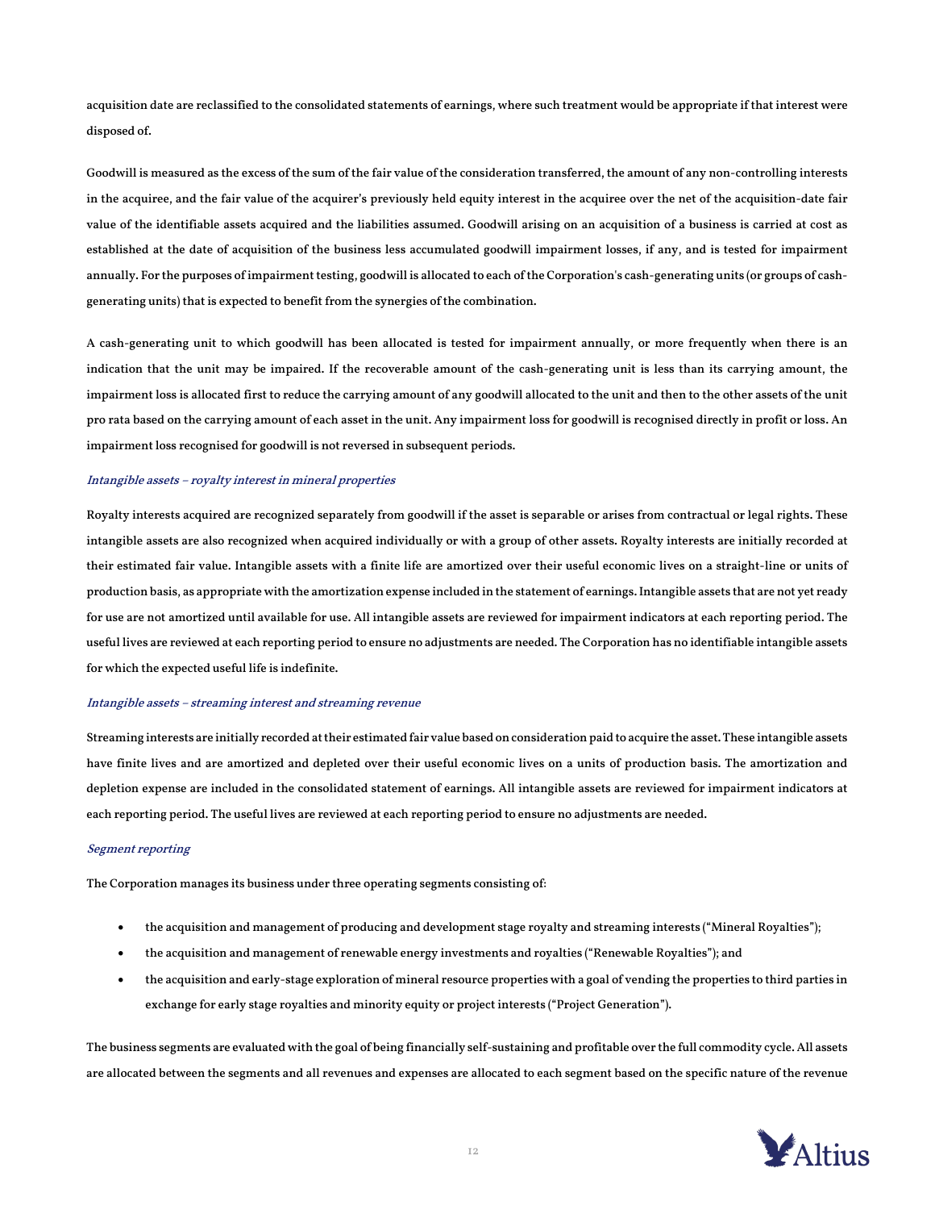acquisition date are reclassified to the consolidated statements of earnings, where such treatment would be appropriate if that interest were disposed of.

Goodwill is measured as the excess of the sum of the fair value of the consideration transferred, the amount of any non-controlling interests in the acquiree, and the fair value of the acquirer's previously held equity interest in the acquiree over the net of the acquisition-date fair value of the identifiable assets acquired and the liabilities assumed. Goodwill arising on an acquisition of a business is carried at cost as established at the date of acquisition of the business less accumulated goodwill impairment losses, if any, and is tested for impairment annually. For the purposes of impairment testing, goodwill is allocated to each of the Corporation's cash-generating units (or groups of cash-generating units) that is expected to benefit from the synergies of the combination.

A cash-generating unit to which goodwill has been allocated is tested for impairment annually, or more frequently when there is an indication that the unit may be impaired. If the recoverable amount of the cash-generating unit is less than its carrying amount, the impairment loss is allocated first to reduce the carrying amount of any goodwill allocated to the unit and then to the other assets of the unit pro rata based on the carrying amount of each asset in the unit. Any impairment loss for goodwill is recognised directly in profit or loss. An impairment loss recognised for goodwill is not reversed in subsequent periods.

*Intangible assets – royalty interest in mineral properties*

Royalty interests acquired are recognized separately from goodwill if the asset is separable or arises from contractual or legal rights. These intangible assets are also recognized when acquired individually or with a group of other assets. Royalty interests are initially recorded at their estimated fair value. Intangible assets with a finite life are amortized over their useful economic lives on a straight-line or units of production basis, as appropriate with the amortization expense included in the statement of earnings. Intangible assets that are not yet ready for use are not amortized until available for use. All intangible assets are reviewed for impairment indicators at each reporting period. The useful lives are reviewed at each reporting period to ensure no adjustments are needed. The Corporation has no identifiable intangible assets for which the expected useful life is indefinite.

*Intangible assets – streaming interest and streaming revenue*

Streaming interests are initially recorded at their estimated fair value based on consideration paid to acquire the asset. These intangible assets have finite lives and are amortized and depleted over their useful economic lives on a units of production basis. The amortization and depletion expense are included in the consolidated statement of earnings. All intangible assets are reviewed for impairment indicators at each reporting period. The useful lives are reviewed at each reporting period to ensure no adjustments are needed.

*Segment reporting*

The Corporation manages its business under three operating segments consisting of:

- the acquisition and management of producing and development stage royalty and streaming interests ("Mineral Royalties");
- the acquisition and management of renewable energy investments and royalties ("Renewable Royalties"); and
- the acquisition and early-stage exploration of mineral resource properties with a goal of vending the properties to third parties in exchange for early stage royalties and minority equity or project interests ("Project Generation").

The business segments are evaluated with the goal of being financially self-sustaining and profitable over the full commodity cycle. All assets are allocated between the segments and all revenues and expenses are allocated to each segment based on the specific nature of the revenue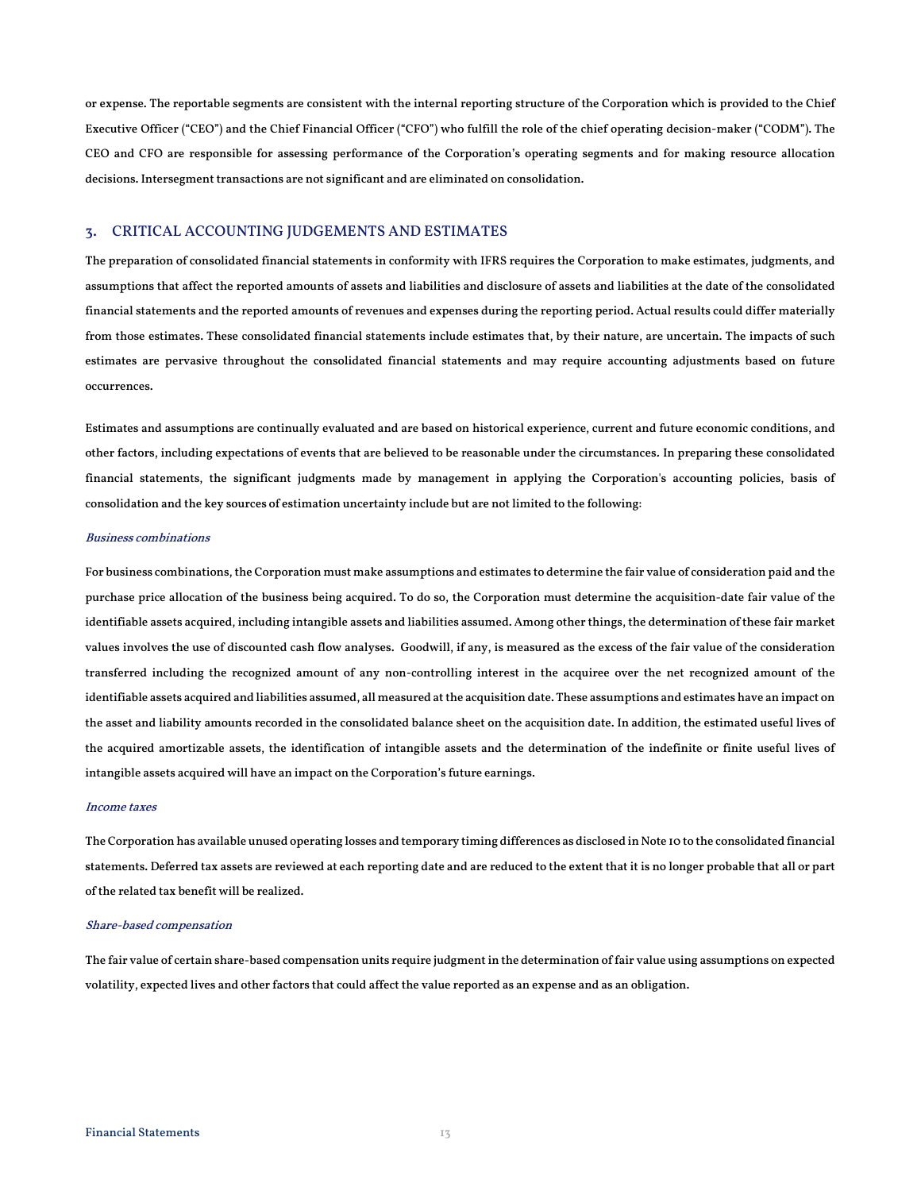or expense. The reportable segments are consistent with the internal reporting structure of the Corporation which is provided to the Chief Executive Officer ("CEO") and the Chief Financial Officer ("CFO") who fulfill the role of the chief operating decision-maker ("CODM"). The CEO and CFO are responsible for assessing performance of the Corporation's operating segments and for making resource allocation decisions. Intersegment transactions are not significant and are eliminated on consolidation.

## 3. CRITICAL ACCOUNTING JUDGEMENTS AND ESTIMATES

The preparation of consolidated financial statements in conformity with IFRS requires the Corporation to make estimates, judgments, and assumptions that affect the reported amounts of assets and liabilities and disclosure of assets and liabilities at the date of the consolidated financial statements and the reported amounts of revenues and expenses during the reporting period. Actual results could differ materially from those estimates. These consolidated financial statements include estimates that, by their nature, are uncertain. The impacts of such estimates are pervasive throughout the consolidated financial statements and may require accounting adjustments based on future occurrences.

Estimates and assumptions are continually evaluated and are based on historical experience, current and future economic conditions, and other factors, including expectations of events that are believed to be reasonable under the circumstances. In preparing these consolidated financial statements, the significant judgments made by management in applying the Corporation's accounting policies, basis of consolidation and the key sources of estimation uncertainty include but are not limited to the following:

*Business combinations*

For business combinations, the Corporation must make assumptions and estimates to determine the fair value of consideration paid and the purchase price allocation of the business being acquired. To do so, the Corporation must determine the acquisition-date fair value of the identifiable assets acquired, including intangible assets and liabilities assumed. Among other things, the determination of these fair market values involves the use of discounted cash flow analyses. Goodwill, if any, is measured as the excess of the fair value of the consideration transferred including the recognized amount of any non-controlling interest in the acquiree over the net recognized amount of the identifiable assets acquired and liabilities assumed, all measured at the acquisition date. These assumptions and estimates have an impact on the asset and liability amounts recorded in the consolidated balance sheet on the acquisition date. In addition, the estimated useful lives of the acquired amortizable assets, the identification of intangible assets and the determination of the indefinite or finite useful lives of intangible assets acquired will have an impact on the Corporation's future earnings.

*Income taxes*

The Corporation has available unused operating losses and temporary timing differences as disclosed in Note 10 to the consolidated financial statements. Deferred tax assets are reviewed at each reporting date and are reduced to the extent that it is no longer probable that all or part of the related tax benefit will be realized.

*Share-based compensation*

The fair value of certain share-based compensation units require judgment in the determination of fair value using assumptions on expected volatility, expected lives and other factors that could affect the value reported as an expense and as an obligation.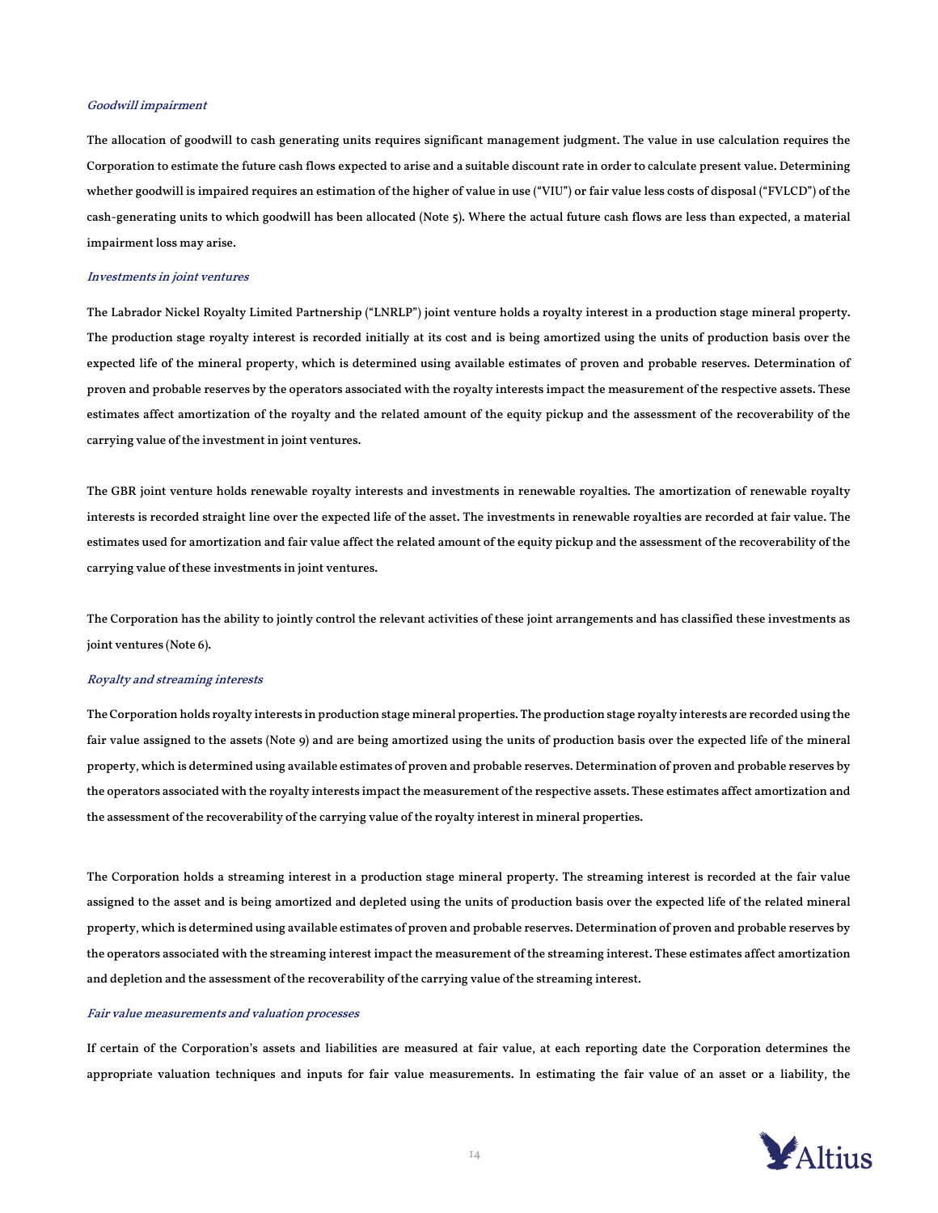*Goodwill impairment*

The allocation of goodwill to cash generating units requires significant management judgment. The value in use calculation requires the Corporation to estimate the future cash flows expected to arise and a suitable discount rate in order to calculate present value. Determining whether goodwill is impaired requires an estimation of the higher of value in use ("VIU") or fair value less costs of disposal ("FVLCD") of the cash-generating units to which goodwill has been allocated (Note 5). Where the actual future cash flows are less than expected, a material impairment loss may arise.

*Investments in joint ventures*

The Labrador Nickel Royalty Limited Partnership ("LNRLP") joint venture holds a royalty interest in a production stage mineral property. The production stage royalty interest is recorded initially at its cost and is being amortized using the units of production basis over the expected life of the mineral property, which is determined using available estimates of proven and probable reserves. Determination of proven and probable reserves by the operators associated with the royalty interests impact the measurement of the respective assets. These estimates affect amortization of the royalty and the related amount of the equity pickup and the assessment of the recoverability of the carrying value of the investment in joint ventures.

The GBR joint venture holds renewable royalty interests and investments in renewable royalties. The amortization of renewable royalty interests is recorded straight line over the expected life of the asset. The investments in renewable royalties are recorded at fair value. The estimates used for amortization and fair value affect the related amount of the equity pickup and the assessment of the recoverability of the carrying value of these investments in joint ventures.

The Corporation has the ability to jointly control the relevant activities of these joint arrangements and has classified these investments as joint ventures (Note 6).

*Royalty and streaming interests*

The Corporation holds royalty interests in production stage mineral properties. The production stage royalty interests are recorded using the fair value assigned to the assets (Note 9) and are being amortized using the units of production basis over the expected life of the mineral property, which is determined using available estimates of proven and probable reserves. Determination of proven and probable reserves by the operators associated with the royalty interests impact the measurement of the respective assets. These estimates affect amortization and the assessment of the recoverability of the carrying value of the royalty interest in mineral properties.

The Corporation holds a streaming interest in a production stage mineral property. The streaming interest is recorded at the fair value assigned to the asset and is being amortized and depleted using the units of production basis over the expected life of the related mineral property, which is determined using available estimates of proven and probable reserves. Determination of proven and probable reserves by the operators associated with the streaming interest impact the measurement of the streaming interest. These estimates affect amortization and depletion and the assessment of the recoverability of the carrying value of the streaming interest.

*Fair value measurements and valuation processes*

If certain of the Corporation's assets and liabilities are measured at fair value, at each reporting date the Corporation determines the appropriate valuation techniques and inputs for fair value measurements. In estimating the fair value of an asset or a liability, the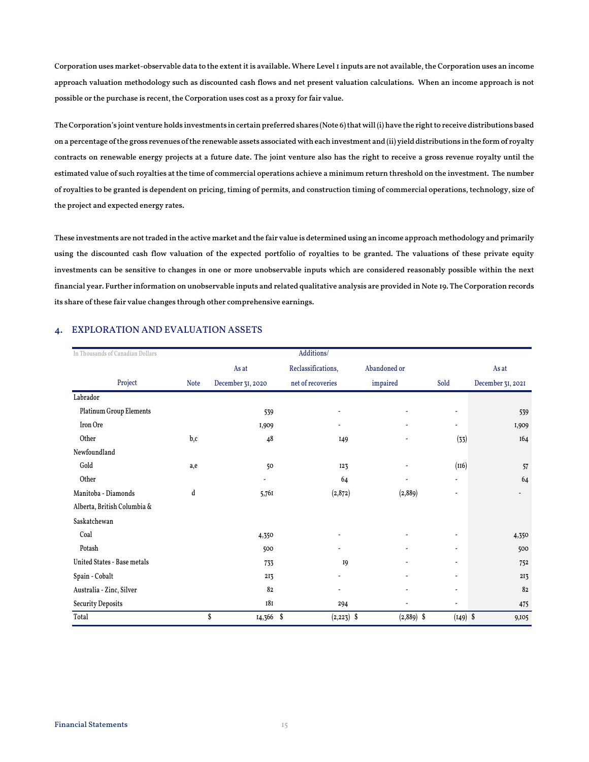Corporation uses market-observable data to the extent it is available. Where Level 1 inputs are not available, the Corporation uses an income approach valuation methodology such as discounted cash flows and net present valuation calculations. When an income approach is not possible or the purchase is recent, the Corporation uses cost as a proxy for fair value.

The Corporation's joint venture holds investments in certain preferred shares (Note 6) that will (i) have the right to receive distributions based on a percentage of the gross revenues of the renewable assets associated with each investment and (ii) yield distributions in the form of royalty contracts on renewable energy projects at a future date. The joint venture also has the right to receive a gross revenue royalty until the estimated value of such royalties at the time of commercial operations achieve a minimum return threshold on the investment. The number of royalties to be granted is dependent on pricing, timing of permits, and construction timing of commercial operations, technology, size of the project and expected energy rates.

These investments are not traded in the active market and the fair value is determined using an income approach methodology and primarily using the discounted cash flow valuation of the expected portfolio of royalties to be granted. The valuations of these private equity investments can be sensitive to changes in one or more unobservable inputs which are considered reasonably possible within the next financial year. Further information on unobservable inputs and related qualitative analysis are provided in Note 19. The Corporation records its share of these fair value changes through other comprehensive earnings.

## 4. EXPLORATION AND EVALUATION ASSETS

| In Thousands of Canadian Dollars<br>Project | Note | As at December 31, 2020 | Additions/ Reclassifications, net of recoveries | Abandoned or impaired | Sold | As at December 31, 2021 |
|---|---|---|---|---|---|---|
| Labrador | | | | | | |
| Platinum Group Elements | | 539 | - | - | - | 539 |
| Iron Ore | | 1,909 | - | - | - | 1,909 |
| Other | b,c | 48 | 149 | - | (33) | 164 |
| Newfoundland | | | | | | |
| Gold | a,e | 50 | 123 | - | (116) | 57 |
| Other | | - | 64 | - | - | 64 |
| Manitoba - Diamonds | d | 5,761 | (2,872) | (2,889) | - | - |
| Alberta, British Columbia & Saskatchewan | | | | | | |
| Coal | | 4,350 | - | - | - | 4,350 |
| Potash | | 500 | - | - | - | 500 |
| United States - Base metals | | 733 | 19 | - | - | 752 |
| Spain - Cobalt | | 213 | - | - | - | 213 |
| Australia - Zinc, Silver | | 82 | - | - | - | 82 |
| Security Deposits | | 181 | 294 | - | - | 475 |
| Total | | $ 14,366 | $ (2,223) | $ (2,889) | $ (149) | $ 9,105 |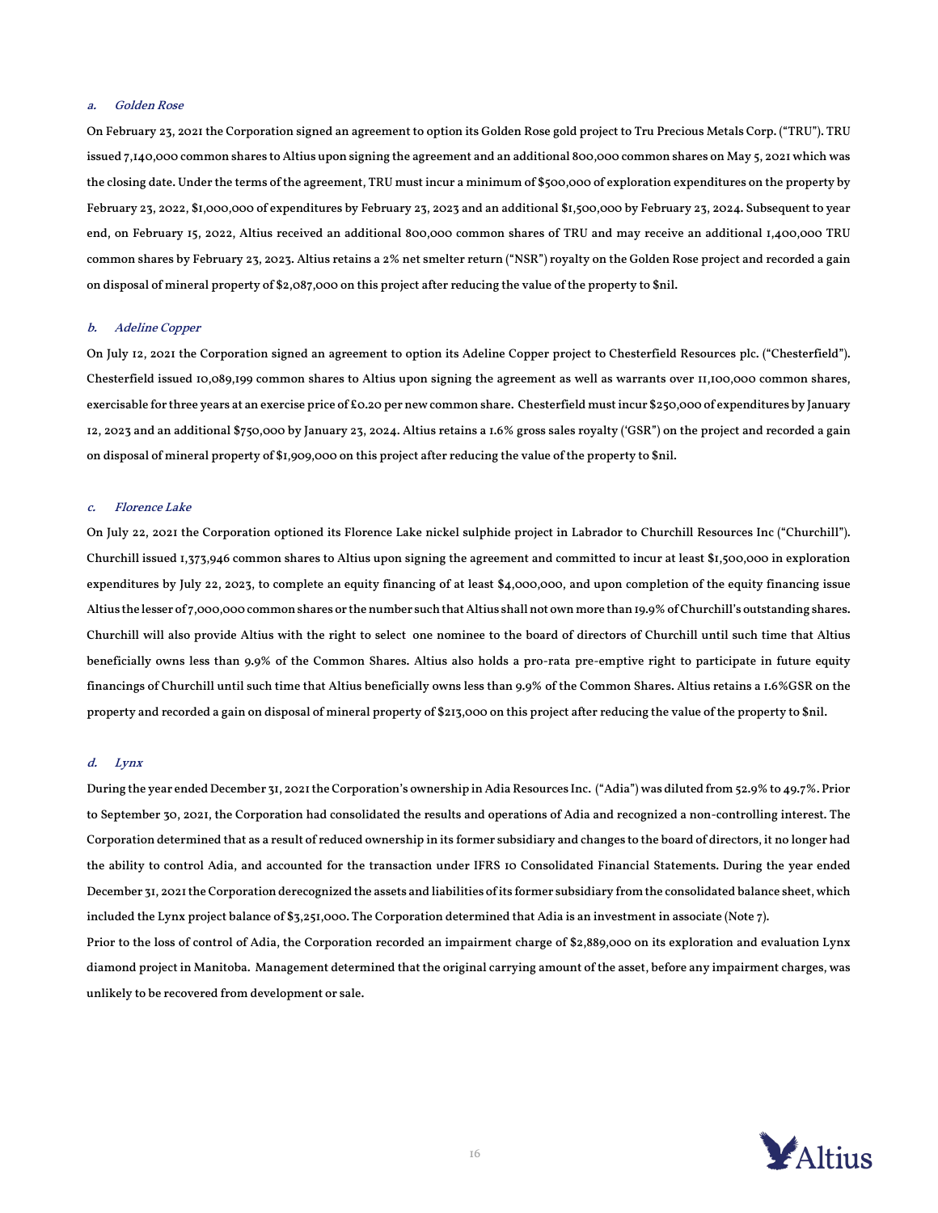### *a. Golden Rose*

On February 23, 2021 the Corporation signed an agreement to option its Golden Rose gold project to Tru Precious Metals Corp. ("TRU"). TRU issued 7,140,000 common shares to Altius upon signing the agreement and an additional 800,000 common shares on May 5, 2021 which was the closing date. Under the terms of the agreement, TRU must incur a minimum of $500,000 of exploration expenditures on the property by February 23, 2022, $1,000,000 of expenditures by February 23, 2023 and an additional $1,500,000 by February 23, 2024. Subsequent to year end, on February 15, 2022, Altius received an additional 800,000 common shares of TRU and may receive an additional 1,400,000 TRU common shares by February 23, 2023. Altius retains a 2% net smelter return ("NSR") royalty on the Golden Rose project and recorded a gain on disposal of mineral property of $2,087,000 on this project after reducing the value of the property to $nil.

### *b. Adeline Copper*

On July 12, 2021 the Corporation signed an agreement to option its Adeline Copper project to Chesterfield Resources plc. ("Chesterfield"). Chesterfield issued 10,089,199 common shares to Altius upon signing the agreement as well as warrants over 11,100,000 common shares, exercisable for three years at an exercise price of £0.20 per new common share. Chesterfield must incur $250,000 of expenditures by January 12, 2023 and an additional $750,000 by January 23, 2024. Altius retains a 1.6% gross sales royalty ('GSR") on the project and recorded a gain on disposal of mineral property of $1,909,000 on this project after reducing the value of the property to $nil.

### *c. Florence Lake*

On July 22, 2021 the Corporation optioned its Florence Lake nickel sulphide project in Labrador to Churchill Resources Inc ("Churchill"). Churchill issued 1,373,946 common shares to Altius upon signing the agreement and committed to incur at least $1,500,000 in exploration expenditures by July 22, 2023, to complete an equity financing of at least $4,000,000, and upon completion of the equity financing issue Altius the lesser of 7,000,000 common shares or the number such that Altius shall not own more than 19.9% of Churchill's outstanding shares. Churchill will also provide Altius with the right to select one nominee to the board of directors of Churchill until such time that Altius beneficially owns less than 9.9% of the Common Shares. Altius also holds a pro-rata pre-emptive right to participate in future equity financings of Churchill until such time that Altius beneficially owns less than 9.9% of the Common Shares. Altius retains a 1.6%GSR on the property and recorded a gain on disposal of mineral property of $213,000 on this project after reducing the value of the property to $nil.

### *d. Lynx*

During the year ended December 31, 2021 the Corporation's ownership in Adia Resources Inc. ("Adia") was diluted from 52.9% to 49.7%. Prior to September 30, 2021, the Corporation had consolidated the results and operations of Adia and recognized a non-controlling interest. The Corporation determined that as a result of reduced ownership in its former subsidiary and changes to the board of directors, it no longer had the ability to control Adia, and accounted for the transaction under IFRS 10 Consolidated Financial Statements. During the year ended December 31, 2021 the Corporation derecognized the assets and liabilities of its former subsidiary from the consolidated balance sheet, which included the Lynx project balance of $3,251,000. The Corporation determined that Adia is an investment in associate (Note 7).

Prior to the loss of control of Adia, the Corporation recorded an impairment charge of $2,889,000 on its exploration and evaluation Lynx diamond project in Manitoba. Management determined that the original carrying amount of the asset, before any impairment charges, was unlikely to be recovered from development or sale.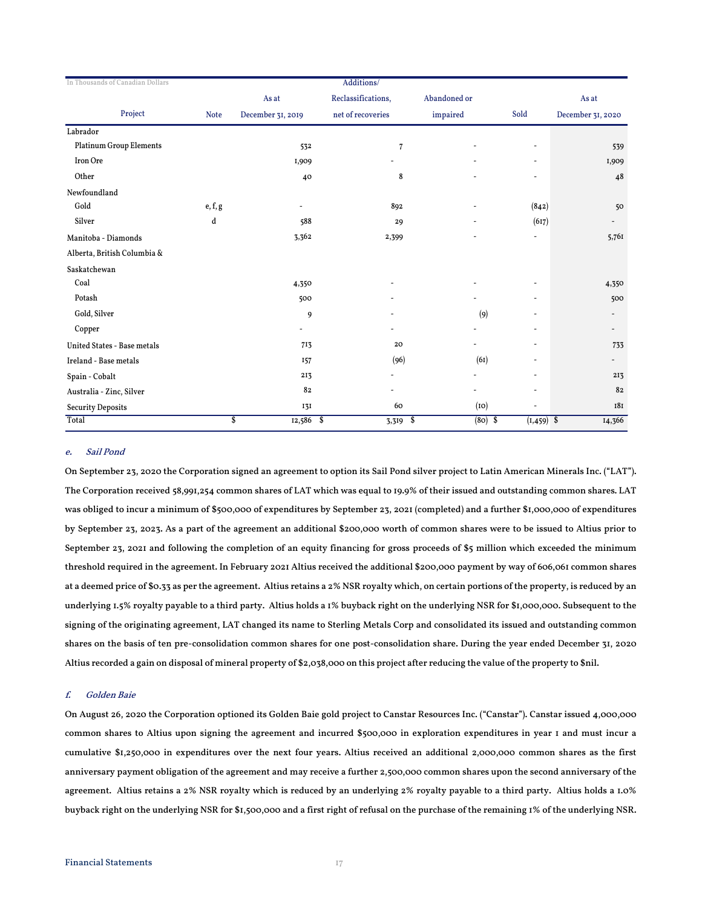| In Thousands of Canadian Dollars | | As at | Additions/ Reclassifications, | Abandoned or | | As at |
|---|---|---|---|---|---|---|
| Project | Note | December 31, 2019 | net of recoveries | impaired | Sold | December 31, 2020 |
| Labrador | | | | | | |
| Platinum Group Elements | | 532 | 7 | - | - | 539 |
| Iron Ore | | 1,909 | - | - | - | 1,909 |
| Other | | 40 | 8 | - | - | 48 |
| Newfoundland | | | | | | |
| Gold | e, f, g | - | 892 | - | (842) | 50 |
| Silver | d | 588 | 29 | - | (617) | - |
| Manitoba - Diamonds | | 3,362 | 2,399 | - | - | 5,761 |
| Alberta, British Columbia & Saskatchewan | | | | | | |
| Coal | | 4,350 | - | - | - | 4,350 |
| Potash | | 500 | - | - | - | 500 |
| Gold, Silver | | 9 | - | (9) | - | - |
| Copper | | - | - | - | - | - |
| United States - Base metals | | 713 | 20 | - | - | 733 |
| Ireland - Base metals | | 157 | (96) | (61) | - | - |
| Spain - Cobalt | | 213 | - | - | - | 213 |
| Australia - Zinc, Silver | | 82 | - | - | - | 82 |
| Security Deposits | | 131 | 60 | (10) | - | 181 |
| Total | | $ 12,586 | $ 3,319 | $ (80) | $ (1,459) | $ 14,366 |

### *e. Sail Pond*

On September 23, 2020 the Corporation signed an agreement to option its Sail Pond silver project to Latin American Minerals Inc. ("LAT"). The Corporation received 58,991,254 common shares of LAT which was equal to 19.9% of their issued and outstanding common shares. LAT was obliged to incur a minimum of $500,000 of expenditures by September 23, 2021 (completed) and a further $1,000,000 of expenditures by September 23, 2023. As a part of the agreement an additional $200,000 worth of common shares were to be issued to Altius prior to September 23, 2021 and following the completion of an equity financing for gross proceeds of $5 million which exceeded the minimum threshold required in the agreement. In February 2021 Altius received the additional $200,000 payment by way of 606,061 common shares at a deemed price of $0.33 as per the agreement. Altius retains a 2% NSR royalty which, on certain portions of the property, is reduced by an underlying 1.5% royalty payable to a third party. Altius holds a 1% buyback right on the underlying NSR for $1,000,000. Subsequent to the signing of the originating agreement, LAT changed its name to Sterling Metals Corp and consolidated its issued and outstanding common shares on the basis of ten pre-consolidation common shares for one post-consolidation share. During the year ended December 31, 2020 Altius recorded a gain on disposal of mineral property of $2,038,000 on this project after reducing the value of the property to $nil.

### *f. Golden Baie*

On August 26, 2020 the Corporation optioned its Golden Baie gold project to Canstar Resources Inc. ("Canstar"). Canstar issued 4,000,000 common shares to Altius upon signing the agreement and incurred $500,000 in exploration expenditures in year 1 and must incur a cumulative $1,250,000 in expenditures over the next four years. Altius received an additional 2,000,000 common shares as the first anniversary payment obligation of the agreement and may receive a further 2,500,000 common shares upon the second anniversary of the agreement. Altius retains a 2% NSR royalty which is reduced by an underlying 2% royalty payable to a third party. Altius holds a 1.0% buyback right on the underlying NSR for $1,500,000 and a first right of refusal on the purchase of the remaining 1% of the underlying NSR.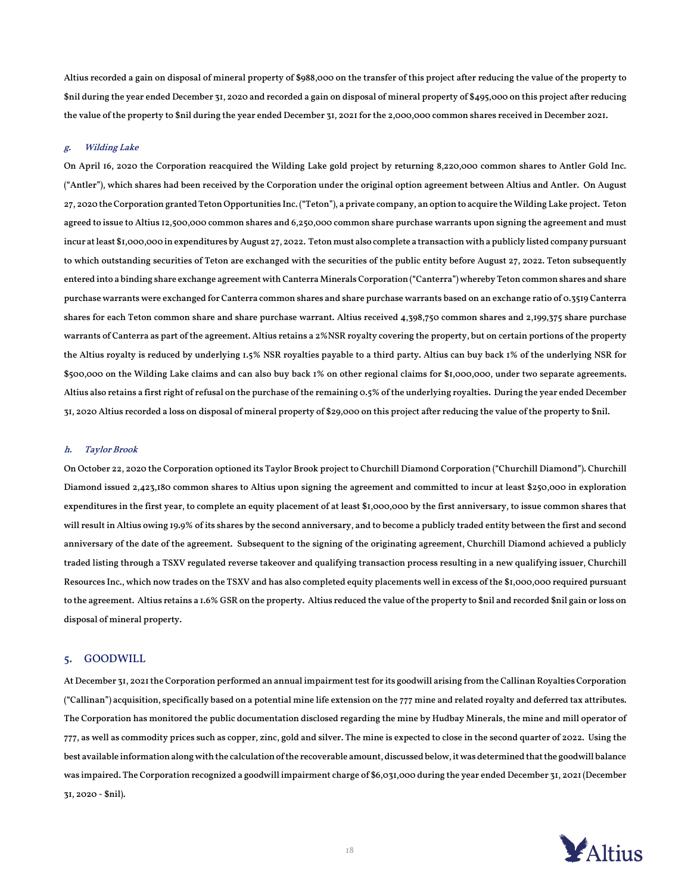Altius recorded a gain on disposal of mineral property of $988,000 on the transfer of this project after reducing the value of the property to $nil during the year ended December 31, 2020 and recorded a gain on disposal of mineral property of $495,000 on this project after reducing the value of the property to $nil during the year ended December 31, 2021 for the 2,000,000 common shares received in December 2021.

#### *g. Wilding Lake*

On April 16, 2020 the Corporation reacquired the Wilding Lake gold project by returning 8,220,000 common shares to Antler Gold Inc. ("Antler"), which shares had been received by the Corporation under the original option agreement between Altius and Antler. On August 27, 2020 the Corporation granted Teton Opportunities Inc. ("Teton"), a private company, an option to acquire the Wilding Lake project. Teton agreed to issue to Altius 12,500,000 common shares and 6,250,000 common share purchase warrants upon signing the agreement and must incur at least $1,000,000 in expenditures by August 27, 2022. Teton must also complete a transaction with a publicly listed company pursuant to which outstanding securities of Teton are exchanged with the securities of the public entity before August 27, 2022. Teton subsequently entered into a binding share exchange agreement with Canterra Minerals Corporation ("Canterra") whereby Teton common shares and share purchase warrants were exchanged for Canterra common shares and share purchase warrants based on an exchange ratio of 0.3519 Canterra shares for each Teton common share and share purchase warrant. Altius received 4,398,750 common shares and 2,199,375 share purchase warrants of Canterra as part of the agreement. Altius retains a 2%NSR royalty covering the property, but on certain portions of the property the Altius royalty is reduced by underlying 1.5% NSR royalties payable to a third party. Altius can buy back 1% of the underlying NSR for $500,000 on the Wilding Lake claims and can also buy back 1% on other regional claims for $1,000,000, under two separate agreements. Altius also retains a first right of refusal on the purchase of the remaining 0.5% of the underlying royalties. During the year ended December 31, 2020 Altius recorded a loss on disposal of mineral property of $29,000 on this project after reducing the value of the property to $nil.

#### *h. Taylor Brook*

On October 22, 2020 the Corporation optioned its Taylor Brook project to Churchill Diamond Corporation ("Churchill Diamond"). Churchill Diamond issued 2,423,180 common shares to Altius upon signing the agreement and committed to incur at least $250,000 in exploration expenditures in the first year, to complete an equity placement of at least $1,000,000 by the first anniversary, to issue common shares that will result in Altius owing 19.9% of its shares by the second anniversary, and to become a publicly traded entity between the first and second anniversary of the date of the agreement. Subsequent to the signing of the originating agreement, Churchill Diamond achieved a publicly traded listing through a TSXV regulated reverse takeover and qualifying transaction process resulting in a new qualifying issuer, Churchill Resources Inc., which now trades on the TSXV and has also completed equity placements well in excess of the $1,000,000 required pursuant to the agreement. Altius retains a 1.6% GSR on the property. Altius reduced the value of the property to $nil and recorded $nil gain or loss on disposal of mineral property.

## 5. GOODWILL

At December 31, 2021 the Corporation performed an annual impairment test for its goodwill arising from the Callinan Royalties Corporation ("Callinan") acquisition, specifically based on a potential mine life extension on the 777 mine and related royalty and deferred tax attributes. The Corporation has monitored the public documentation disclosed regarding the mine by Hudbay Minerals, the mine and mill operator of 777, as well as commodity prices such as copper, zinc, gold and silver. The mine is expected to close in the second quarter of 2022. Using the best available information along with the calculation of the recoverable amount, discussed below, it was determined that the goodwill balance was impaired. The Corporation recognized a goodwill impairment charge of $6,031,000 during the year ended December 31, 2021 (December 31, 2020 - $nil).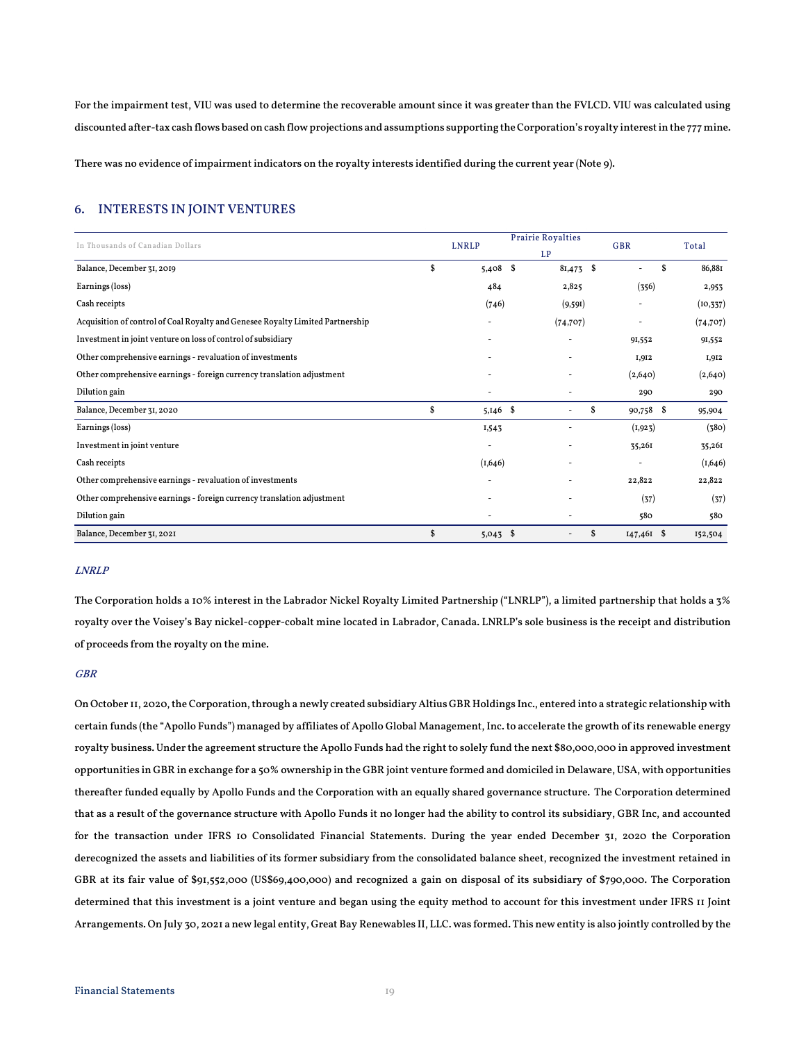For the impairment test, VIU was used to determine the recoverable amount since it was greater than the FVLCD. VIU was calculated using discounted after-tax cash flows based on cash flow projections and assumptions supporting the Corporation's royalty interest in the 777 mine.

There was no evidence of impairment indicators on the royalty interests identified during the current year (Note 9).

## 6. INTERESTS IN JOINT VENTURES

| In Thousands of Canadian Dollars | LNRLP | Prairie Royalties LP | GBR | Total |
|---|---|---|---|---|
| Balance, December 31, 2019 | $ 5,408 | $ 81,473 | $ - | $ 86,881 |
| Earnings (loss) | 484 | 2,825 | (356) | 2,953 |
| Cash receipts | (746) | (9,591) | - | (10,337) |
| Acquisition of control of Coal Royalty and Genesee Royalty Limited Partnership | - | (74,707) | - | (74,707) |
| Investment in joint venture on loss of control of subsidiary | - | - | 91,552 | 91,552 |
| Other comprehensive earnings - revaluation of investments | - | - | 1,912 | 1,912 |
| Other comprehensive earnings - foreign currency translation adjustment | - | - | (2,640) | (2,640) |
| Dilution gain | - | - | 290 | 290 |
| Balance, December 31, 2020 | $ 5,146 | $ - | $ 90,758 | $ 95,904 |
| Earnings (loss) | 1,543 | - | (1,923) | (380) |
| Investment in joint venture | - | - | 35,261 | 35,261 |
| Cash receipts | (1,646) | - | - | (1,646) |
| Other comprehensive earnings - revaluation of investments | - | - | 22,822 | 22,822 |
| Other comprehensive earnings - foreign currency translation adjustment | - | - | (37) | (37) |
| Dilution gain | - | - | 580 | 580 |
| Balance, December 31, 2021 | $ 5,043 | $ - | $ 147,461 | $ 152,504 |

*LNRLP*

The Corporation holds a 10% interest in the Labrador Nickel Royalty Limited Partnership ("LNRLP"), a limited partnership that holds a 3% royalty over the Voisey's Bay nickel-copper-cobalt mine located in Labrador, Canada. LNRLP's sole business is the receipt and distribution of proceeds from the royalty on the mine.

*GBR*

On October 11, 2020, the Corporation, through a newly created subsidiary Altius GBR Holdings Inc., entered into a strategic relationship with certain funds (the "Apollo Funds") managed by affiliates of Apollo Global Management, Inc. to accelerate the growth of its renewable energy royalty business. Under the agreement structure the Apollo Funds had the right to solely fund the next $80,000,000 in approved investment opportunities in GBR in exchange for a 50% ownership in the GBR joint venture formed and domiciled in Delaware, USA, with opportunities thereafter funded equally by Apollo Funds and the Corporation with an equally shared governance structure. The Corporation determined that as a result of the governance structure with Apollo Funds it no longer had the ability to control its subsidiary, GBR Inc, and accounted for the transaction under IFRS 10 Consolidated Financial Statements. During the year ended December 31, 2020 the Corporation derecognized the assets and liabilities of its former subsidiary from the consolidated balance sheet, recognized the investment retained in GBR at its fair value of $91,552,000 (US$69,400,000) and recognized a gain on disposal of its subsidiary of $790,000. The Corporation determined that this investment is a joint venture and began using the equity method to account for this investment under IFRS 11 Joint Arrangements. On July 30, 2021 a new legal entity, Great Bay Renewables II, LLC. was formed. This new entity is also jointly controlled by the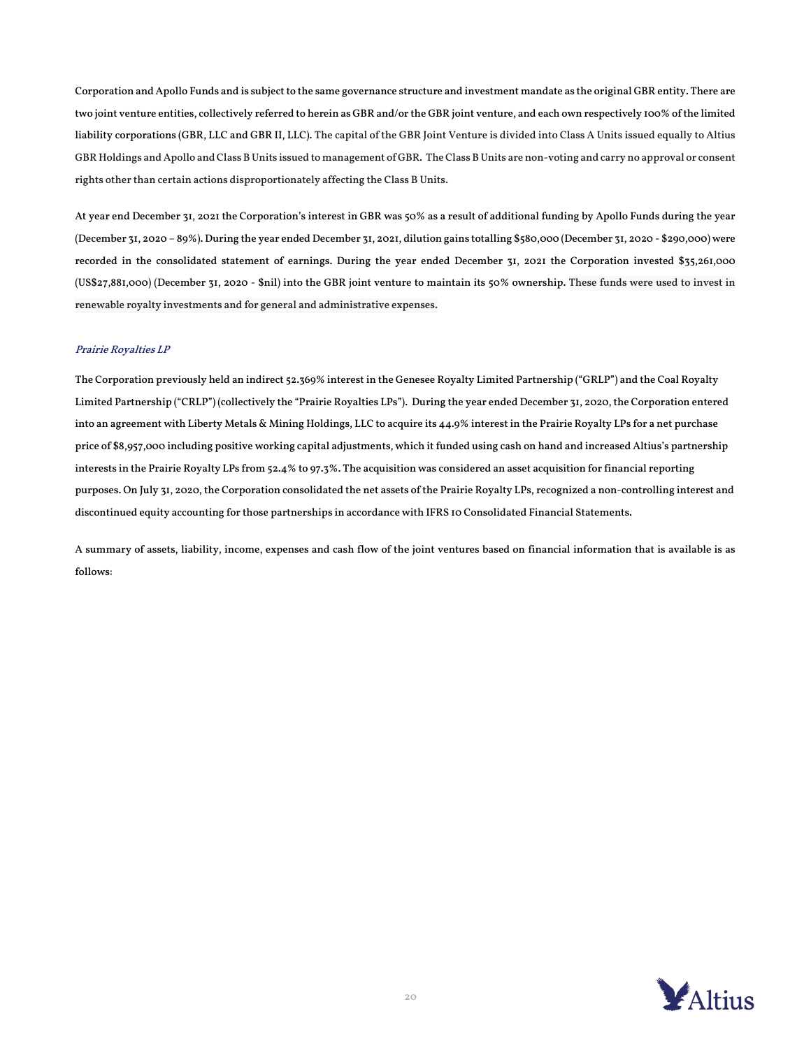Corporation and Apollo Funds and is subject to the same governance structure and investment mandate as the original GBR entity. There are two joint venture entities, collectively referred to herein as GBR and/or the GBR joint venture, and each own respectively 100% of the limited liability corporations (GBR, LLC and GBR II, LLC). The capital of the GBR Joint Venture is divided into Class A Units issued equally to Altius GBR Holdings and Apollo and Class B Units issued to management of GBR. The Class B Units are non-voting and carry no approval or consent rights other than certain actions disproportionately affecting the Class B Units.

At year end December 31, 2021 the Corporation's interest in GBR was 50% as a result of additional funding by Apollo Funds during the year (December 31, 2020 – 89%). During the year ended December 31, 2021, dilution gains totalling $580,000 (December 31, 2020 - $290,000) were recorded in the consolidated statement of earnings. During the year ended December 31, 2021 the Corporation invested $35,261,000 (US$27,881,000) (December 31, 2020 - $nil) into the GBR joint venture to maintain its 50% ownership. These funds were used to invest in renewable royalty investments and for general and administrative expenses.

### *Prairie Royalties LP*

The Corporation previously held an indirect 52.369% interest in the Genesee Royalty Limited Partnership ("GRLP") and the Coal Royalty Limited Partnership ("CRLP") (collectively the "Prairie Royalties LPs"). During the year ended December 31, 2020, the Corporation entered into an agreement with Liberty Metals & Mining Holdings, LLC to acquire its 44.9% interest in the Prairie Royalty LPs for a net purchase price of $8,957,000 including positive working capital adjustments, which it funded using cash on hand and increased Altius's partnership interests in the Prairie Royalty LPs from 52.4% to 97.3%. The acquisition was considered an asset acquisition for financial reporting purposes. On July 31, 2020, the Corporation consolidated the net assets of the Prairie Royalty LPs, recognized a non-controlling interest and discontinued equity accounting for those partnerships in accordance with IFRS 10 Consolidated Financial Statements.

A summary of assets, liability, income, expenses and cash flow of the joint ventures based on financial information that is available is as follows: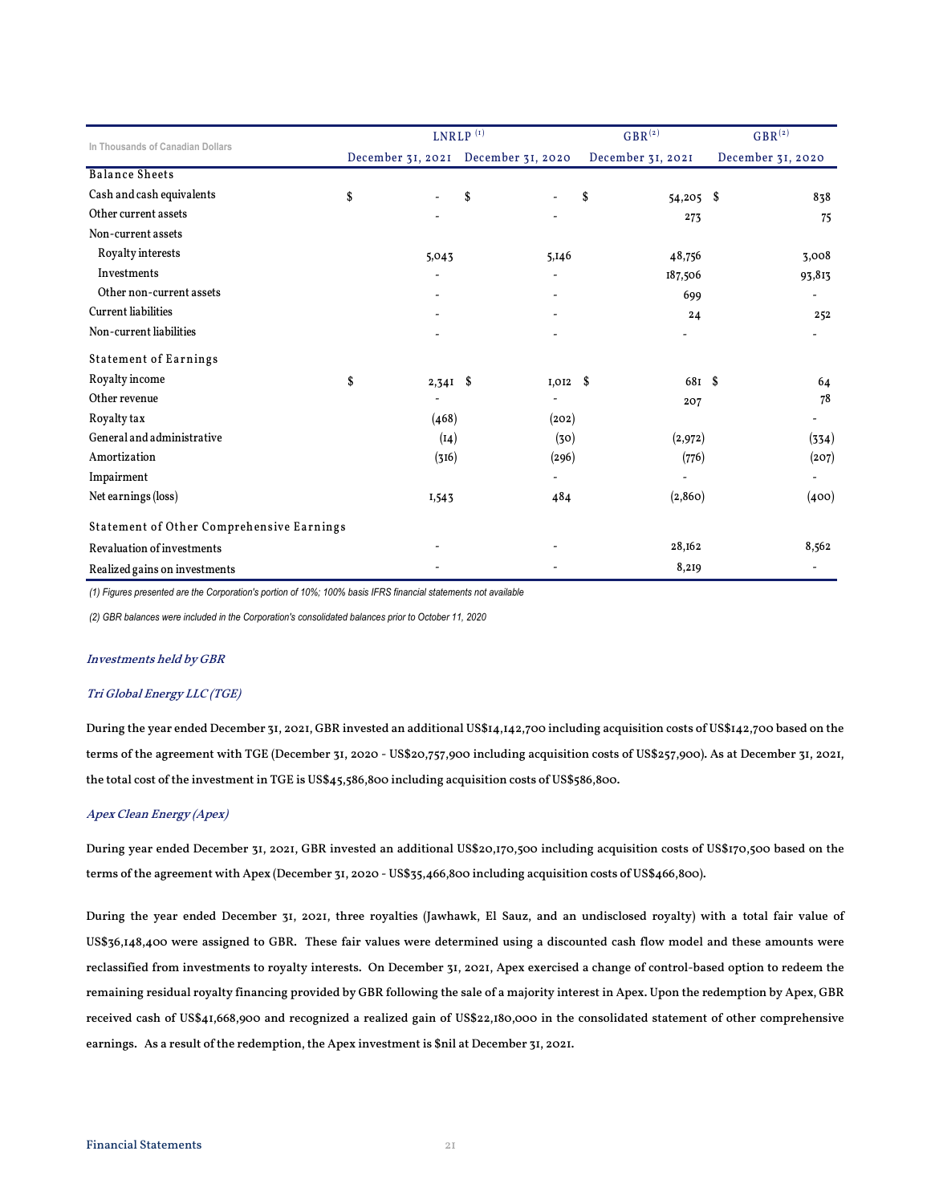| In Thousands of Canadian Dollars | LNRLP [1] | | GBR [2] | GBR [2] |
|---|---|---|---|---|
| | December 31, 2021 | December 31, 2020 | December 31, 2021 | December 31, 2020 |
| **Balance Sheets** | | | | |
| Cash and cash equivalents | $ - | $ - | $ 54,205 | $ 838 |
| Other current assets | - | - | 273 | 75 |
| Non-current assets | | | | |
| Royalty interests | 5,043 | 5,146 | 48,756 | 3,008 |
| Investments | - | - | 187,506 | 93,813 |
| Other non-current assets | - | - | 699 | - |
| Current liabilities | - | - | 24 | 252 |
| Non-current liabilities | - | - | - | - |
| **Statement of Earnings** | | | | |
| Royalty income | $ 2,341 | $ 1,012 | $ 681 | $ 64 |
| Other revenue | - | - | 207 | 78 |
| Royalty tax | (468) | (202) | | - |
| General and administrative | (14) | (30) | (2,972) | (334) |
| Amortization | (316) | (296) | (776) | (207) |
| Impairment | | - | - | - |
| Net earnings (loss) | 1,543 | 484 | (2,860) | (400) |
| **Statement of Other Comprehensive Earnings** | | | | |
| Revaluation of investments | - | - | 28,162 | 8,562 |
| Realized gains on investments | - | - | 8,219 | - |

*(1) Figures presented are the Corporation's portion of 10%; 100% basis IFRS financial statements not available*

*(2) GBR balances were included in the Corporation's consolidated balances prior to October 11, 2020*

### *Investments held by GBR*

#### *Tri Global Energy LLC (TGE)*

During the year ended December 31, 2021, GBR invested an additional US$14,142,700 including acquisition costs of US$142,700 based on the terms of the agreement with TGE (December 31, 2020 - US$20,757,900 including acquisition costs of US$257,900). As at December 31, 2021, the total cost of the investment in TGE is US$45,586,800 including acquisition costs of US$586,800.

#### *Apex Clean Energy (Apex)*

During year ended December 31, 2021, GBR invested an additional US$20,170,500 including acquisition costs of US$170,500 based on the terms of the agreement with Apex (December 31, 2020 - US$35,466,800 including acquisition costs of US$466,800).

During the year ended December 31, 2021, three royalties (Jawhawk, El Sauz, and an undisclosed royalty) with a total fair value of US$36,148,400 were assigned to GBR. These fair values were determined using a discounted cash flow model and these amounts were reclassified from investments to royalty interests. On December 31, 2021, Apex exercised a change of control-based option to redeem the remaining residual royalty financing provided by GBR following the sale of a majority interest in Apex. Upon the redemption by Apex, GBR received cash of US$41,668,900 and recognized a realized gain of US$22,180,000 in the consolidated statement of other comprehensive earnings. As a result of the redemption, the Apex investment is $nil at December 31, 2021.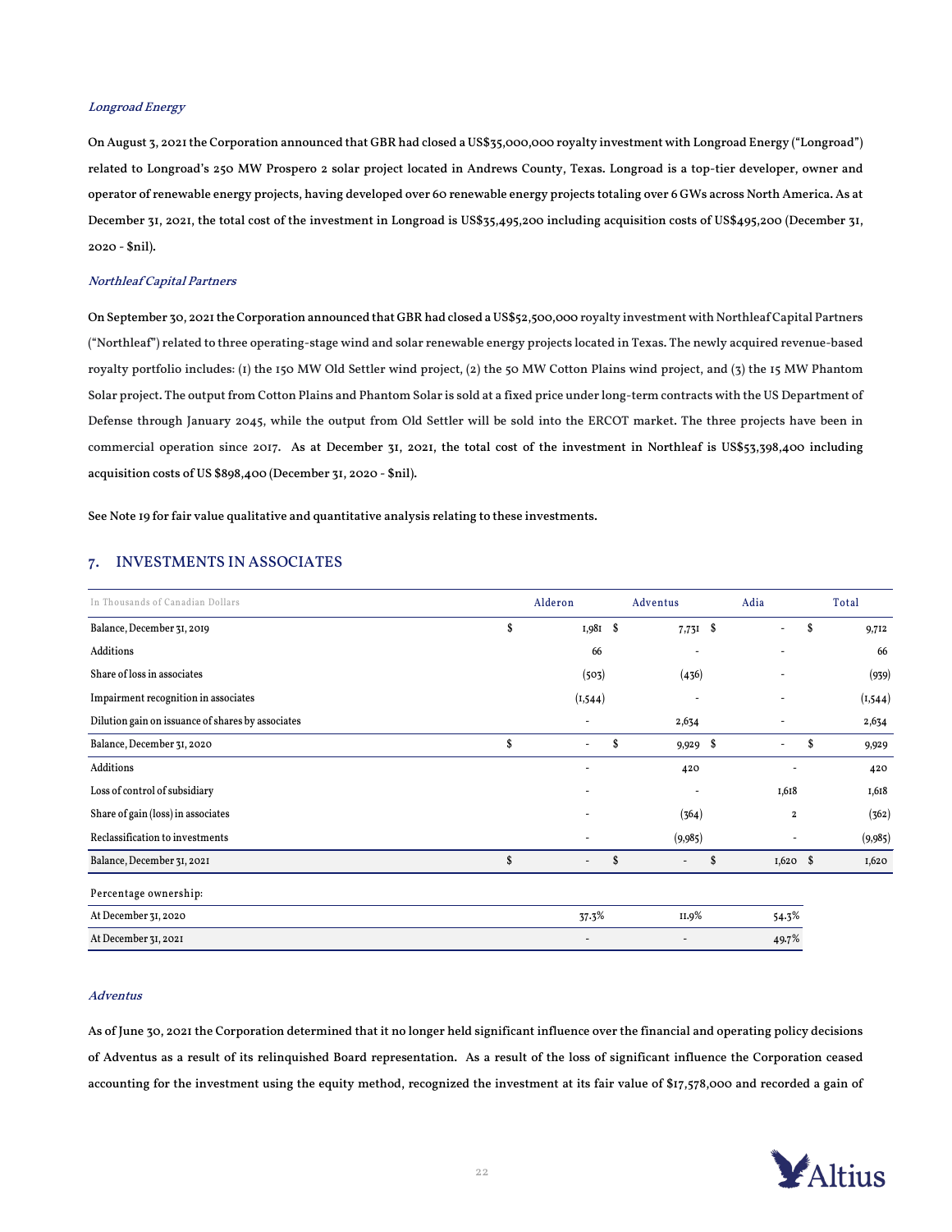*Longroad Energy*

On August 3, 2021 the Corporation announced that GBR had closed a US$35,000,000 royalty investment with Longroad Energy ("Longroad") related to Longroad's 250 MW Prospero 2 solar project located in Andrews County, Texas. Longroad is a top-tier developer, owner and operator of renewable energy projects, having developed over 60 renewable energy projects totaling over 6 GWs across North America. As at December 31, 2021, the total cost of the investment in Longroad is US$35,495,200 including acquisition costs of US$495,200 (December 31, 2020 - $nil).

*Northleaf Capital Partners*

On September 30, 2021 the Corporation announced that GBR had closed a US$52,500,000 royalty investment with Northleaf Capital Partners ("Northleaf") related to three operating-stage wind and solar renewable energy projects located in Texas. The newly acquired revenue-based royalty portfolio includes: (1) the 150 MW Old Settler wind project, (2) the 50 MW Cotton Plains wind project, and (3) the 15 MW Phantom Solar project. The output from Cotton Plains and Phantom Solar is sold at a fixed price under long-term contracts with the US Department of Defense through January 2045, while the output from Old Settler will be sold into the ERCOT market. The three projects have been in commercial operation since 2017. As at December 31, 2021, the total cost of the investment in Northleaf is US$53,398,400 including acquisition costs of US $898,400 (December 31, 2020 - $nil).

See Note 19 for fair value qualitative and quantitative analysis relating to these investments.

## 7. INVESTMENTS IN ASSOCIATES

| In Thousands of Canadian Dollars | Alderon | Adventus | Adia | Total |
|---|---|---|---|---|
| Balance, December 31, 2019 | $ 1,981 | $ 7,731 | $ - | $ 9,712 |
| Additions | 66 | - | - | 66 |
| Share of loss in associates | (503) | (436) | - | (939) |
| Impairment recognition in associates | (1,544) | - | - | (1,544) |
| Dilution gain on issuance of shares by associates | - | 2,634 | - | 2,634 |
| Balance, December 31, 2020 | $ - | $ 9,929 | $ - | $ 9,929 |
| Additions | - | 420 | - | 420 |
| Loss of control of subsidiary | - | - | 1,618 | 1,618 |
| Share of gain (loss) in associates | - | (364) | 2 | (362) |
| Reclassification to investments | - | (9,985) | - | (9,985) |
| Balance, December 31, 2021 | $ - | $ - | $ 1,620 | $ 1,620 |

| Percentage ownership: | Alderon | Adventus | Adia |
|---|---|---|---|
| At December 31, 2020 | 37.3% | 11.9% | 54.3% |
| At December 31, 2021 | - | - | 49.7% |

*Adventus*

As of June 30, 2021 the Corporation determined that it no longer held significant influence over the financial and operating policy decisions of Adventus as a result of its relinquished Board representation. As a result of the loss of significant influence the Corporation ceased accounting for the investment using the equity method, recognized the investment at its fair value of $17,578,000 and recorded a gain of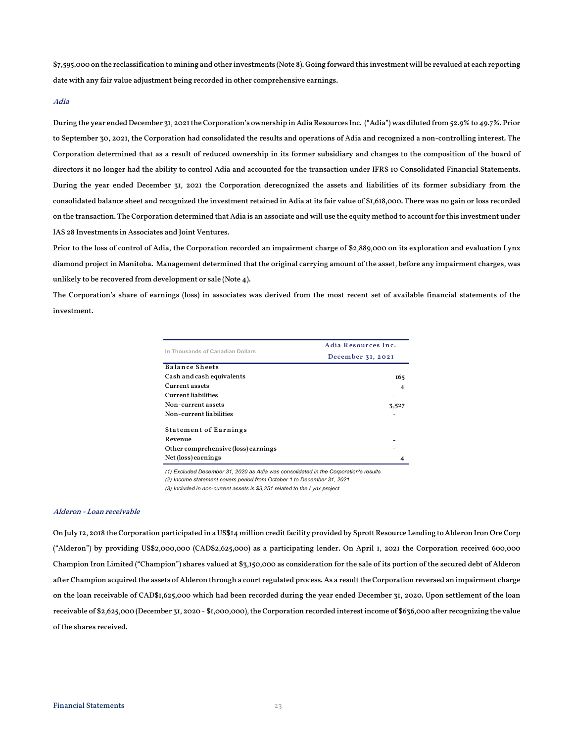$7,595,000 on the reclassification to mining and other investments (Note 8). Going forward this investment will be revalued at each reporting date with any fair value adjustment being recorded in other comprehensive earnings.

### *Adia*

During the year ended December 31, 2021 the Corporation's ownership in Adia Resources Inc. ("Adia") was diluted from 52.9% to 49.7%. Prior to September 30, 2021, the Corporation had consolidated the results and operations of Adia and recognized a non-controlling interest. The Corporation determined that as a result of reduced ownership in its former subsidiary and changes to the composition of the board of directors it no longer had the ability to control Adia and accounted for the transaction under IFRS 10 Consolidated Financial Statements. During the year ended December 31, 2021 the Corporation derecognized the assets and liabilities of its former subsidiary from the consolidated balance sheet and recognized the investment retained in Adia at its fair value of $1,618,000. There was no gain or loss recorded on the transaction. The Corporation determined that Adia is an associate and will use the equity method to account for this investment under IAS 28 Investments in Associates and Joint Ventures.

Prior to the loss of control of Adia, the Corporation recorded an impairment charge of $2,889,000 on its exploration and evaluation Lynx diamond project in Manitoba. Management determined that the original carrying amount of the asset, before any impairment charges, was unlikely to be recovered from development or sale (Note 4).

The Corporation's share of earnings (loss) in associates was derived from the most recent set of available financial statements of the investment.

| In Thousands of Canadian Dollars | Adia Resources Inc. December 31, 2021 |
|---|---|
| **Balance Sheets** | |
| Cash and cash equivalents | 165 |
| Current assets | 4 |
| Current liabilities | - |
| Non-current assets | 3,527 |
| Non-current liabilities | - |
| **Statement of Earnings** | |
| Revenue | - |
| Other comprehensive (loss) earnings | - |
| Net (loss) earnings | 4 |

*(1) Excluded December 31, 2020 as Adia was consolidated in the Corporation's results*
*(2) Income statement covers period from October 1 to December 31, 2021*
*(3) Included in non-current assets is $3,251 related to the Lynx project*

### *Alderon - Loan receivable*

On July 12, 2018 the Corporation participated in a US$14 million credit facility provided by Sprott Resource Lending to Alderon Iron Ore Corp ("Alderon") by providing US$2,000,000 (CAD$2,625,000) as a participating lender. On April 1, 2021 the Corporation received 600,000 Champion Iron Limited ("Champion") shares valued at $3,150,000 as consideration for the sale of its portion of the secured debt of Alderon after Champion acquired the assets of Alderon through a court regulated process. As a result the Corporation reversed an impairment charge on the loan receivable of CAD$1,625,000 which had been recorded during the year ended December 31, 2020. Upon settlement of the loan receivable of $2,625,000 (December 31, 2020 - $1,000,000), the Corporation recorded interest income of $636,000 after recognizing the value of the shares received.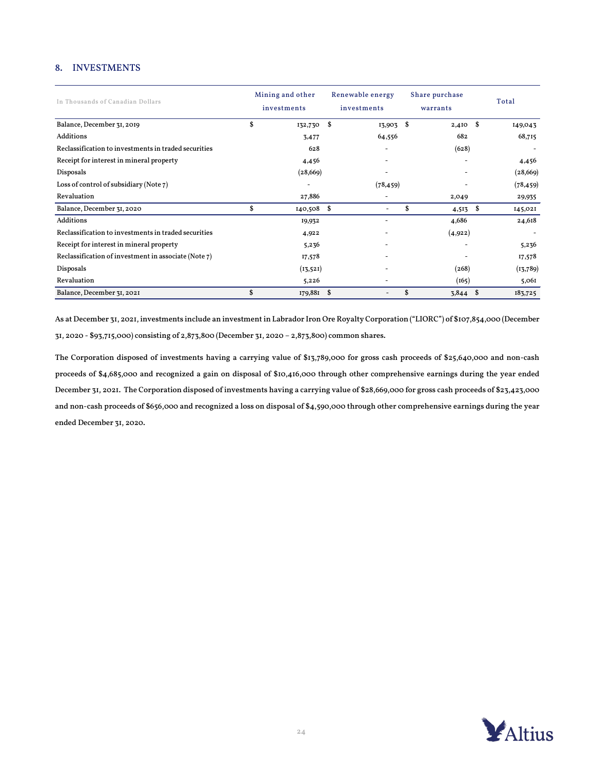## 8. INVESTMENTS

| In Thousands of Canadian Dollars | Mining and other investments | Renewable energy investments | Share purchase warrants | Total |
|---|---|---|---|---|
| Balance, December 31, 2019 | $ 132,730 | $ 13,903 | $ 2,410 | $ 149,043 |
| Additions | 3,477 | 64,556 | 682 | 68,715 |
| Reclassification to investments in traded securities | 628 | - | (628) | - |
| Receipt for interest in mineral property | 4,456 | - | - | 4,456 |
| Disposals | (28,669) | - | - | (28,669) |
| Loss of control of subsidiary (Note 7) | - | (78,459) | - | (78,459) |
| Revaluation | 27,886 | - | 2,049 | 29,935 |
| Balance, December 31, 2020 | $ 140,508 | $ - | $ 4,513 | $ 145,021 |
| Additions | 19,932 | - | 4,686 | 24,618 |
| Reclassification to investments in traded securities | 4,922 | - | (4,922) | - |
| Receipt for interest in mineral property | 5,236 | - | - | 5,236 |
| Reclassification of investment in associate (Note 7) | 17,578 | - | - | 17,578 |
| Disposals | (13,521) | - | (268) | (13,789) |
| Revaluation | 5,226 | - | (165) | 5,061 |
| Balance, December 31, 2021 | $ 179,881 | $ - | $ 3,844 | $ 183,725 |

As at December 31, 2021, investments include an investment in Labrador Iron Ore Royalty Corporation ("LIORC") of $107,854,000 (December 31, 2020 - $93,715,000) consisting of 2,873,800 (December 31, 2020 – 2,873,800) common shares.

The Corporation disposed of investments having a carrying value of $13,789,000 for gross cash proceeds of $25,640,000 and non-cash proceeds of $4,685,000 and recognized a gain on disposal of $10,416,000 through other comprehensive earnings during the year ended December 31, 2021. The Corporation disposed of investments having a carrying value of $28,669,000 for gross cash proceeds of $23,423,000 and non-cash proceeds of $656,000 and recognized a loss on disposal of $4,590,000 through other comprehensive earnings during the year ended December 31, 2020.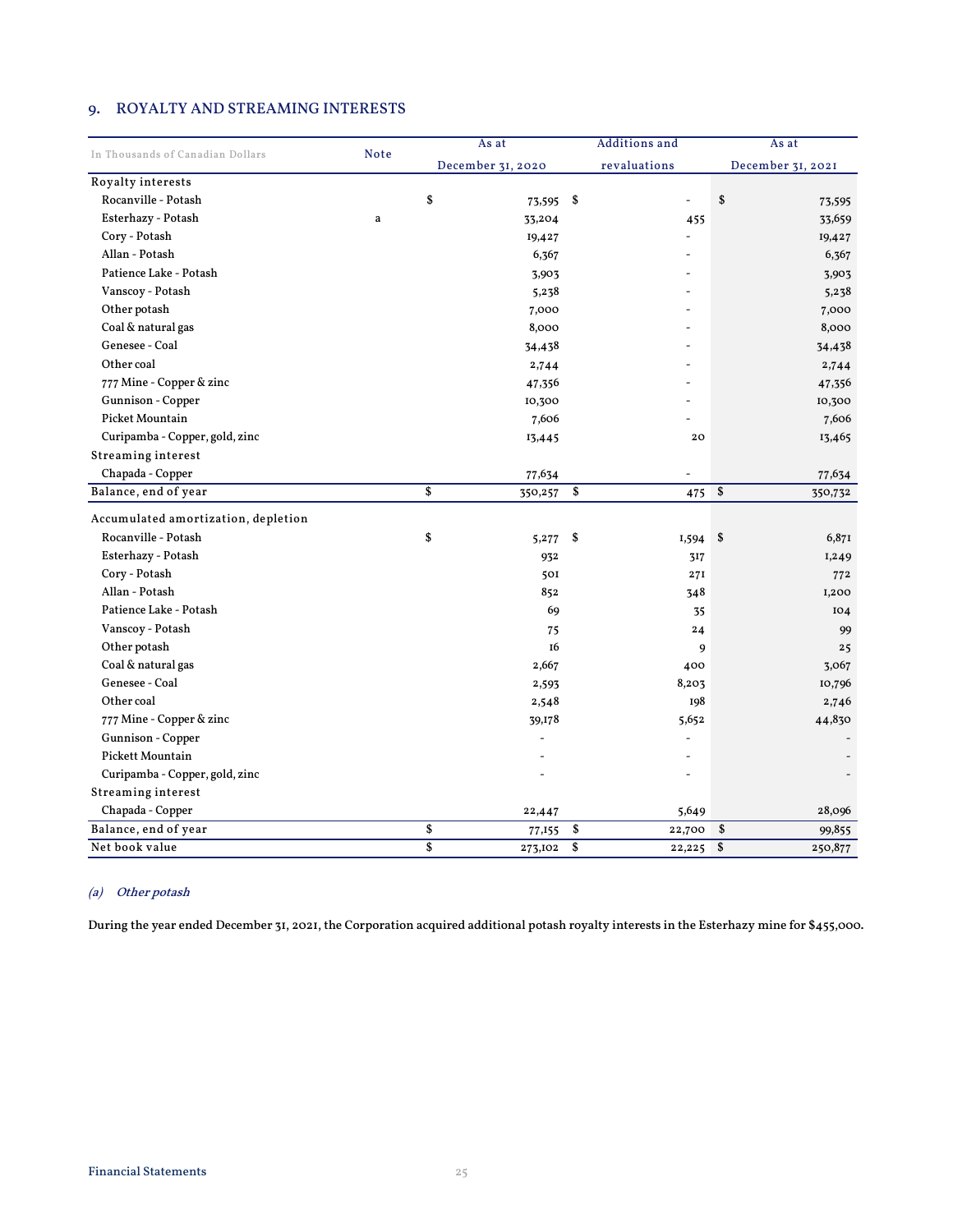## 9. ROYALTY AND STREAMING INTERESTS

| In Thousands of Canadian Dollars | Note | As at December 31, 2020 | Additions and revaluations | As at December 31, 2021 |
|---|---|---|---|---|
| Royalty interests | | | | |
| Rocanville - Potash | | $ 73,595 | $ - | $ 73,595 |
| Esterhazy - Potash | a | 33,204 | 455 | 33,659 |
| Cory - Potash | | 19,427 | - | 19,427 |
| Allan - Potash | | 6,367 | - | 6,367 |
| Patience Lake - Potash | | 3,903 | - | 3,903 |
| Vanscoy - Potash | | 5,238 | - | 5,238 |
| Other potash | | 7,000 | - | 7,000 |
| Coal & natural gas | | 8,000 | - | 8,000 |
| Genesee - Coal | | 34,438 | - | 34,438 |
| Other coal | | 2,744 | - | 2,744 |
| 777 Mine - Copper & zinc | | 47,356 | - | 47,356 |
| Gunnison - Copper | | 10,300 | - | 10,300 |
| Picket Mountain | | 7,606 | - | 7,606 |
| Curipamba - Copper, gold, zinc | | 13,445 | 20 | 13,465 |
| Streaming interest | | | | |
| Chapada - Copper | | 77,634 | - | 77,634 |
| Balance, end of year | | $ 350,257 | $ 475 | $ 350,732 |
| Accumulated amortization, depletion | | | | |
| Rocanville - Potash | | $ 5,277 | $ 1,594 | $ 6,871 |
| Esterhazy - Potash | | 932 | 317 | 1,249 |
| Cory - Potash | | 501 | 271 | 772 |
| Allan - Potash | | 852 | 348 | 1,200 |
| Patience Lake - Potash | | 69 | 35 | 104 |
| Vanscoy - Potash | | 75 | 24 | 99 |
| Other potash | | 16 | 9 | 25 |
| Coal & natural gas | | 2,667 | 400 | 3,067 |
| Genesee - Coal | | 2,593 | 8,203 | 10,796 |
| Other coal | | 2,548 | 198 | 2,746 |
| 777 Mine - Copper & zinc | | 39,178 | 5,652 | 44,830 |
| Gunnison - Copper | | - | - | - |
| Pickett Mountain | | - | - | - |
| Curipamba - Copper, gold, zinc | | - | - | - |
| Streaming interest | | | | |
| Chapada - Copper | | 22,447 | 5,649 | 28,096 |
| Balance, end of year | | $ 77,155 | $ 22,700 | $ 99,855 |
| Net book value | | $ 273,102 | $ 22,225 | $ 250,877 |

### *(a) Other potash*

During the year ended December 31, 2021, the Corporation acquired additional potash royalty interests in the Esterhazy mine for $455,000.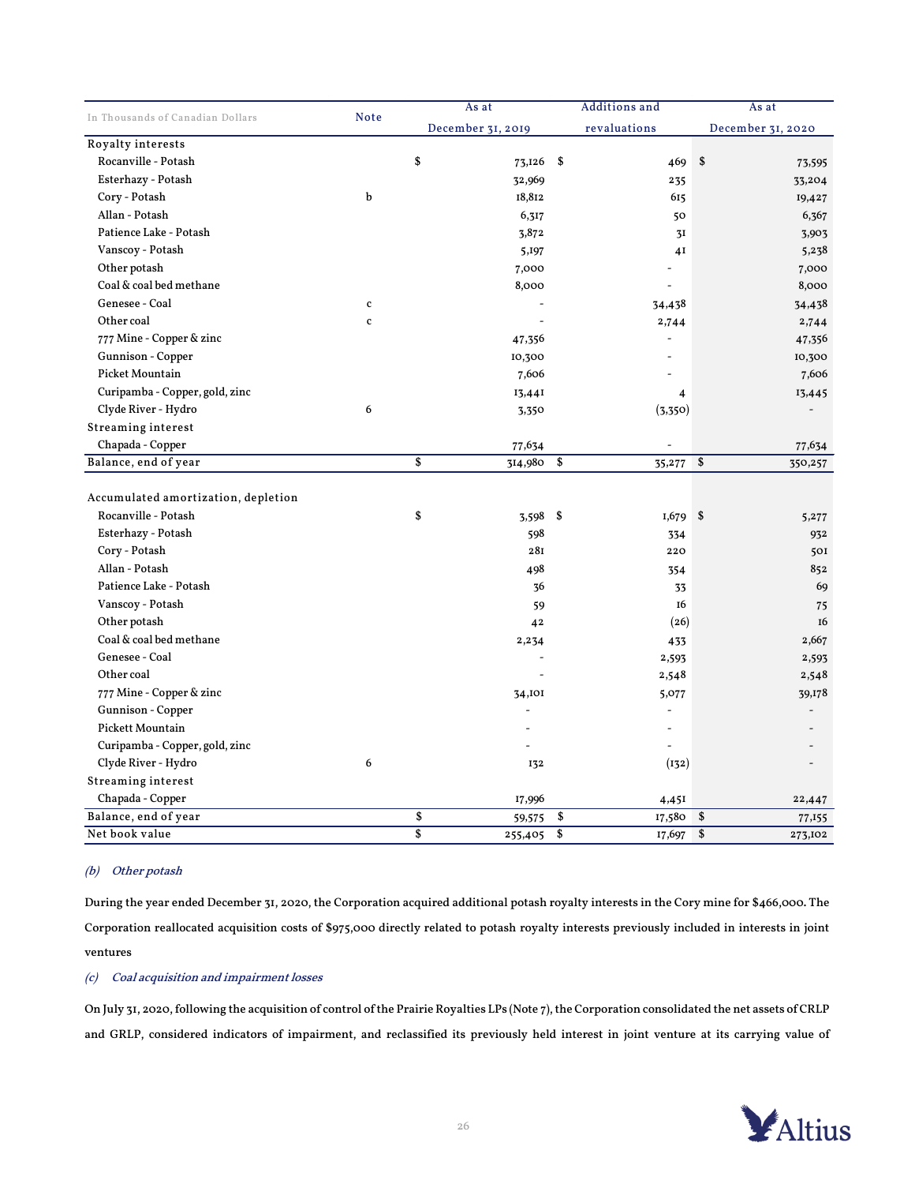| In Thousands of Canadian Dollars | Note | As at December 31, 2019 | Additions and revaluations | As at December 31, 2020 |
|---|---|---|---|---|
| **Royalty interests** | | | | |
| Rocanville - Potash | | $ 73,126 | $ 469 | $ 73,595 |
| Esterhazy - Potash | | 32,969 | 235 | 33,204 |
| Cory - Potash | b | 18,812 | 615 | 19,427 |
| Allan - Potash | | 6,317 | 50 | 6,367 |
| Patience Lake - Potash | | 3,872 | 31 | 3,903 |
| Vanscoy - Potash | | 5,197 | 41 | 5,238 |
| Other potash | | 7,000 | - | 7,000 |
| Coal & coal bed methane | | 8,000 | - | 8,000 |
| Genesee - Coal | c | - | 34,438 | 34,438 |
| Other coal | c | - | 2,744 | 2,744 |
| 777 Mine - Copper & zinc | | 47,356 | - | 47,356 |
| Gunnison - Copper | | 10,300 | - | 10,300 |
| Picket Mountain | | 7,606 | - | 7,606 |
| Curipamba - Copper, gold, zinc | | 13,441 | 4 | 13,445 |
| Clyde River - Hydro | 6 | 3,350 | (3,350) | - |
| **Streaming interest** | | | | |
| Chapada - Copper | | 77,634 | - | 77,634 |
| **Balance, end of year** | | $ 314,980 | $ 35,277 | $ 350,257 |
| | | | | |
| **Accumulated amortization, depletion** | | | | |
| Rocanville - Potash | | $ 3,598 | $ 1,679 | $ 5,277 |
| Esterhazy - Potash | | 598 | 334 | 932 |
| Cory - Potash | | 281 | 220 | 501 |
| Allan - Potash | | 498 | 354 | 852 |
| Patience Lake - Potash | | 36 | 33 | 69 |
| Vanscoy - Potash | | 59 | 16 | 75 |
| Other potash | | 42 | (26) | 16 |
| Coal & coal bed methane | | 2,234 | 433 | 2,667 |
| Genesee - Coal | | - | 2,593 | 2,593 |
| Other coal | | - | 2,548 | 2,548 |
| 777 Mine - Copper & zinc | | 34,101 | 5,077 | 39,178 |
| Gunnison - Copper | | - | - | - |
| Pickett Mountain | | - | - | - |
| Curipamba - Copper, gold, zinc | | - | - | - |
| Clyde River - Hydro | 6 | 132 | (132) | - |
| **Streaming interest** | | | | |
| Chapada - Copper | | 17,996 | 4,451 | 22,447 |
| **Balance, end of year** | | $ 59,575 | $ 17,580 | $ 77,155 |
| **Net book value** | | $ 255,405 | $ 17,697 | $ 273,102 |

### *(b) Other potash*

During the year ended December 31, 2020, the Corporation acquired additional potash royalty interests in the Cory mine for $466,000. The Corporation reallocated acquisition costs of $975,000 directly related to potash royalty interests previously included in interests in joint ventures

### *(c) Coal acquisition and impairment losses*

On July 31, 2020, following the acquisition of control of the Prairie Royalties LPs (Note 7), the Corporation consolidated the net assets of CRLP and GRLP, considered indicators of impairment, and reclassified its previously held interest in joint venture at its carrying value of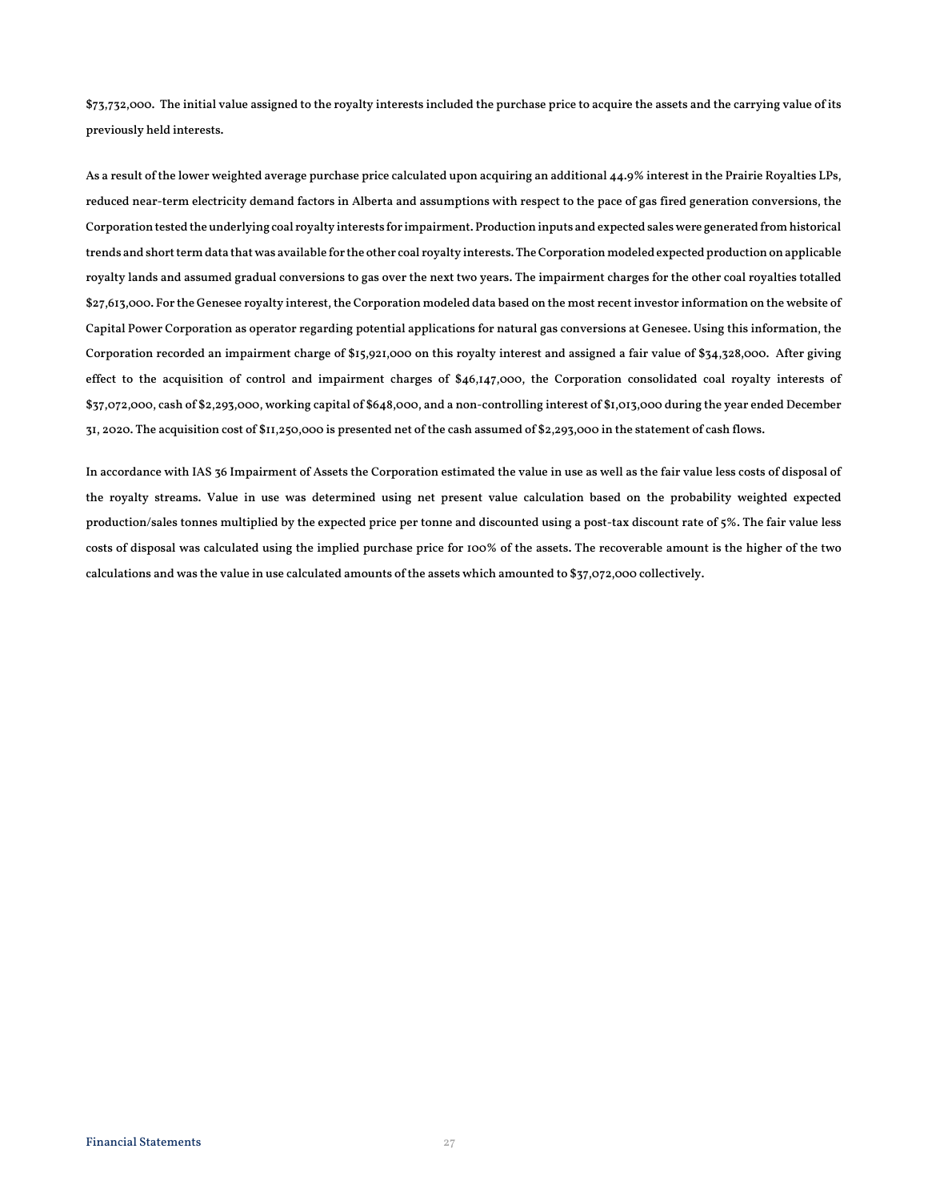$73,732,000. The initial value assigned to the royalty interests included the purchase price to acquire the assets and the carrying value of its previously held interests.

As a result of the lower weighted average purchase price calculated upon acquiring an additional 44.9% interest in the Prairie Royalties LPs, reduced near-term electricity demand factors in Alberta and assumptions with respect to the pace of gas fired generation conversions, the Corporation tested the underlying coal royalty interests for impairment. Production inputs and expected sales were generated from historical trends and short term data that was available for the other coal royalty interests. The Corporation modeled expected production on applicable royalty lands and assumed gradual conversions to gas over the next two years. The impairment charges for the other coal royalties totalled $27,613,000. For the Genesee royalty interest, the Corporation modeled data based on the most recent investor information on the website of Capital Power Corporation as operator regarding potential applications for natural gas conversions at Genesee. Using this information, the Corporation recorded an impairment charge of $15,921,000 on this royalty interest and assigned a fair value of $34,328,000. After giving effect to the acquisition of control and impairment charges of $46,147,000, the Corporation consolidated coal royalty interests of $37,072,000, cash of $2,293,000, working capital of $648,000, and a non-controlling interest of $1,013,000 during the year ended December 31, 2020. The acquisition cost of $11,250,000 is presented net of the cash assumed of $2,293,000 in the statement of cash flows.

In accordance with IAS 36 Impairment of Assets the Corporation estimated the value in use as well as the fair value less costs of disposal of the royalty streams. Value in use was determined using net present value calculation based on the probability weighted expected production/sales tonnes multiplied by the expected price per tonne and discounted using a post-tax discount rate of 5%. The fair value less costs of disposal was calculated using the implied purchase price for 100% of the assets. The recoverable amount is the higher of the two calculations and was the value in use calculated amounts of the assets which amounted to $37,072,000 collectively.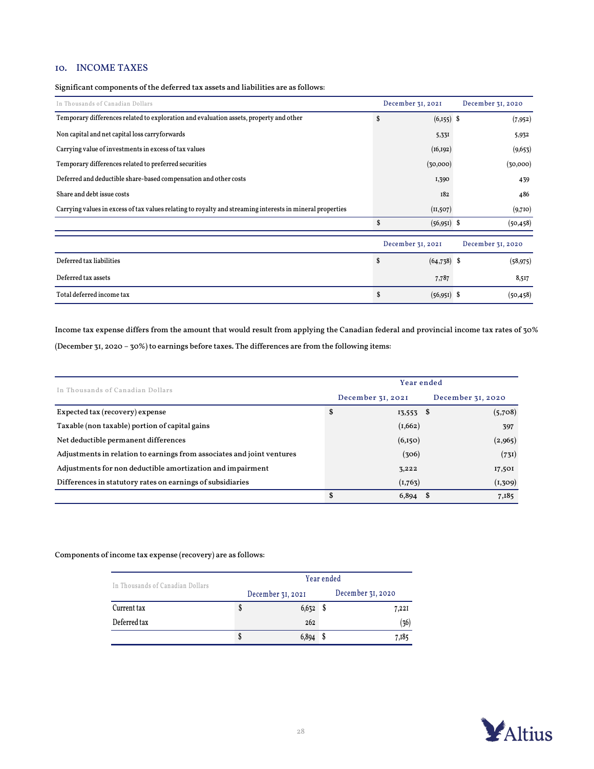## 10. INCOME TAXES

Significant components of the deferred tax assets and liabilities are as follows:

| In Thousands of Canadian Dollars | December 31, 2021 | December 31, 2020 |
|---|---|---|
| Temporary differences related to exploration and evaluation assets, property and other | $ (6,155) | $ (7,952) |
| Non capital and net capital loss carryforwards | 5,331 | 5,932 |
| Carrying value of investments in excess of tax values | (16,192) | (9,653) |
| Temporary differences related to preferred securities | (30,000) | (30,000) |
| Deferred and deductible share-based compensation and other costs | 1,390 | 439 |
| Share and debt issue costs | 182 | 486 |
| Carrying values in excess of tax values relating to royalty and streaming interests in mineral properties | (11,507) | (9,710) |
| | $ (56,951) | $ (50,458) |

| | December 31, 2021 | December 31, 2020 |
|---|---|---|
| Deferred tax liabilities | $ (64,738) | $ (58,975) |
| Deferred tax assets | 7,787 | 8,517 |
| Total deferred income tax | $ (56,951) | $ (50,458) |

Income tax expense differs from the amount that would result from applying the Canadian federal and provincial income tax rates of 30% (December 31, 2020 – 30%) to earnings before taxes. The differences are from the following items:

| In Thousands of Canadian Dollars | Year ended | |
|---|---|---|
| | December 31, 2021 | December 31, 2020 |
| Expected tax (recovery) expense | $ 13,553 | $ (5,708) |
| Taxable (non taxable) portion of capital gains | (1,662) | 397 |
| Net deductible permanent differences | (6,150) | (2,965) |
| Adjustments in relation to earnings from associates and joint ventures | (306) | (731) |
| Adjustments for non deductible amortization and impairment | 3,222 | 17,501 |
| Differences in statutory rates on earnings of subsidiaries | (1,763) | (1,309) |
| | $ 6,894 | $ 7,185 |

Components of income tax expense (recovery) are as follows:

| In Thousands of Canadian Dollars | Year ended | |
|---|---|---|
| | December 31, 2021 | December 31, 2020 |
| Current tax | $ 6,632 | $ 7,221 |
| Deferred tax | 262 | (36) |
| | $ 6,894 | $ 7,185 |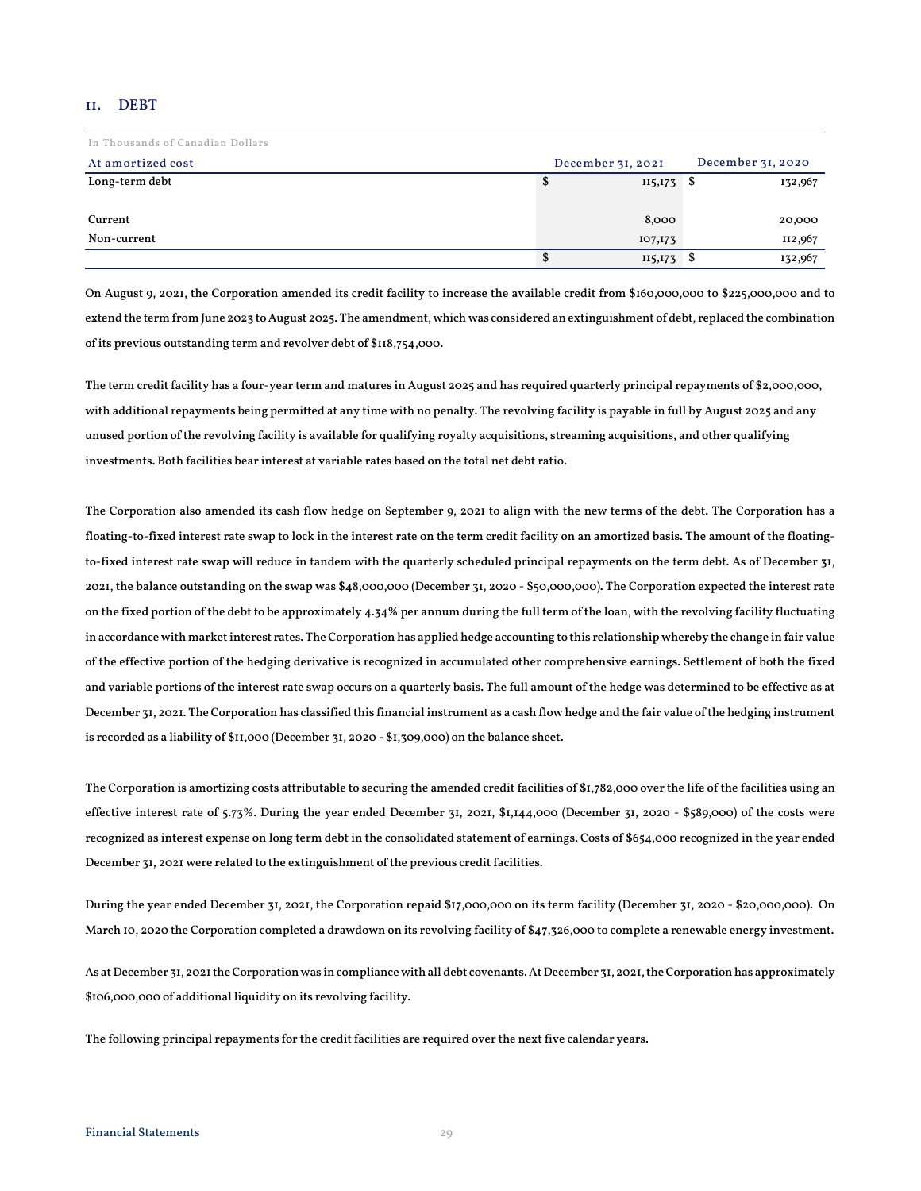## 11. DEBT

| In Thousands of Canadian Dollars | | |
|---|---|---|
| At amortized cost | December 31, 2021 | December 31, 2020 |
| Long-term debt | $ 115,173 | $ 132,967 |
| | | |
| Current | 8,000 | 20,000 |
| Non-current | 107,173 | 112,967 |
| | $ 115,173 | $ 132,967 |

On August 9, 2021, the Corporation amended its credit facility to increase the available credit from $160,000,000 to $225,000,000 and to extend the term from June 2023 to August 2025. The amendment, which was considered an extinguishment of debt, replaced the combination of its previous outstanding term and revolver debt of $118,754,000.

The term credit facility has a four-year term and matures in August 2025 and has required quarterly principal repayments of $2,000,000, with additional repayments being permitted at any time with no penalty. The revolving facility is payable in full by August 2025 and any unused portion of the revolving facility is available for qualifying royalty acquisitions, streaming acquisitions, and other qualifying investments. Both facilities bear interest at variable rates based on the total net debt ratio.

The Corporation also amended its cash flow hedge on September 9, 2021 to align with the new terms of the debt. The Corporation has a floating-to-fixed interest rate swap to lock in the interest rate on the term credit facility on an amortized basis. The amount of the floating-to-fixed interest rate swap will reduce in tandem with the quarterly scheduled principal repayments on the term debt. As of December 31, 2021, the balance outstanding on the swap was $48,000,000 (December 31, 2020 - $50,000,000). The Corporation expected the interest rate on the fixed portion of the debt to be approximately 4.34% per annum during the full term of the loan, with the revolving facility fluctuating in accordance with market interest rates. The Corporation has applied hedge accounting to this relationship whereby the change in fair value of the effective portion of the hedging derivative is recognized in accumulated other comprehensive earnings. Settlement of both the fixed and variable portions of the interest rate swap occurs on a quarterly basis. The full amount of the hedge was determined to be effective as at December 31, 2021. The Corporation has classified this financial instrument as a cash flow hedge and the fair value of the hedging instrument is recorded as a liability of $11,000 (December 31, 2020 - $1,309,000) on the balance sheet.

The Corporation is amortizing costs attributable to securing the amended credit facilities of $1,782,000 over the life of the facilities using an effective interest rate of 5.73%. During the year ended December 31, 2021, $1,144,000 (December 31, 2020 - $589,000) of the costs were recognized as interest expense on long term debt in the consolidated statement of earnings. Costs of $654,000 recognized in the year ended December 31, 2021 were related to the extinguishment of the previous credit facilities.

During the year ended December 31, 2021, the Corporation repaid $17,000,000 on its term facility (December 31, 2020 - $20,000,000). On March 10, 2020 the Corporation completed a drawdown on its revolving facility of $47,326,000 to complete a renewable energy investment.

As at December 31, 2021 the Corporation was in compliance with all debt covenants. At December 31, 2021, the Corporation has approximately $106,000,000 of additional liquidity on its revolving facility.

The following principal repayments for the credit facilities are required over the next five calendar years.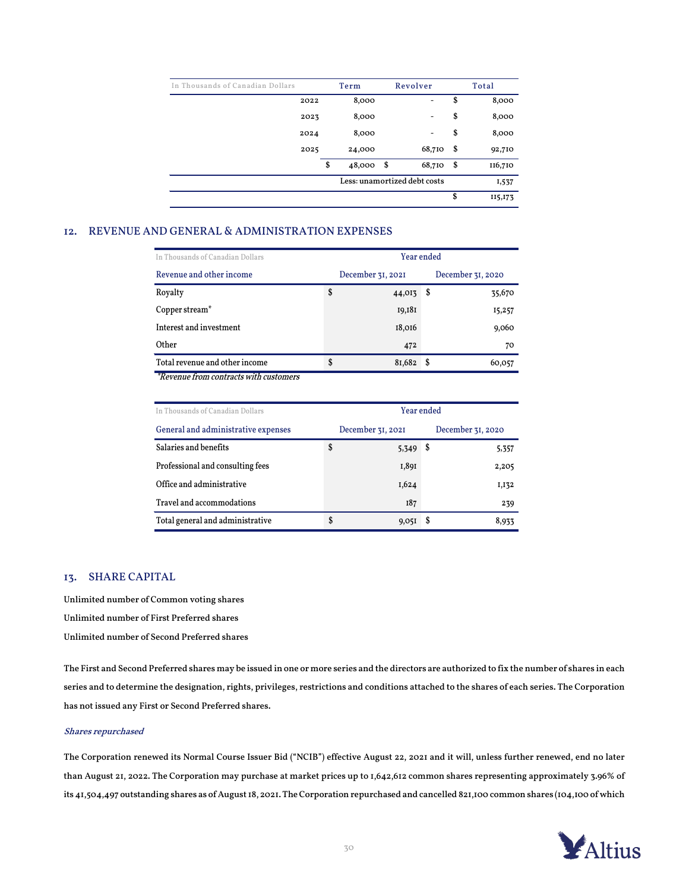| In Thousands of Canadian Dollars | Term | Revolver | Total |
|---|---|---|---|
| 2022 | 8,000 | - | $ 8,000 |
| 2023 | 8,000 | - | $ 8,000 |
| 2024 | 8,000 | - | $ 8,000 |
| 2025 | 24,000 | 68,710 | $ 92,710 |
| | $ 48,000 | $ 68,710 | $ 116,710 |
| | Less: unamortized debt costs | | 1,537 |
| | | | $ 115,173 |

## 12. REVENUE AND GENERAL & ADMINISTRATION EXPENSES

| In Thousands of Canadian Dollars | Year ended | |
|---|---|---|
| Revenue and other income | December 31, 2021 | December 31, 2020 |
| Royalty | $ 44,013 | $ 35,670 |
| Copper stream* | 19,181 | 15,257 |
| Interest and investment | 18,016 | 9,060 |
| Other | 472 | 70 |
| Total revenue and other income | $ 81,682 | $ 60,057 |

*\*Revenue from contracts with customers*

| In Thousands of Canadian Dollars | Year ended | |
|---|---|---|
| General and administrative expenses | December 31, 2021 | December 31, 2020 |
| Salaries and benefits | $ 5,349 | $ 5,357 |
| Professional and consulting fees | 1,891 | 2,205 |
| Office and administrative | 1,624 | 1,132 |
| Travel and accommodations | 187 | 239 |
| Total general and administrative | $ 9,051 | $ 8,933 |

## 13. SHARE CAPITAL

Unlimited number of Common voting shares

Unlimited number of First Preferred shares

Unlimited number of Second Preferred shares

The First and Second Preferred shares may be issued in one or more series and the directors are authorized to fix the number of shares in each series and to determine the designation, rights, privileges, restrictions and conditions attached to the shares of each series. The Corporation has not issued any First or Second Preferred shares.

*Shares repurchased*

The Corporation renewed its Normal Course Issuer Bid ("NCIB") effective August 22, 2021 and it will, unless further renewed, end no later than August 21, 2022. The Corporation may purchase at market prices up to 1,642,612 common shares representing approximately 3.96% of its 41,504,497 outstanding shares as of August 18, 2021. The Corporation repurchased and cancelled 821,100 common shares (104,100 of which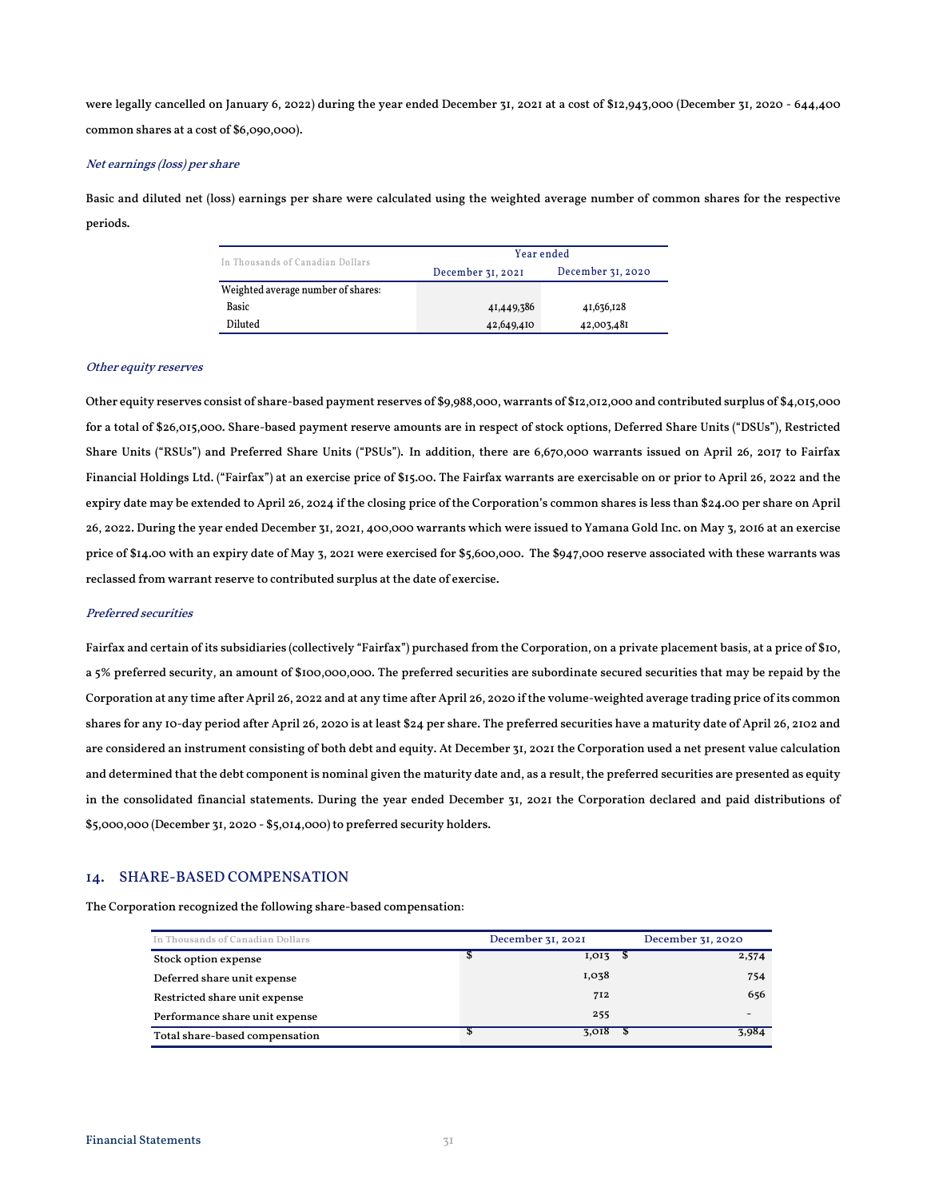were legally cancelled on January 6, 2022) during the year ended December 31, 2021 at a cost of $12,943,000 (December 31, 2020 - 644,400 common shares at a cost of $6,090,000).

*Net earnings (loss) per share*

Basic and diluted net (loss) earnings per share were calculated using the weighted average number of common shares for the respective periods.

| In Thousands of Canadian Dollars | Year ended | |
|---|---|---|
| | December 31, 2021 | December 31, 2020 |
| Weighted average number of shares: | | |
| Basic | 41,449,386 | 41,636,128 |
| Diluted | 42,649,410 | 42,003,481 |

*Other equity reserves*

Other equity reserves consist of share-based payment reserves of $9,988,000, warrants of $12,012,000 and contributed surplus of $4,015,000 for a total of $26,015,000. Share-based payment reserve amounts are in respect of stock options, Deferred Share Units ("DSUs"), Restricted Share Units ("RSUs") and Preferred Share Units ("PSUs"). In addition, there are 6,670,000 warrants issued on April 26, 2017 to Fairfax Financial Holdings Ltd. ("Fairfax") at an exercise price of $15.00. The Fairfax warrants are exercisable on or prior to April 26, 2022 and the expiry date may be extended to April 26, 2024 if the closing price of the Corporation's common shares is less than $24.00 per share on April 26, 2022. During the year ended December 31, 2021, 400,000 warrants which were issued to Yamana Gold Inc. on May 3, 2016 at an exercise price of $14.00 with an expiry date of May 3, 2021 were exercised for $5,600,000. The $947,000 reserve associated with these warrants was reclassed from warrant reserve to contributed surplus at the date of exercise.

*Preferred securities*

Fairfax and certain of its subsidiaries (collectively "Fairfax") purchased from the Corporation, on a private placement basis, at a price of $10, a 5% preferred security, an amount of $100,000,000. The preferred securities are subordinate secured securities that may be repaid by the Corporation at any time after April 26, 2022 and at any time after April 26, 2020 if the volume-weighted average trading price of its common shares for any 10-day period after April 26, 2020 is at least $24 per share. The preferred securities have a maturity date of April 26, 2102 and are considered an instrument consisting of both debt and equity. At December 31, 2021 the Corporation used a net present value calculation and determined that the debt component is nominal given the maturity date and, as a result, the preferred securities are presented as equity in the consolidated financial statements. During the year ended December 31, 2021 the Corporation declared and paid distributions of $5,000,000 (December 31, 2020 - $5,014,000) to preferred security holders.

## 14. SHARE-BASED COMPENSATION

The Corporation recognized the following share-based compensation:

| In Thousands of Canadian Dollars | December 31, 2021 | December 31, 2020 |
|---|---|---|
| Stock option expense | $ 1,013 | $ 2,574 |
| Deferred share unit expense | 1,038 | 754 |
| Restricted share unit expense | 712 | 656 |
| Performance share unit expense | 255 | - |
| Total share-based compensation | $ 3,018 | $ 3,984 |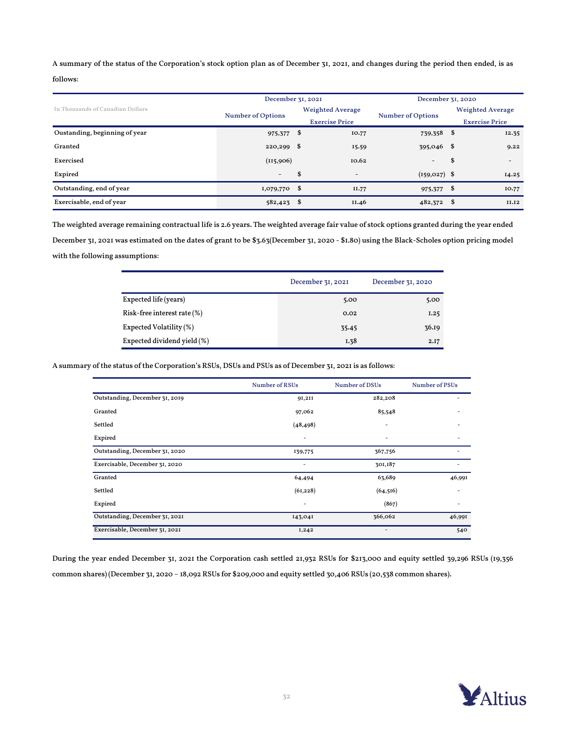A summary of the status of the Corporation's stock option plan as of December 31, 2021, and changes during the period then ended, is as follows:

| In Thousands of Canadian Dollars | December 31, 2021 | | December 31, 2020 | |
|---|---|---|---|---|
| | Number of Options | Weighted Average Exercise Price | Number of Options | Weighted Average Exercise Price |
| Oustanding, beginning of year | 975,377 | $ 10.77 | 739,358 | $ 12.35 |
| Granted | 220,299 | $ 15.59 | 395,046 | $ 9.22 |
| Exercised | (115,906) | 10.62 | - | $ - |
| Expired | - | $ - | (159,027) | $ 14.25 |
| Outstanding, end of year | 1,079,770 | $ 11.77 | 975,377 | $ 10.77 |
| Exercisable, end of year | 582,423 | $ 11.46 | 482,372 | $ 11.12 |

The weighted average remaining contractual life is 2.6 years. The weighted average fair value of stock options granted during the year ended December 31, 2021 was estimated on the dates of grant to be $3.63(December 31, 2020 - $1.80) using the Black-Scholes option pricing model with the following assumptions:

| | December 31, 2021 | December 31, 2020 |
|---|---|---|
| Expected life (years) | 5.00 | 5.00 |
| Risk-free interest rate (%) | 0.02 | 1.25 |
| Expected Volatility (%) | 35.45 | 36.19 |
| Expected dividend yield (%) | 1.38 | 2.17 |

A summary of the status of the Corporation's RSUs, DSUs and PSUs as of December 31, 2021 is as follows:

| | Number of RSUs | Number of DSUs | Number of PSUs |
|---|---|---|---|
| Outstanding, December 31, 2019 | 91,211 | 282,208 | - |
| Granted | 97,062 | 85,548 | - |
| Settled | (48,498) | - | - |
| Expired | - | - | - |
| Outstanding, December 31, 2020 | 139,775 | 367,756 | - |
| Exercisable, December 31, 2020 | - | 301,187 | - |
| Granted | 64,494 | 63,689 | 46,991 |
| Settled | (61,228) | (64,516) | - |
| Expired | - | (867) | - |
| Outstanding, December 31, 2021 | 143,041 | 366,062 | 46,991 |
| Exercisable, December 31, 2021 | 1,242 | - | 540 |

During the year ended December 31, 2021 the Corporation cash settled 21,932 RSUs for $213,000 and equity settled 39,296 RSUs (19,356 common shares) (December 31, 2020 – 18,092 RSUs for $209,000 and equity settled 30,406 RSUs (20,538 common shares).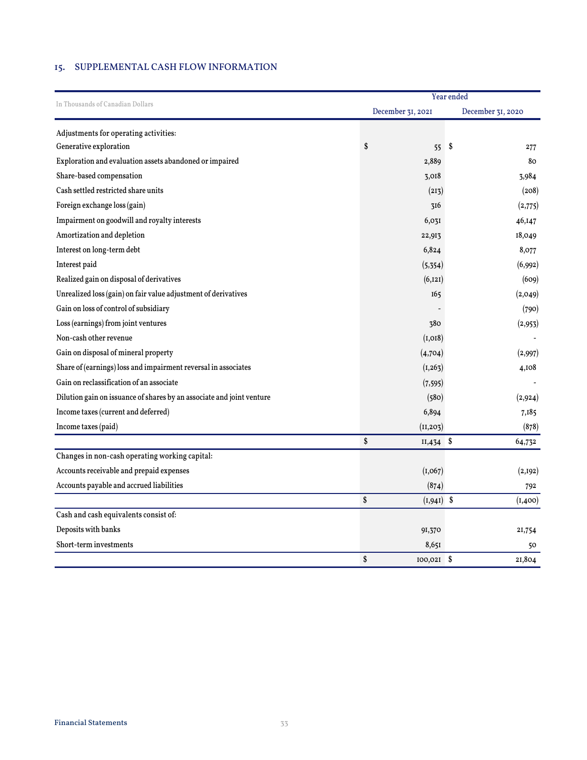## 15. SUPPLEMENTAL CASH FLOW INFORMATION

| In Thousands of Canadian Dollars | Year ended | |
|---|---|---|
| | December 31, 2021 | December 31, 2020 |
| Adjustments for operating activities: | | |
| Generative exploration | $ 55 | $ 277 |
| Exploration and evaluation assets abandoned or impaired | 2,889 | 80 |
| Share-based compensation | 3,018 | 3,984 |
| Cash settled restricted share units | (213) | (208) |
| Foreign exchange loss (gain) | 316 | (2,775) |
| Impairment on goodwill and royalty interests | 6,031 | 46,147 |
| Amortization and depletion | 22,913 | 18,049 |
| Interest on long-term debt | 6,824 | 8,077 |
| Interest paid | (5,354) | (6,992) |
| Realized gain on disposal of derivatives | (6,121) | (609) |
| Unrealized loss (gain) on fair value adjustment of derivatives | 165 | (2,049) |
| Gain on loss of control of subsidiary | - | (790) |
| Loss (earnings) from joint ventures | 380 | (2,953) |
| Non-cash other revenue | (1,018) | - |
| Gain on disposal of mineral property | (4,704) | (2,997) |
| Share of (earnings) loss and impairment reversal in associates | (1,263) | 4,108 |
| Gain on reclassification of an associate | (7,595) | - |
| Dilution gain on issuance of shares by an associate and joint venture | (580) | (2,924) |
| Income taxes (current and deferred) | 6,894 | 7,185 |
| Income taxes (paid) | (11,203) | (878) |
| | $ 11,434 | $ 64,732 |
| Changes in non-cash operating working capital: | | |
| Accounts receivable and prepaid expenses | (1,067) | (2,192) |
| Accounts payable and accrued liabilities | (874) | 792 |
| | $ (1,941) | $ (1,400) |
| Cash and cash equivalents consist of: | | |
| Deposits with banks | 91,370 | 21,754 |
| Short-term investments | 8,651 | 50 |
| | $ 100,021 | $ 21,804 |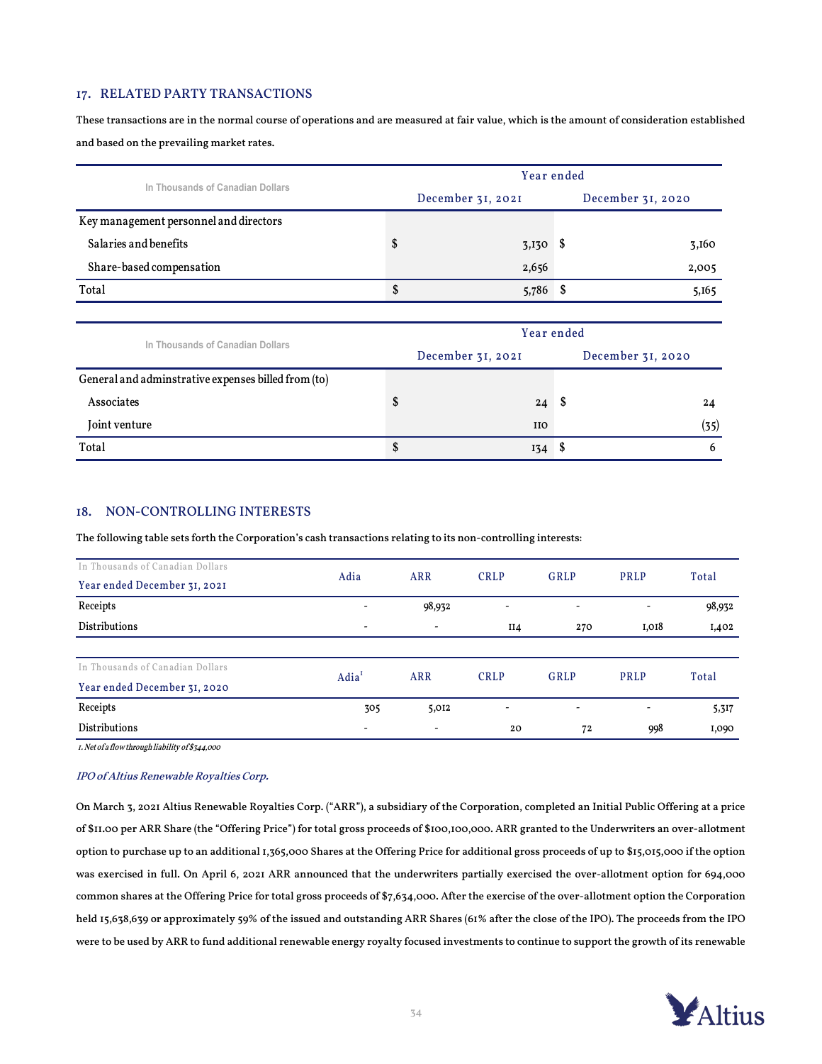## 17. RELATED PARTY TRANSACTIONS

These transactions are in the normal course of operations and are measured at fair value, which is the amount of consideration established and based on the prevailing market rates.

| In Thousands of Canadian Dollars | Year ended | |
|---|---|---|
| | December 31, 2021 | December 31, 2020 |
| Key management personnel and directors | | |
| Salaries and benefits | $ 3,130 | $ 3,160 |
| Share-based compensation | 2,656 | 2,005 |
| Total | $ 5,786 | $ 5,165 |

| In Thousands of Canadian Dollars | Year ended | |
|---|---|---|
| | December 31, 2021 | December 31, 2020 |
| General and adminstrative expenses billed from (to) | | |
| Associates | $ 24 | $ 24 |
| Joint venture | 110 | (35) |
| Total | $ 134 | $ 6 |

## 18. NON-CONTROLLING INTERESTS

The following table sets forth the Corporation's cash transactions relating to its non-controlling interests:

| In Thousands of Canadian Dollars<br>Year ended December 31, 2021 | Adia | ARR | CRLP | GRLP | PRLP | Total |
|---|---|---|---|---|---|---|
| Receipts | - | 98,932 | - | - | - | 98,932 |
| Distributions | - | - | 114 | 270 | 1,018 | 1,402 |

| In Thousands of Canadian Dollars<br>Year ended December 31, 2020 | Adia[1] | ARR | CRLP | GRLP | PRLP | Total |
|---|---|---|---|---|---|---|
| Receipts | 305 | 5,012 | - | - | - | 5,317 |
| Distributions | - | - | 20 | 72 | 998 | 1,090 |

*1. Net of a flow through liability of $344,000*

### *IPO of Altius Renewable Royalties Corp.*

On March 3, 2021 Altius Renewable Royalties Corp. ("ARR"), a subsidiary of the Corporation, completed an Initial Public Offering at a price of $11.00 per ARR Share (the "Offering Price") for total gross proceeds of $100,100,000. ARR granted to the Underwriters an over-allotment option to purchase up to an additional 1,365,000 Shares at the Offering Price for additional gross proceeds of up to $15,015,000 if the option was exercised in full. On April 6, 2021 ARR announced that the underwriters partially exercised the over-allotment option for 694,000 common shares at the Offering Price for total gross proceeds of $7,634,000. After the exercise of the over-allotment option the Corporation held 15,638,639 or approximately 59% of the issued and outstanding ARR Shares (61% after the close of the IPO). The proceeds from the IPO were to be used by ARR to fund additional renewable energy royalty focused investments to continue to support the growth of its renewable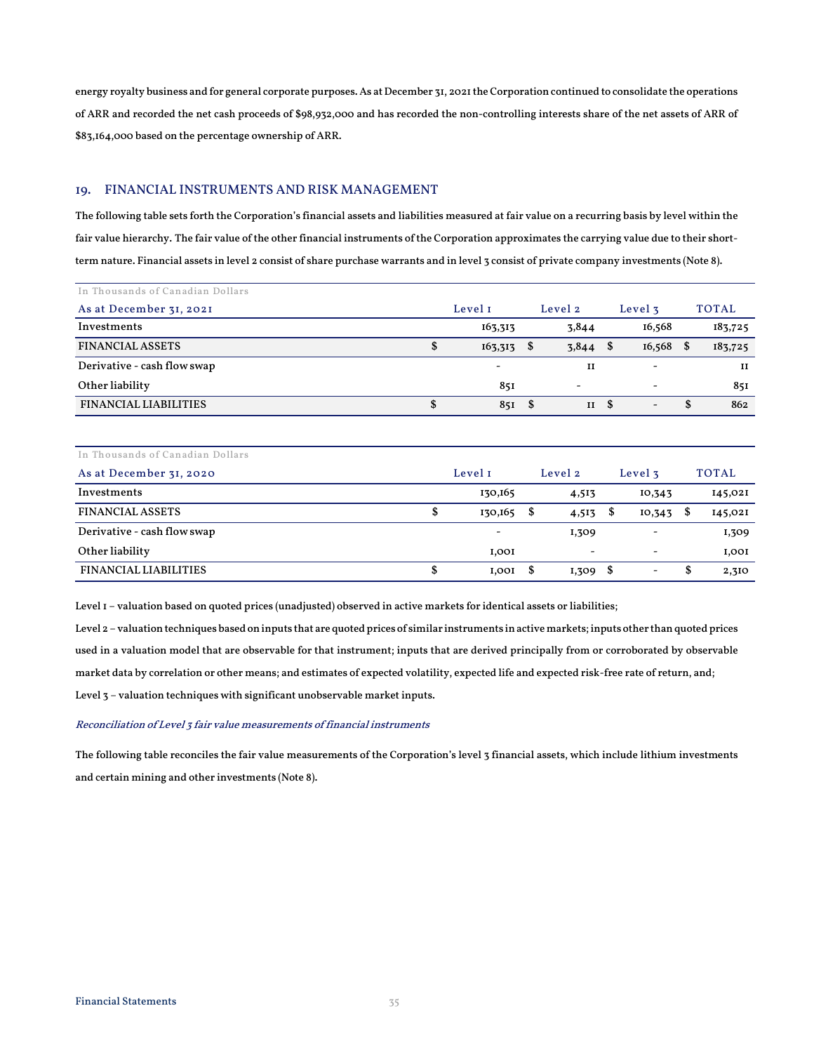energy royalty business and for general corporate purposes. As at December 31, 2021 the Corporation continued to consolidate the operations of ARR and recorded the net cash proceeds of $98,932,000 and has recorded the non-controlling interests share of the net assets of ARR of $83,164,000 based on the percentage ownership of ARR.

## 19. FINANCIAL INSTRUMENTS AND RISK MANAGEMENT

The following table sets forth the Corporation's financial assets and liabilities measured at fair value on a recurring basis by level within the fair value hierarchy. The fair value of the other financial instruments of the Corporation approximates the carrying value due to their short-term nature. Financial assets in level 2 consist of share purchase warrants and in level 3 consist of private company investments (Note 8).

| In Thousands of Canadian Dollars | | | | |
|---|---|---|---|---|
| As at December 31, 2021 | Level 1 | Level 2 | Level 3 | TOTAL |
| Investments | 163,313 | 3,844 | 16,568 | 183,725 |
| FINANCIAL ASSETS | $ 163,313 | $ 3,844 | $ 16,568 | $ 183,725 |
| Derivative - cash flow swap | - | 11 | - | 11 |
| Other liability | 851 | - | - | 851 |
| FINANCIAL LIABILITIES | $ 851 | $ 11 | $ - | $ 862 |

| In Thousands of Canadian Dollars | | | | |
|---|---|---|---|---|
| As at December 31, 2020 | Level 1 | Level 2 | Level 3 | TOTAL |
| Investments | 130,165 | 4,513 | 10,343 | 145,021 |
| FINANCIAL ASSETS | $ 130,165 | $ 4,513 | $ 10,343 | $ 145,021 |
| Derivative - cash flow swap | - | 1,309 | - | 1,309 |
| Other liability | 1,001 | - | - | 1,001 |
| FINANCIAL LIABILITIES | $ 1,001 | $ 1,309 | $ - | $ 2,310 |

Level 1 – valuation based on quoted prices (unadjusted) observed in active markets for identical assets or liabilities;

Level 2 – valuation techniques based on inputs that are quoted prices of similar instruments in active markets; inputs other than quoted prices used in a valuation model that are observable for that instrument; inputs that are derived principally from or corroborated by observable market data by correlation or other means; and estimates of expected volatility, expected life and expected risk-free rate of return, and;

Level 3 – valuation techniques with significant unobservable market inputs.

*Reconciliation of Level 3 fair value measurements of financial instruments*

The following table reconciles the fair value measurements of the Corporation's level 3 financial assets, which include lithium investments and certain mining and other investments (Note 8).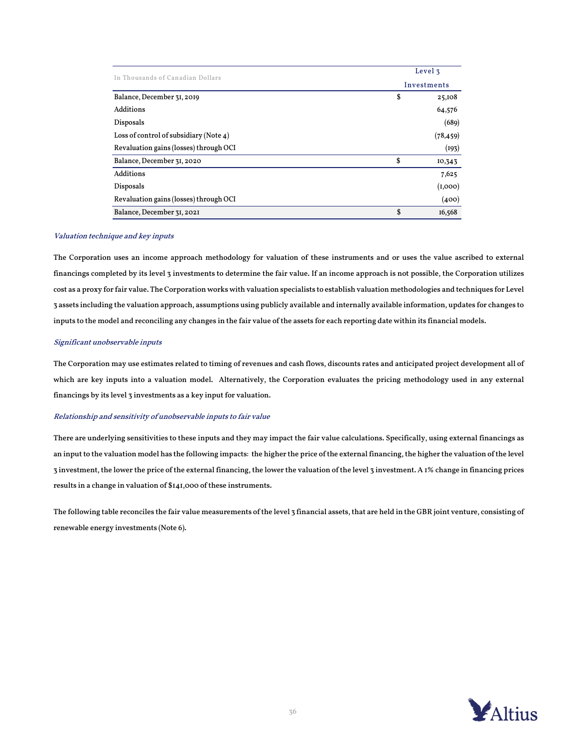| In Thousands of Canadian Dollars | | Level 3 Investments |
|---|---|---|
| Balance, December 31, 2019 | $ | 25,108 |
| Additions | | 64,576 |
| Disposals | | (689) |
| Loss of control of subsidiary (Note 4) | | (78,459) |
| Revaluation gains (losses) through OCI | | (193) |
| Balance, December 31, 2020 | $ | 10,343 |
| Additions | | 7,625 |
| Disposals | | (1,000) |
| Revaluation gains (losses) through OCI | | (400) |
| Balance, December 31, 2021 | $ | 16,568 |

*Valuation technique and key inputs*

The Corporation uses an income approach methodology for valuation of these instruments and or uses the value ascribed to external financings completed by its level 3 investments to determine the fair value. If an income approach is not possible, the Corporation utilizes cost as a proxy for fair value. The Corporation works with valuation specialists to establish valuation methodologies and techniques for Level 3 assets including the valuation approach, assumptions using publicly available and internally available information, updates for changes to inputs to the model and reconciling any changes in the fair value of the assets for each reporting date within its financial models.

*Significant unobservable inputs*

The Corporation may use estimates related to timing of revenues and cash flows, discounts rates and anticipated project development all of which are key inputs into a valuation model. Alternatively, the Corporation evaluates the pricing methodology used in any external financings by its level 3 investments as a key input for valuation.

*Relationship and sensitivity of unobservable inputs to fair value*

There are underlying sensitivities to these inputs and they may impact the fair value calculations. Specifically, using external financings as an input to the valuation model has the following impacts: the higher the price of the external financing, the higher the valuation of the level 3 investment, the lower the price of the external financing, the lower the valuation of the level 3 investment. A 1% change in financing prices results in a change in valuation of $141,000 of these instruments.

The following table reconciles the fair value measurements of the level 3 financial assets, that are held in the GBR joint venture, consisting of renewable energy investments (Note 6).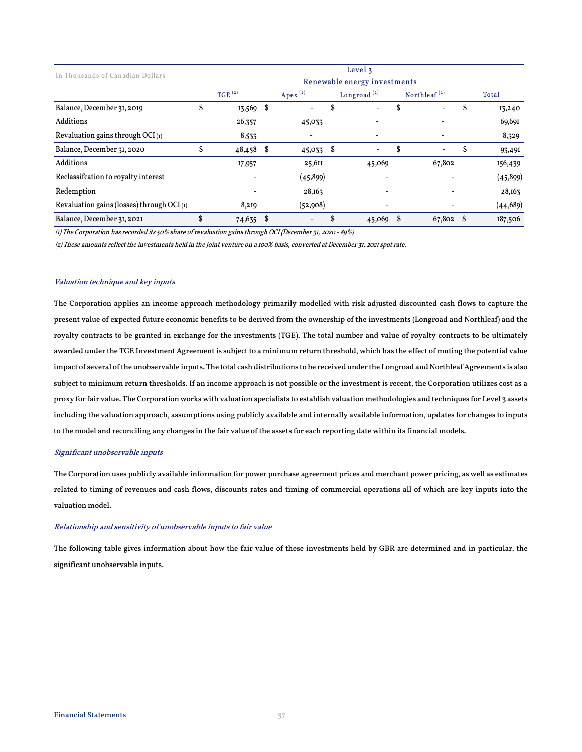| In Thousands of Canadian Dollars | Level 3 | | | | |
|---|---|---|---|---|---|
| | Renewable energy investments | | | | |
| | TGE [2] | Apex [2] | Longroad [2] | Northleaf [2] | Total |
| Balance, December 31, 2019 | $ 13,569 | $ - | $ - | $ - | $ 13,240 |
| Additions | 26,357 | 45,033 | - | - | 69,691 |
| Revaluation gains through OCI (1) | 8,533 | - | - | - | 8,329 |
| Balance, December 31, 2020 | $ 48,458 | $ 45,033 | $ - | $ - | $ 93,491 |
| Additions | 17,957 | 25,611 | 45,069 | 67,802 | 156,439 |
| Reclassifcation to royalty interest | - | (45,899) | - | - | (45,899) |
| Redemption | - | 28,163 | - | - | 28,163 |
| Revaluation gains (losses) through OCI (1) | 8,219 | (52,908) | - | - | (44,689) |
| Balance, December 31, 2021 | $ 74,635 | $ - | $ 45,069 | $ 67,802 | $ 187,506 |

*(1) The Corporation has recorded its 50% share of revaluation gains through OCI (December 31, 2020 - 89%)*

*(2) These amounts reflect the investments held in the joint venture on a 100% basis, converted at December 31, 2021 spot rate.*

### *Valuation technique and key inputs*

The Corporation applies an income approach methodology primarily modelled with risk adjusted discounted cash flows to capture the present value of expected future economic benefits to be derived from the ownership of the investments (Longroad and Northleaf) and the royalty contracts to be granted in exchange for the investments (TGE). The total number and value of royalty contracts to be ultimately awarded under the TGE Investment Agreement is subject to a minimum return threshold, which has the effect of muting the potential value impact of several of the unobservable inputs. The total cash distributions to be received under the Longroad and Northleaf Agreements is also subject to minimum return thresholds. If an income approach is not possible or the investment is recent, the Corporation utilizes cost as a proxy for fair value. The Corporation works with valuation specialists to establish valuation methodologies and techniques for Level 3 assets including the valuation approach, assumptions using publicly available and internally available information, updates for changes to inputs to the model and reconciling any changes in the fair value of the assets for each reporting date within its financial models.

### *Significant unobservable inputs*

The Corporation uses publicly available information for power purchase agreement prices and merchant power pricing, as well as estimates related to timing of revenues and cash flows, discounts rates and timing of commercial operations all of which are key inputs into the valuation model.

### *Relationship and sensitivity of unobservable inputs to fair value*

The following table gives information about how the fair value of these investments held by GBR are determined and in particular, the significant unobservable inputs.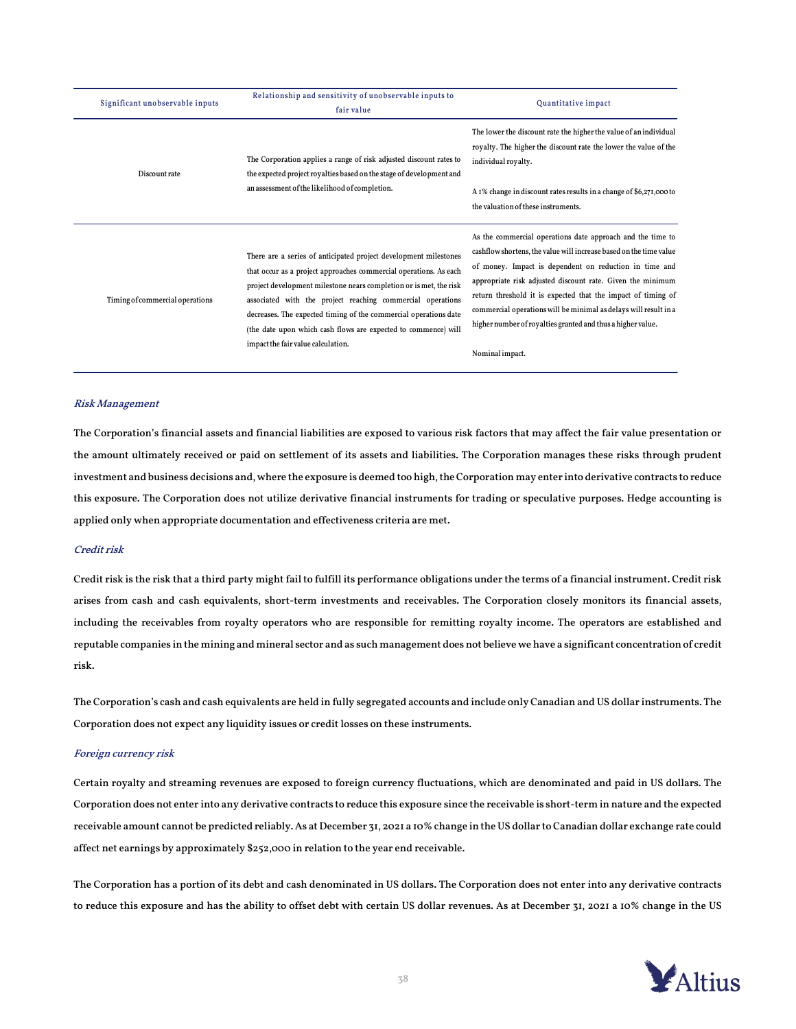| Significant unobservable inputs | Relationship and sensitivity of unobservable inputs to fair value | Quantitative impact |
|---|---|---|
| Discount rate | The Corporation applies a range of risk adjusted discount rates to the expected project royalties based on the stage of development and an assessment of the likelihood of completion. | The lower the discount rate the higher the value of an individual royalty. The higher the discount rate the lower the value of the individual royalty.<br><br>A 1% change in discount rates results in a change of $6,271,000 to the valuation of these instruments. |
| Timing of commercial operations | There are a series of anticipated project development milestones that occur as a project approaches commercial operations. As each project development milestone nears completion or is met, the risk associated with the project reaching commercial operations decreases. The expected timing of the commercial operations date (the date upon which cash flows are expected to commence) will impact the fair value calculation. | As the commercial operations date approach and the time to cashflow shortens, the value will increase based on the time value of money. Impact is dependent on reduction in time and appropriate risk adjusted discount rate. Given the minimum return threshold it is expected that the impact of timing of commercial operations will be minimal as delays will result in a higher number of royalties granted and thus a higher value.<br><br>Nominal impact. |

*Risk Management*

The Corporation's financial assets and financial liabilities are exposed to various risk factors that may affect the fair value presentation or the amount ultimately received or paid on settlement of its assets and liabilities. The Corporation manages these risks through prudent investment and business decisions and, where the exposure is deemed too high, the Corporation may enter into derivative contracts to reduce this exposure. The Corporation does not utilize derivative financial instruments for trading or speculative purposes. Hedge accounting is applied only when appropriate documentation and effectiveness criteria are met.

*Credit risk*

Credit risk is the risk that a third party might fail to fulfill its performance obligations under the terms of a financial instrument. Credit risk arises from cash and cash equivalents, short-term investments and receivables. The Corporation closely monitors its financial assets, including the receivables from royalty operators who are responsible for remitting royalty income. The operators are established and reputable companies in the mining and mineral sector and as such management does not believe we have a significant concentration of credit risk.

The Corporation's cash and cash equivalents are held in fully segregated accounts and include only Canadian and US dollar instruments. The Corporation does not expect any liquidity issues or credit losses on these instruments.

*Foreign currency risk*

Certain royalty and streaming revenues are exposed to foreign currency fluctuations, which are denominated and paid in US dollars. The Corporation does not enter into any derivative contracts to reduce this exposure since the receivable is short-term in nature and the expected receivable amount cannot be predicted reliably. As at December 31, 2021 a 10% change in the US dollar to Canadian dollar exchange rate could affect net earnings by approximately $252,000 in relation to the year end receivable.

The Corporation has a portion of its debt and cash denominated in US dollars. The Corporation does not enter into any derivative contracts to reduce this exposure and has the ability to offset debt with certain US dollar revenues. As at December 31, 2021 a 10% change in the US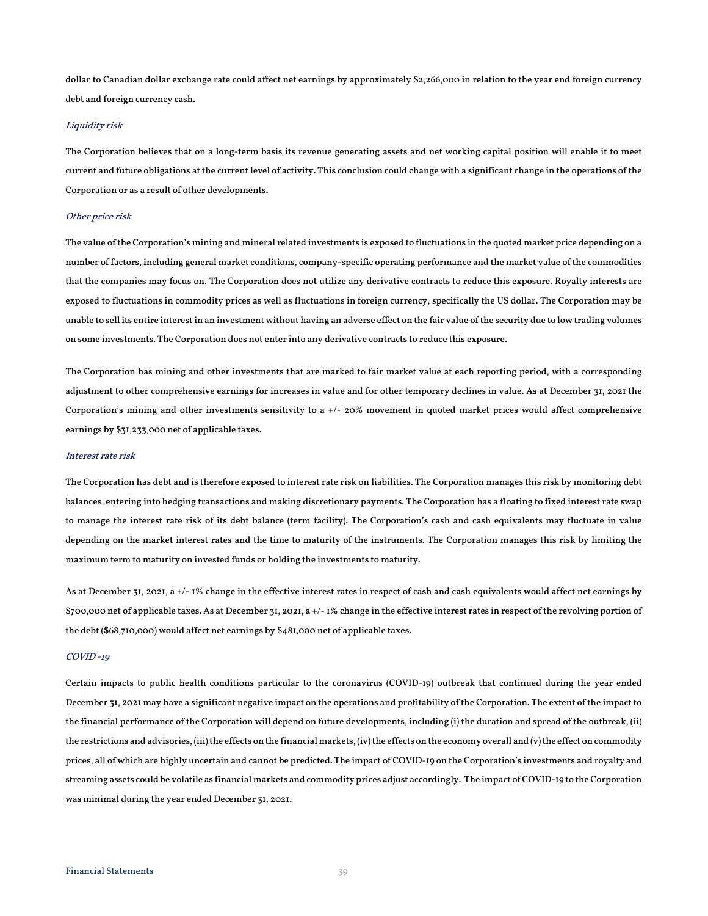dollar to Canadian dollar exchange rate could affect net earnings by approximately $2,266,000 in relation to the year end foreign currency debt and foreign currency cash.

*Liquidity risk*

The Corporation believes that on a long-term basis its revenue generating assets and net working capital position will enable it to meet current and future obligations at the current level of activity. This conclusion could change with a significant change in the operations of the Corporation or as a result of other developments.

*Other price risk*

The value of the Corporation's mining and mineral related investments is exposed to fluctuations in the quoted market price depending on a number of factors, including general market conditions, company-specific operating performance and the market value of the commodities that the companies may focus on. The Corporation does not utilize any derivative contracts to reduce this exposure. Royalty interests are exposed to fluctuations in commodity prices as well as fluctuations in foreign currency, specifically the US dollar. The Corporation may be unable to sell its entire interest in an investment without having an adverse effect on the fair value of the security due to low trading volumes on some investments. The Corporation does not enter into any derivative contracts to reduce this exposure.

The Corporation has mining and other investments that are marked to fair market value at each reporting period, with a corresponding adjustment to other comprehensive earnings for increases in value and for other temporary declines in value. As at December 31, 2021 the Corporation's mining and other investments sensitivity to a +/- 20% movement in quoted market prices would affect comprehensive earnings by $31,233,000 net of applicable taxes.

*Interest rate risk*

The Corporation has debt and is therefore exposed to interest rate risk on liabilities. The Corporation manages this risk by monitoring debt balances, entering into hedging transactions and making discretionary payments. The Corporation has a floating to fixed interest rate swap to manage the interest rate risk of its debt balance (term facility). The Corporation's cash and cash equivalents may fluctuate in value depending on the market interest rates and the time to maturity of the instruments. The Corporation manages this risk by limiting the maximum term to maturity on invested funds or holding the investments to maturity.

As at December 31, 2021, a +/- 1% change in the effective interest rates in respect of cash and cash equivalents would affect net earnings by $700,000 net of applicable taxes. As at December 31, 2021, a +/- 1% change in the effective interest rates in respect of the revolving portion of the debt ($68,710,000) would affect net earnings by $481,000 net of applicable taxes.

*COVID -19*

Certain impacts to public health conditions particular to the coronavirus (COVID-19) outbreak that continued during the year ended December 31, 2021 may have a significant negative impact on the operations and profitability of the Corporation. The extent of the impact to the financial performance of the Corporation will depend on future developments, including (i) the duration and spread of the outbreak, (ii) the restrictions and advisories, (iii) the effects on the financial markets, (iv) the effects on the economy overall and (v) the effect on commodity prices, all of which are highly uncertain and cannot be predicted. The impact of COVID-19 on the Corporation's investments and royalty and streaming assets could be volatile as financial markets and commodity prices adjust accordingly. The impact of COVID-19 to the Corporation was minimal during the year ended December 31, 2021.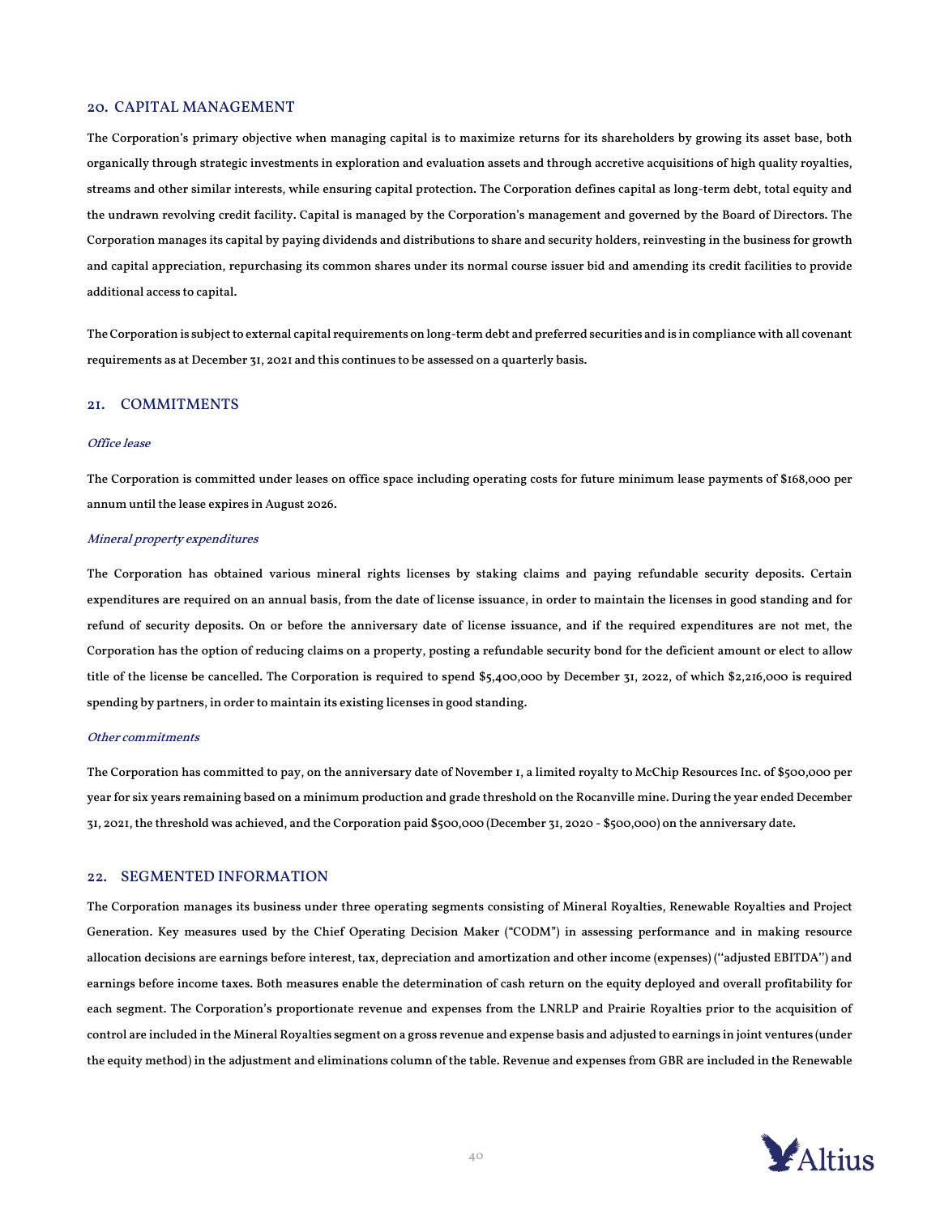## 20. CAPITAL MANAGEMENT

The Corporation's primary objective when managing capital is to maximize returns for its shareholders by growing its asset base, both organically through strategic investments in exploration and evaluation assets and through accretive acquisitions of high quality royalties, streams and other similar interests, while ensuring capital protection. The Corporation defines capital as long-term debt, total equity and the undrawn revolving credit facility. Capital is managed by the Corporation's management and governed by the Board of Directors. The Corporation manages its capital by paying dividends and distributions to share and security holders, reinvesting in the business for growth and capital appreciation, repurchasing its common shares under its normal course issuer bid and amending its credit facilities to provide additional access to capital.

The Corporation is subject to external capital requirements on long-term debt and preferred securities and is in compliance with all covenant requirements as at December 31, 2021 and this continues to be assessed on a quarterly basis.

## 21. COMMITMENTS

*Office lease*

The Corporation is committed under leases on office space including operating costs for future minimum lease payments of $168,000 per annum until the lease expires in August 2026.

*Mineral property expenditures*

The Corporation has obtained various mineral rights licenses by staking claims and paying refundable security deposits. Certain expenditures are required on an annual basis, from the date of license issuance, in order to maintain the licenses in good standing and for refund of security deposits. On or before the anniversary date of license issuance, and if the required expenditures are not met, the Corporation has the option of reducing claims on a property, posting a refundable security bond for the deficient amount or elect to allow title of the license be cancelled. The Corporation is required to spend $5,400,000 by December 31, 2022, of which $2,216,000 is required spending by partners, in order to maintain its existing licenses in good standing.

*Other commitments*

The Corporation has committed to pay, on the anniversary date of November 1, a limited royalty to McChip Resources Inc. of $500,000 per year for six years remaining based on a minimum production and grade threshold on the Rocanville mine. During the year ended December 31, 2021, the threshold was achieved, and the Corporation paid $500,000 (December 31, 2020 - $500,000) on the anniversary date.

## 22. SEGMENTED INFORMATION

The Corporation manages its business under three operating segments consisting of Mineral Royalties, Renewable Royalties and Project Generation. Key measures used by the Chief Operating Decision Maker ("CODM") in assessing performance and in making resource allocation decisions are earnings before interest, tax, depreciation and amortization and other income (expenses) ("adjusted EBITDA") and earnings before income taxes. Both measures enable the determination of cash return on the equity deployed and overall profitability for each segment. The Corporation's proportionate revenue and expenses from the LNRLP and Prairie Royalties prior to the acquisition of control are included in the Mineral Royalties segment on a gross revenue and expense basis and adjusted to earnings in joint ventures (under the equity method) in the adjustment and eliminations column of the table. Revenue and expenses from GBR are included in the Renewable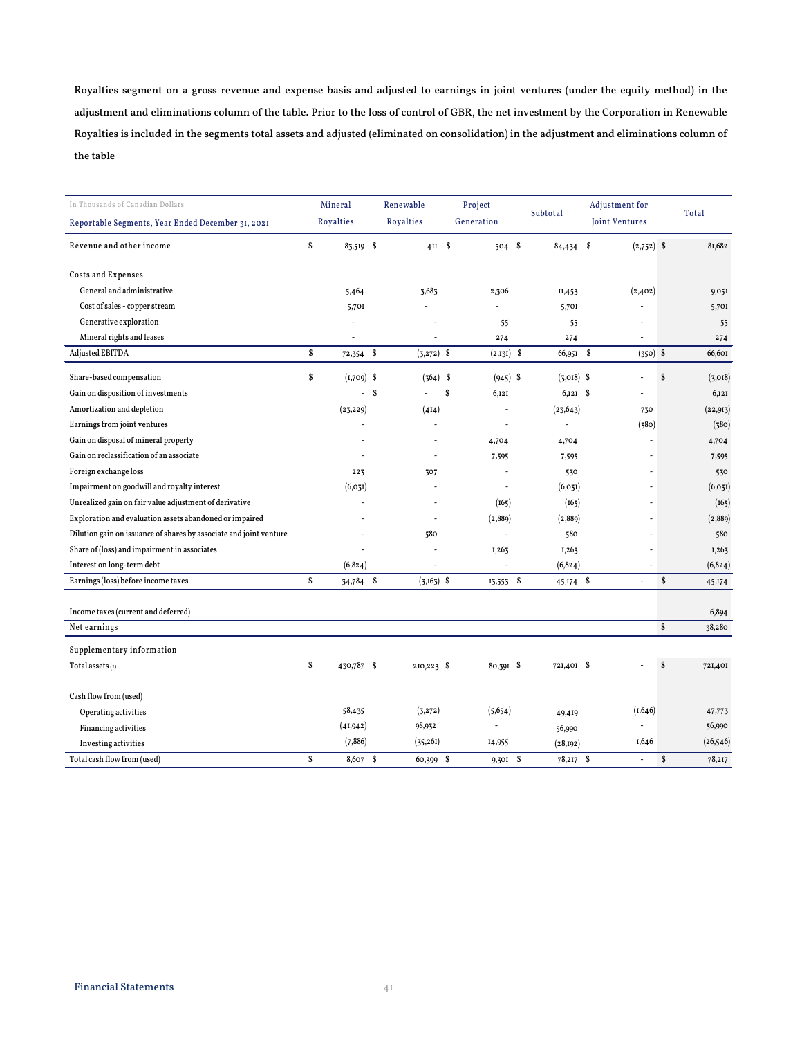Royalties segment on a gross revenue and expense basis and adjusted to earnings in joint ventures (under the equity method) in the adjustment and eliminations column of the table. Prior to the loss of control of GBR, the net investment by the Corporation in Renewable Royalties is included in the segments total assets and adjusted (eliminated on consolidation) in the adjustment and eliminations column of the table

| In Thousands of Canadian Dollars<br>Reportable Segments, Year Ended December 31, 2021 | Mineral Royalties | Renewable Royalties | Project Generation | Subtotal | Adjustment for Joint Ventures | Total |
|---|---|---|---|---|---|---|
| Revenue and other income | $ 83,519 | $ 411 | $ 504 | $ 84,434 | $ (2,752) | $ 81,682 |
| Costs and Expenses | | | | | | |
| General and administrative | 5,464 | 3,683 | 2,306 | 11,453 | (2,402) | 9,051 |
| Cost of sales - copper stream | 5,701 | - | - | 5,701 | - | 5,701 |
| Generative exploration | - | - | 55 | 55 | - | 55 |
| Mineral rights and leases | - | - | 274 | 274 | - | 274 |
| Adjusted EBITDA | $ 72,354 | $ (3,272) | $ (2,131) | $ 66,951 | $ (350) | $ 66,601 |
| Share-based compensation | $ (1,709) | $ (364) | $ (945) | $ (3,018) | $ - | $ (3,018) |
| Gain on disposition of investments | - | $ - | $ 6,121 | 6,121 | $ - | 6,121 |
| Amortization and depletion | (23,229) | (414) | - | (23,643) | 730 | (22,913) |
| Earnings from joint ventures | - | - | - | - | (380) | (380) |
| Gain on disposal of mineral property | - | - | 4,704 | 4,704 | - | 4,704 |
| Gain on reclassification of an associate | - | - | 7,595 | 7,595 | - | 7,595 |
| Foreign exchange loss | 223 | 307 | - | 530 | - | 530 |
| Impairment on goodwill and royalty interest | (6,031) | - | - | (6,031) | - | (6,031) |
| Unrealized gain on fair value adjustment of derivative | - | - | (165) | (165) | - | (165) |
| Exploration and evaluation assets abandoned or impaired | - | - | (2,889) | (2,889) | - | (2,889) |
| Dilution gain on issuance of shares by associate and joint venture | - | 580 | - | 580 | - | 580 |
| Share of (loss) and impairment in associates | - | - | 1,263 | 1,263 | - | 1,263 |
| Interest on long-term debt | (6,824) | - | - | (6,824) | - | (6,824) |
| Earnings (loss) before income taxes | $ 34,784 | $ (3,163) | $ 13,553 | $ 45,174 | $ - | $ 45,174 |
| Income taxes (current and deferred) | | | | | | 6,894 |
| Net earnings | | | | | | $ 38,280 |
| Supplementary information | | | | | | |
| Total assets (1) | $ 430,787 | $ 210,223 | $ 80,391 | $ 721,401 | $ - | $ 721,401 |
| Cash flow from (used) | | | | | | |
| Operating activities | 58,435 | (3,272) | (5,654) | 49,419 | (1,646) | 47,773 |
| Financing activities | (41,942) | 98,932 | - | 56,990 | - | 56,990 |
| Investing activities | (7,886) | (35,261) | 14,955 | (28,192) | 1,646 | (26,546) |
| Total cash flow from (used) | $ 8,607 | $ 60,399 | $ 9,301 | $ 78,217 | $ - | $ 78,217 |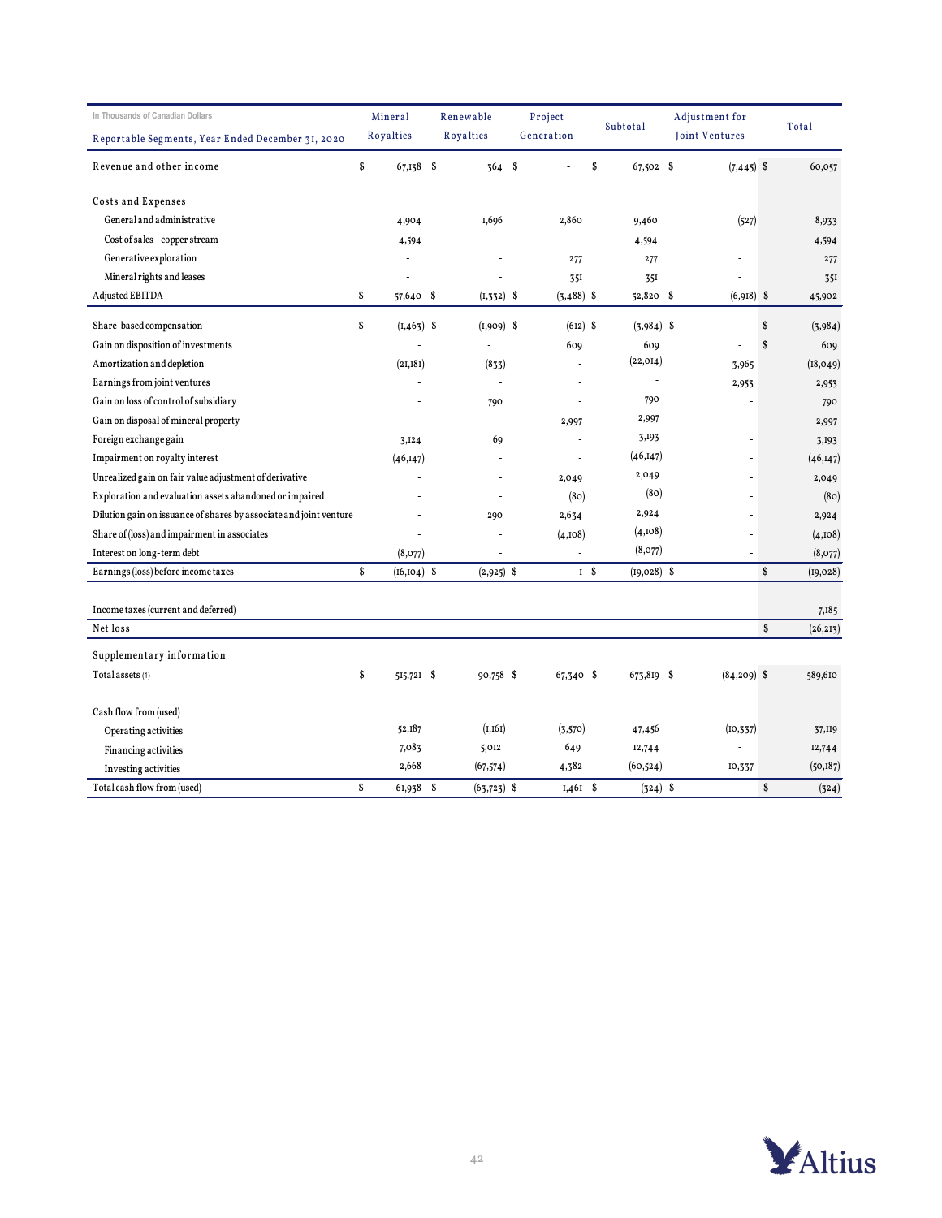| In Thousands of Canadian Dollars<br>Reportable Segments, Year Ended December 31, 2020 | Mineral Royalties | Renewable Royalties | Project Generation | Subtotal | Adjustment for Joint Ventures | Total |
|---|---|---|---|---|---|---|
| Revenue and other income | $ 67,138 | $ 364 | $ - | $ 67,502 | $ (7,445) | $ 60,057 |
| **Costs and Expenses** | | | | | | |
| General and administrative | 4,904 | 1,696 | 2,860 | 9,460 | (527) | 8,933 |
| Cost of sales - copper stream | 4,594 | - | - | 4,594 | - | 4,594 |
| Generative exploration | - | - | 277 | 277 | - | 277 |
| Mineral rights and leases | - | - | 351 | 351 | - | 351 |
| Adjusted EBITDA | $ 57,640 | $ (1,332) | $ (3,488) | $ 52,820 | $ (6,918) | $ 45,902 |
| Share-based compensation | $ (1,463) | $ (1,909) | $ (612) | $ (3,984) | $ - | $ (3,984) |
| Gain on disposition of investments | - | - | 609 | 609 | - | $ 609 |
| Amortization and depletion | (21,181) | (833) | - | (22,014) | 3,965 | (18,049) |
| Earnings from joint ventures | - | - | - | - | 2,953 | 2,953 |
| Gain on loss of control of subsidiary | - | 790 | - | 790 | - | 790 |
| Gain on disposal of mineral property | - | | 2,997 | 2,997 | - | 2,997 |
| Foreign exchange gain | 3,124 | 69 | - | 3,193 | - | 3,193 |
| Impairment on royalty interest | (46,147) | - | - | (46,147) | - | (46,147) |
| Unrealized gain on fair value adjustment of derivative | - | - | 2,049 | 2,049 | - | 2,049 |
| Exploration and evaluation assets abandoned or impaired | - | - | (80) | (80) | - | (80) |
| Dilution gain on issuance of shares by associate and joint venture | - | 290 | 2,634 | 2,924 | - | 2,924 |
| Share of (loss) and impairment in associates | - | - | (4,108) | (4,108) | - | (4,108) |
| Interest on long-term debt | (8,077) | - | - | (8,077) | - | (8,077) |
| Earnings (loss) before income taxes | $ (16,104) | $ (2,925) | $ 1 | $ (19,028) | $ - | $ (19,028) |
| Income taxes (current and deferred) | | | | | | 7,185 |
| Net loss | | | | | | $ (26,213) |
| **Supplementary information** | | | | | | |
| Total assets (1) | $ 515,721 | $ 90,758 | $ 67,340 | $ 673,819 | $ (84,209) | $ 589,610 |
| Cash flow from (used) | | | | | | |
| Operating activities | 52,187 | (1,161) | (3,570) | 47,456 | (10,337) | 37,119 |
| Financing activities | 7,083 | 5,012 | 649 | 12,744 | - | 12,744 |
| Investing activities | 2,668 | (67,574) | 4,382 | (60,524) | 10,337 | (50,187) |
| Total cash flow from (used) | $ 61,938 | $ (63,723) | $ 1,461 | $ (324) | $ - | $ (324) |